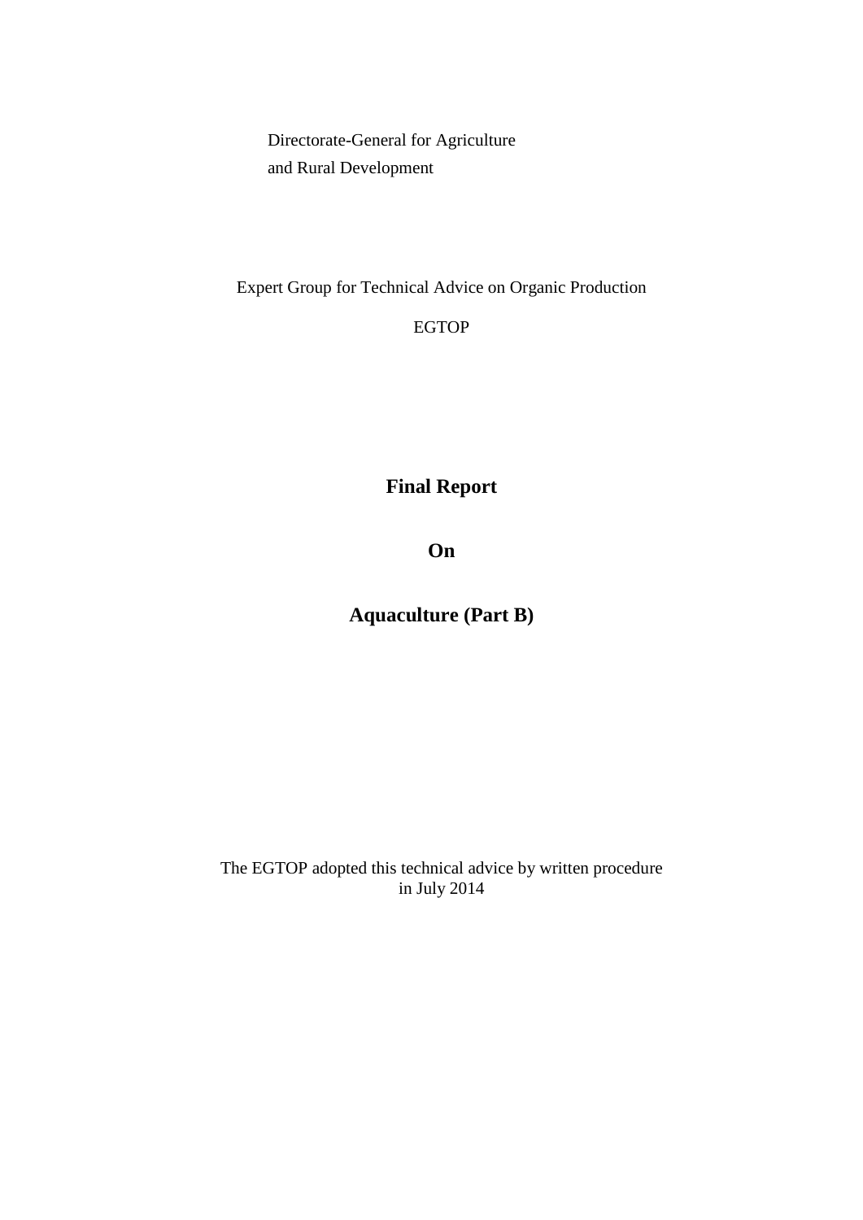Directorate-General for Agriculture
and Rural Development

Expert Group for Technical Advice on Organic Production

EGTOP

# Final Report

# On

# Aquaculture (Part B)

The EGTOP adopted this technical advice by written procedure
in July 2014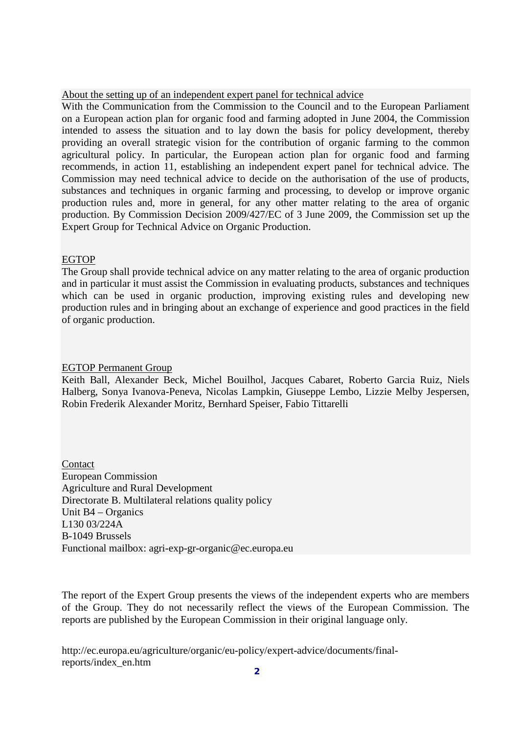About the setting up of an independent expert panel for technical advice

With the Communication from the Commission to the Council and to the European Parliament on a European action plan for organic food and farming adopted in June 2004, the Commission intended to assess the situation and to lay down the basis for policy development, thereby providing an overall strategic vision for the contribution of organic farming to the common agricultural policy. In particular, the European action plan for organic food and farming recommends, in action 11, establishing an independent expert panel for technical advice. The Commission may need technical advice to decide on the authorisation of the use of products, substances and techniques in organic farming and processing, to develop or improve organic production rules and, more in general, for any other matter relating to the area of organic production. By Commission Decision 2009/427/EC of 3 June 2009, the Commission set up the Expert Group for Technical Advice on Organic Production.

EGTOP

The Group shall provide technical advice on any matter relating to the area of organic production and in particular it must assist the Commission in evaluating products, substances and techniques which can be used in organic production, improving existing rules and developing new production rules and in bringing about an exchange of experience and good practices in the field of organic production.

EGTOP Permanent Group

Keith Ball, Alexander Beck, Michel Bouilhol, Jacques Cabaret, Roberto Garcia Ruiz, Niels Halberg, Sonya Ivanova-Peneva, Nicolas Lampkin, Giuseppe Lembo, Lizzie Melby Jespersen, Robin Frederik Alexander Moritz, Bernhard Speiser, Fabio Tittarelli

Contact

European Commission  
Agriculture and Rural Development  
Directorate B. Multilateral relations quality policy  
Unit B4 – Organics  
L130 03/224A  
B-1049 Brussels  
Functional mailbox: agri-exp-gr-organic@ec.europa.eu

The report of the Expert Group presents the views of the independent experts who are members of the Group. They do not necessarily reflect the views of the European Commission. The reports are published by the European Commission in their original language only.

http://ec.europa.eu/agriculture/organic/eu-policy/expert-advice/documents/final-reports/index_en.htm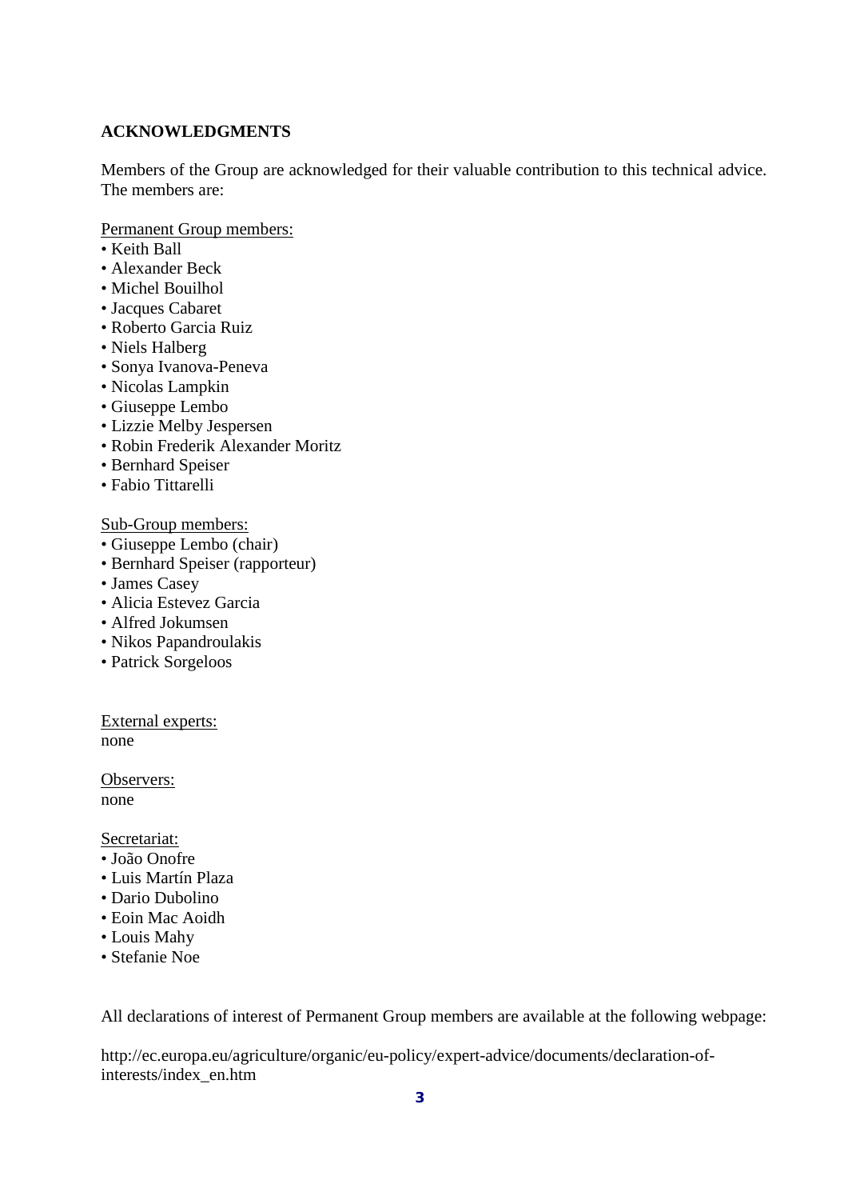## ACKNOWLEDGMENTS

Members of the Group are acknowledged for their valuable contribution to this technical advice. The members are:

Permanent Group members:

- Keith Ball
- Alexander Beck
- Michel Bouilhol
- Jacques Cabaret
- Roberto Garcia Ruiz
- Niels Halberg
- Sonya Ivanova-Peneva
- Nicolas Lampkin
- Giuseppe Lembo
- Lizzie Melby Jespersen
- Robin Frederik Alexander Moritz
- Bernhard Speiser
- Fabio Tittarelli

Sub-Group members:

- Giuseppe Lembo (chair)
- Bernhard Speiser (rapporteur)
- James Casey
- Alicia Estevez Garcia
- Alfred Jokumsen
- Nikos Papandroulakis
- Patrick Sorgeloos

External experts:
none

Observers:
none

Secretariat:

- João Onofre
- Luis Martín Plaza
- Dario Dubolino
- Eoin Mac Aoidh
- Louis Mahy
- Stefanie Noe

All declarations of interest of Permanent Group members are available at the following webpage:

http://ec.europa.eu/agriculture/organic/eu-policy/expert-advice/documents/declaration-of-interests/index_en.htm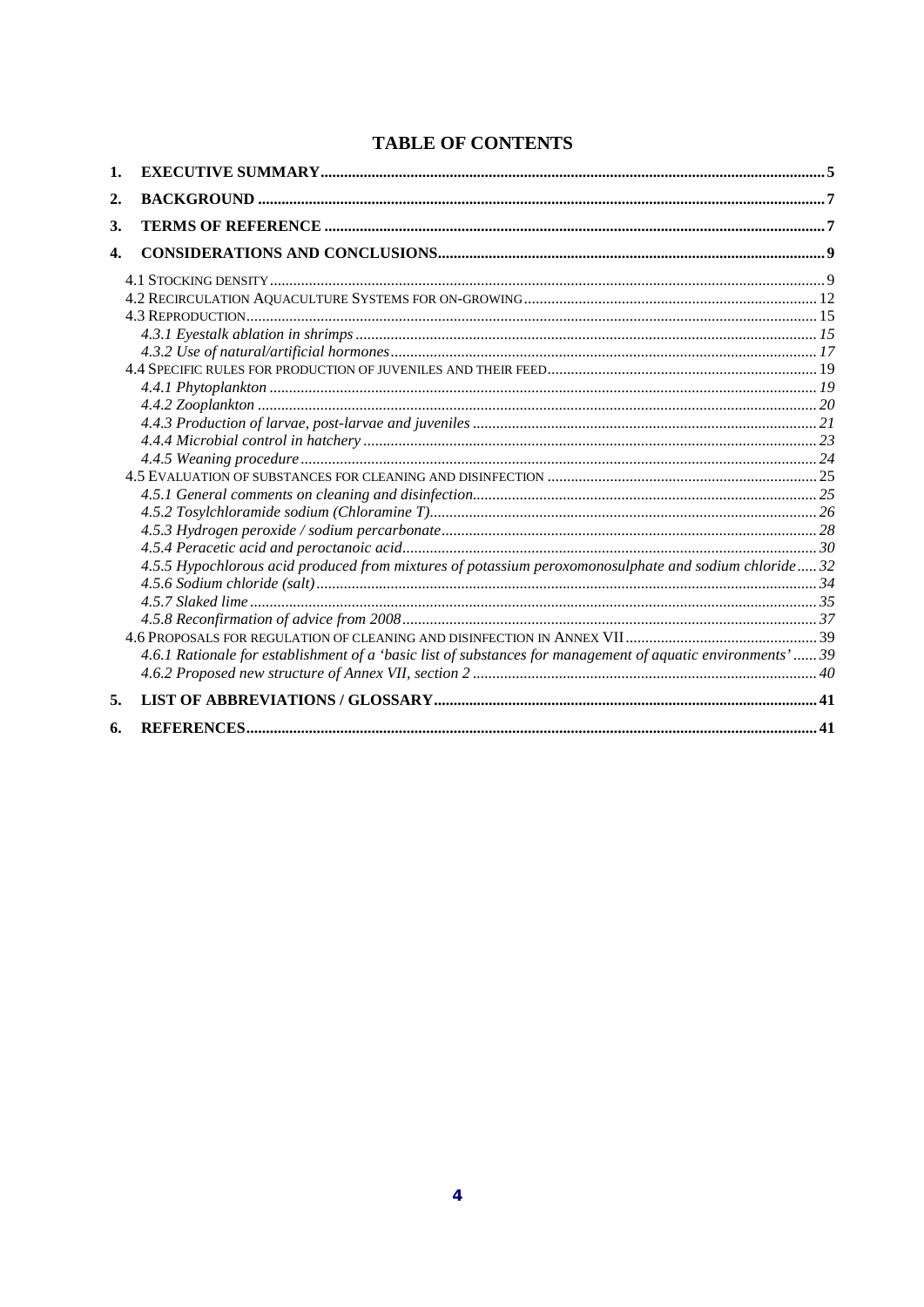# TABLE OF CONTENTS

1. **EXECUTIVE SUMMARY** ..... 5
2. **BACKGROUND** ..... 7
3. **TERMS OF REFERENCE** ..... 7
4. **CONSIDERATIONS AND CONCLUSIONS** ..... 9
   - 4.1 STOCKING DENSITY ..... 9
   - 4.2 RECIRCULATION AQUACULTURE SYSTEMS FOR ON-GROWING ..... 12
   - 4.3 REPRODUCTION ..... 15
     - *4.3.1 Eyestalk ablation in shrimps* ..... 15
     - *4.3.2 Use of natural/artificial hormones* ..... 17
   - 4.4 SPECIFIC RULES FOR PRODUCTION OF JUVENILES AND THEIR FEED ..... 19
     - *4.4.1 Phytoplankton* ..... 19
     - *4.4.2 Zooplankton* ..... 20
     - *4.4.3 Production of larvae, post-larvae and juveniles* ..... 21
     - *4.4.4 Microbial control in hatchery* ..... 23
     - *4.4.5 Weaning procedure* ..... 24
   - 4.5 EVALUATION OF SUBSTANCES FOR CLEANING AND DISINFECTION ..... 25
     - *4.5.1 General comments on cleaning and disinfection* ..... 25
     - *4.5.2 Tosylchloramide sodium (Chloramine T)* ..... 26
     - *4.5.3 Hydrogen peroxide / sodium percarbonate* ..... 28
     - *4.5.4 Peracetic acid and peroctanoic acid* ..... 30
     - *4.5.5 Hypochlorous acid produced from mixtures of potassium peroxomonosulphate and sodium chloride* ..... 32
     - *4.5.6 Sodium chloride (salt)* ..... 34
     - *4.5.7 Slaked lime* ..... 35
     - *4.5.8 Reconfirmation of advice from 2008* ..... 37
   - 4.6 PROPOSALS FOR REGULATION OF CLEANING AND DISINFECTION IN ANNEX VII ..... 39
     - *4.6.1 Rationale for establishment of a 'basic list of substances for management of aquatic environments'* ..... 39
     - *4.6.2 Proposed new structure of Annex VII, section 2* ..... 40
5. **LIST OF ABBREVIATIONS / GLOSSARY** ..... 41
6. **REFERENCES** ..... 41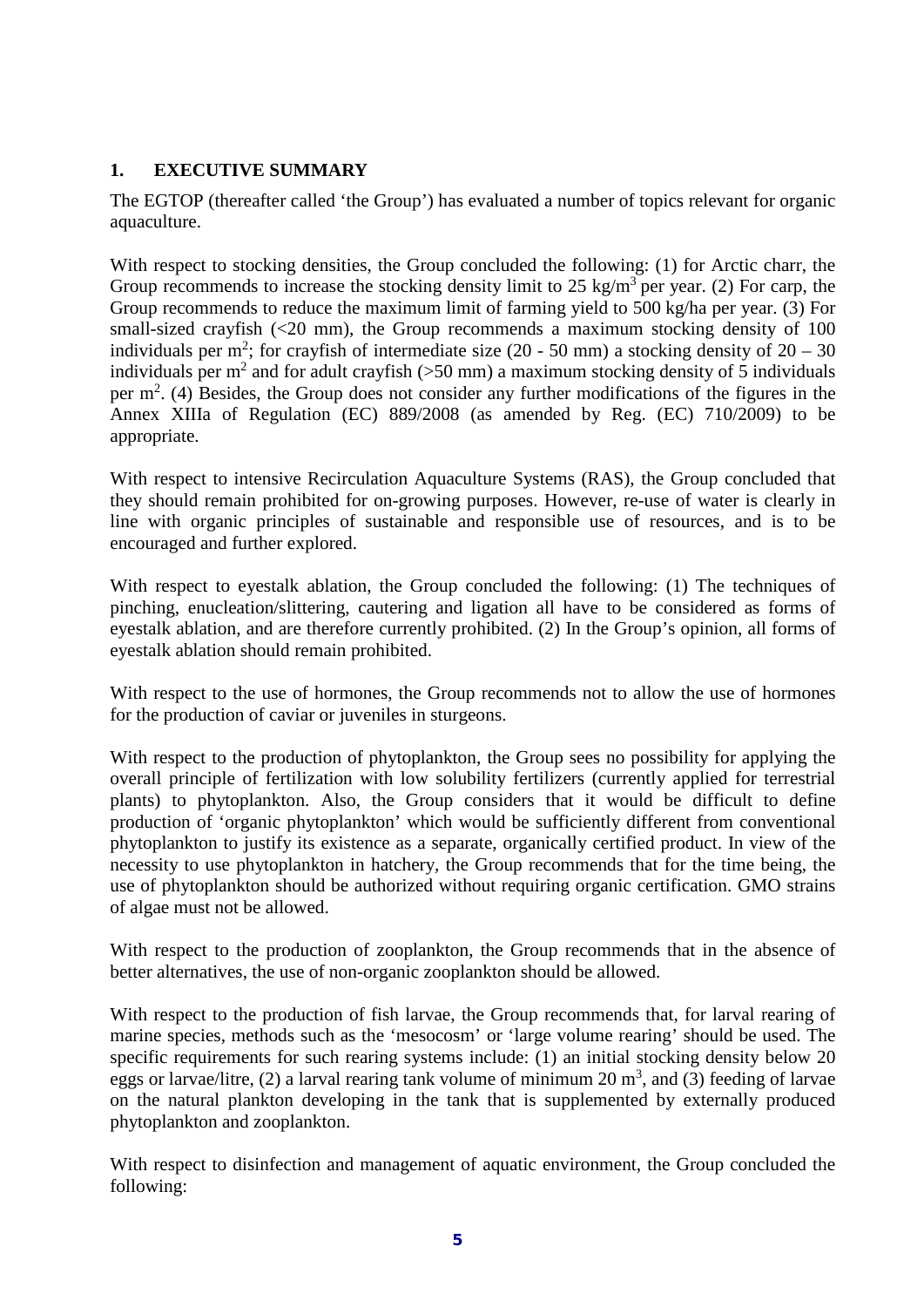# 1. EXECUTIVE SUMMARY

The EGTOP (thereafter called 'the Group') has evaluated a number of topics relevant for organic aquaculture.

With respect to stocking densities, the Group concluded the following: (1) for Arctic charr, the Group recommends to increase the stocking density limit to 25 kg/m$^3$ per year. (2) For carp, the Group recommends to reduce the maximum limit of farming yield to 500 kg/ha per year. (3) For small-sized crayfish (<20 mm), the Group recommends a maximum stocking density of 100 individuals per m$^2$; for crayfish of intermediate size (20 - 50 mm) a stocking density of 20 – 30 individuals per m$^2$ and for adult crayfish (>50 mm) a maximum stocking density of 5 individuals per m$^2$. (4) Besides, the Group does not consider any further modifications of the figures in the Annex XIIIa of Regulation (EC) 889/2008 (as amended by Reg. (EC) 710/2009) to be appropriate.

With respect to intensive Recirculation Aquaculture Systems (RAS), the Group concluded that they should remain prohibited for on-growing purposes. However, re-use of water is clearly in line with organic principles of sustainable and responsible use of resources, and is to be encouraged and further explored.

With respect to eyestalk ablation, the Group concluded the following: (1) The techniques of pinching, enucleation/slittering, cautering and ligation all have to be considered as forms of eyestalk ablation, and are therefore currently prohibited. (2) In the Group's opinion, all forms of eyestalk ablation should remain prohibited.

With respect to the use of hormones, the Group recommends not to allow the use of hormones for the production of caviar or juveniles in sturgeons.

With respect to the production of phytoplankton, the Group sees no possibility for applying the overall principle of fertilization with low solubility fertilizers (currently applied for terrestrial plants) to phytoplankton. Also, the Group considers that it would be difficult to define production of 'organic phytoplankton' which would be sufficiently different from conventional phytoplankton to justify its existence as a separate, organically certified product. In view of the necessity to use phytoplankton in hatchery, the Group recommends that for the time being, the use of phytoplankton should be authorized without requiring organic certification. GMO strains of algae must not be allowed.

With respect to the production of zooplankton, the Group recommends that in the absence of better alternatives, the use of non-organic zooplankton should be allowed.

With respect to the production of fish larvae, the Group recommends that, for larval rearing of marine species, methods such as the 'mesocosm' or 'large volume rearing' should be used. The specific requirements for such rearing systems include: (1) an initial stocking density below 20 eggs or larvae/litre, (2) a larval rearing tank volume of minimum 20 m$^3$, and (3) feeding of larvae on the natural plankton developing in the tank that is supplemented by externally produced phytoplankton and zooplankton.

With respect to disinfection and management of aquatic environment, the Group concluded the following: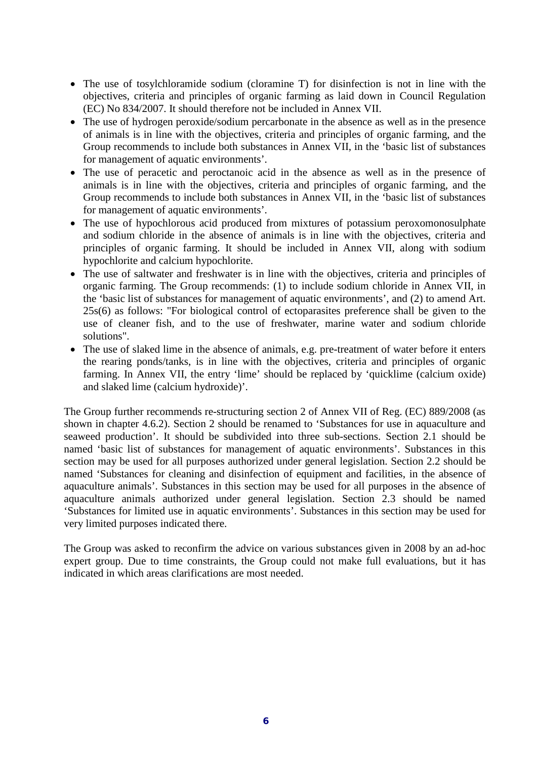- The use of tosylchloramide sodium (cloramine T) for disinfection is not in line with the objectives, criteria and principles of organic farming as laid down in Council Regulation (EC) No 834/2007. It should therefore not be included in Annex VII.
- The use of hydrogen peroxide/sodium percarbonate in the absence as well as in the presence of animals is in line with the objectives, criteria and principles of organic farming, and the Group recommends to include both substances in Annex VII, in the 'basic list of substances for management of aquatic environments'.
- The use of peracetic and peroctanoic acid in the absence as well as in the presence of animals is in line with the objectives, criteria and principles of organic farming, and the Group recommends to include both substances in Annex VII, in the 'basic list of substances for management of aquatic environments'.
- The use of hypochlorous acid produced from mixtures of potassium peroxomonosulphate and sodium chloride in the absence of animals is in line with the objectives, criteria and principles of organic farming. It should be included in Annex VII, along with sodium hypochlorite and calcium hypochlorite.
- The use of saltwater and freshwater is in line with the objectives, criteria and principles of organic farming. The Group recommends: (1) to include sodium chloride in Annex VII, in the 'basic list of substances for management of aquatic environments', and (2) to amend Art. 25s(6) as follows: "For biological control of ectoparasites preference shall be given to the use of cleaner fish, and to the use of freshwater, marine water and sodium chloride solutions".
- The use of slaked lime in the absence of animals, e.g. pre-treatment of water before it enters the rearing ponds/tanks, is in line with the objectives, criteria and principles of organic farming. In Annex VII, the entry 'lime' should be replaced by 'quicklime (calcium oxide) and slaked lime (calcium hydroxide)'.

The Group further recommends re-structuring section 2 of Annex VII of Reg. (EC) 889/2008 (as shown in chapter 4.6.2). Section 2 should be renamed to 'Substances for use in aquaculture and seaweed production'. It should be subdivided into three sub-sections. Section 2.1 should be named 'basic list of substances for management of aquatic environments'. Substances in this section may be used for all purposes authorized under general legislation. Section 2.2 should be named 'Substances for cleaning and disinfection of equipment and facilities, in the absence of aquaculture animals'. Substances in this section may be used for all purposes in the absence of aquaculture animals authorized under general legislation. Section 2.3 should be named 'Substances for limited use in aquatic environments'. Substances in this section may be used for very limited purposes indicated there.

The Group was asked to reconfirm the advice on various substances given in 2008 by an ad-hoc expert group. Due to time constraints, the Group could not make full evaluations, but it has indicated in which areas clarifications are most needed.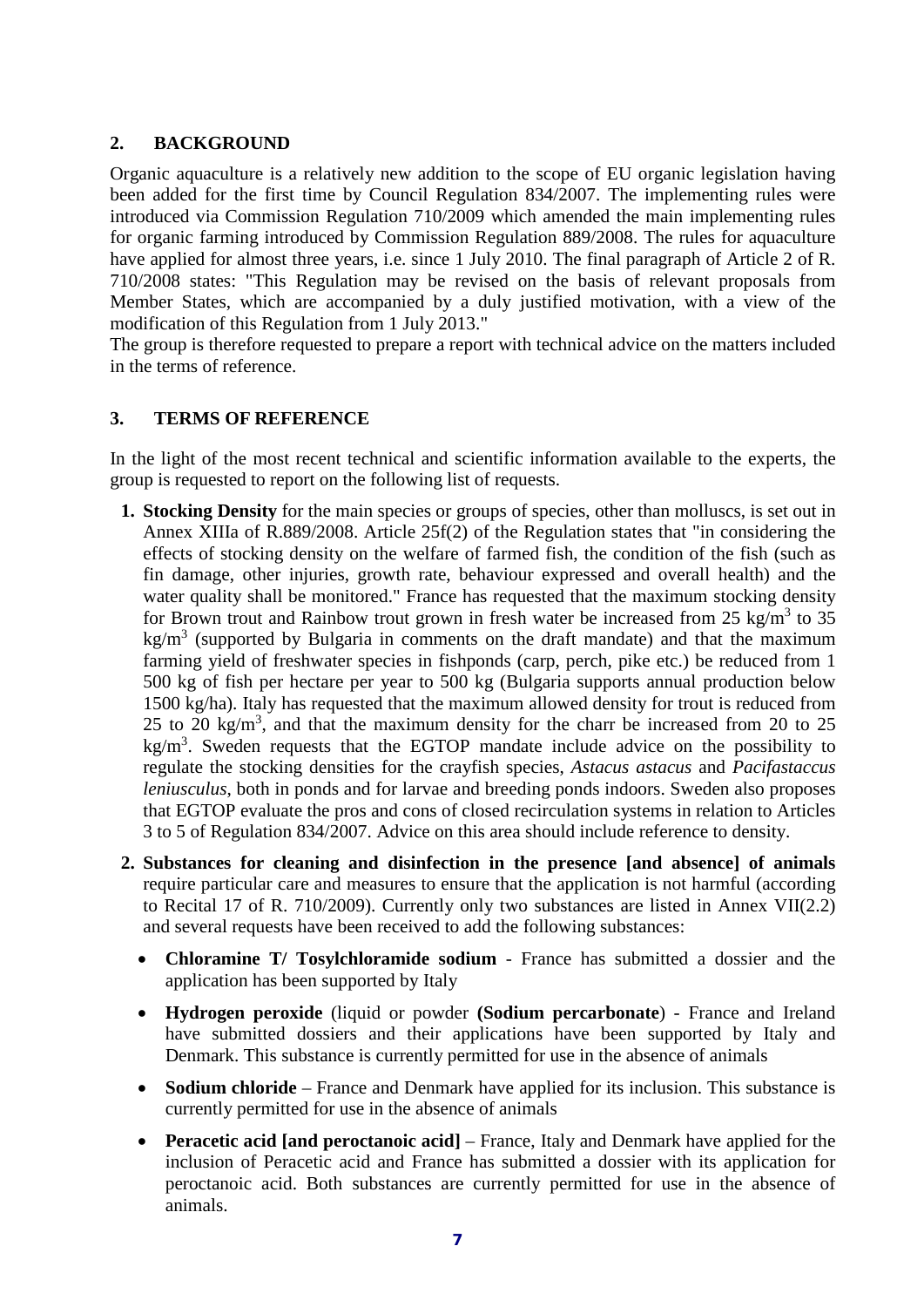## 2. BACKGROUND

Organic aquaculture is a relatively new addition to the scope of EU organic legislation having been added for the first time by Council Regulation 834/2007. The implementing rules were introduced via Commission Regulation 710/2009 which amended the main implementing rules for organic farming introduced by Commission Regulation 889/2008. The rules for aquaculture have applied for almost three years, i.e. since 1 July 2010. The final paragraph of Article 2 of R. 710/2008 states: "This Regulation may be revised on the basis of relevant proposals from Member States, which are accompanied by a duly justified motivation, with a view of the modification of this Regulation from 1 July 2013."

The group is therefore requested to prepare a report with technical advice on the matters included in the terms of reference.

## 3. TERMS OF REFERENCE

In the light of the most recent technical and scientific information available to the experts, the group is requested to report on the following list of requests.

1. **Stocking Density** for the main species or groups of species, other than molluscs, is set out in Annex XIIIa of R.889/2008. Article 25f(2) of the Regulation states that "in considering the effects of stocking density on the welfare of farmed fish, the condition of the fish (such as fin damage, other injuries, growth rate, behaviour expressed and overall health) and the water quality shall be monitored." France has requested that the maximum stocking density for Brown trout and Rainbow trout grown in fresh water be increased from 25 kg/m$^3$ to 35 kg/m$^3$ (supported by Bulgaria in comments on the draft mandate) and that the maximum farming yield of freshwater species in fishponds (carp, perch, pike etc.) be reduced from 1 500 kg of fish per hectare per year to 500 kg (Bulgaria supports annual production below 1500 kg/ha). Italy has requested that the maximum allowed density for trout is reduced from 25 to 20 kg/m$^3$, and that the maximum density for the charr be increased from 20 to 25 kg/m$^3$. Sweden requests that the EGTOP mandate include advice on the possibility to regulate the stocking densities for the crayfish species, *Astacus astacus* and *Pacifastaccus leniusculus*, both in ponds and for larvae and breeding ponds indoors. Sweden also proposes that EGTOP evaluate the pros and cons of closed recirculation systems in relation to Articles 3 to 5 of Regulation 834/2007. Advice on this area should include reference to density.

2. **Substances for cleaning and disinfection in the presence [and absence] of animals** require particular care and measures to ensure that the application is not harmful (according to Recital 17 of R. 710/2009). Currently only two substances are listed in Annex VII(2.2) and several requests have been received to add the following substances:

   - **Chloramine T/ Tosylchloramide sodium** - France has submitted a dossier and the application has been supported by Italy
   - **Hydrogen peroxide** (liquid or powder **(Sodium percarbonate**) - France and Ireland have submitted dossiers and their applications have been supported by Italy and Denmark. This substance is currently permitted for use in the absence of animals
   - **Sodium chloride** – France and Denmark have applied for its inclusion. This substance is currently permitted for use in the absence of animals
   - **Peracetic acid [and peroctanoic acid]** – France, Italy and Denmark have applied for the inclusion of Peracetic acid and France has submitted a dossier with its application for peroctanoic acid. Both substances are currently permitted for use in the absence of animals.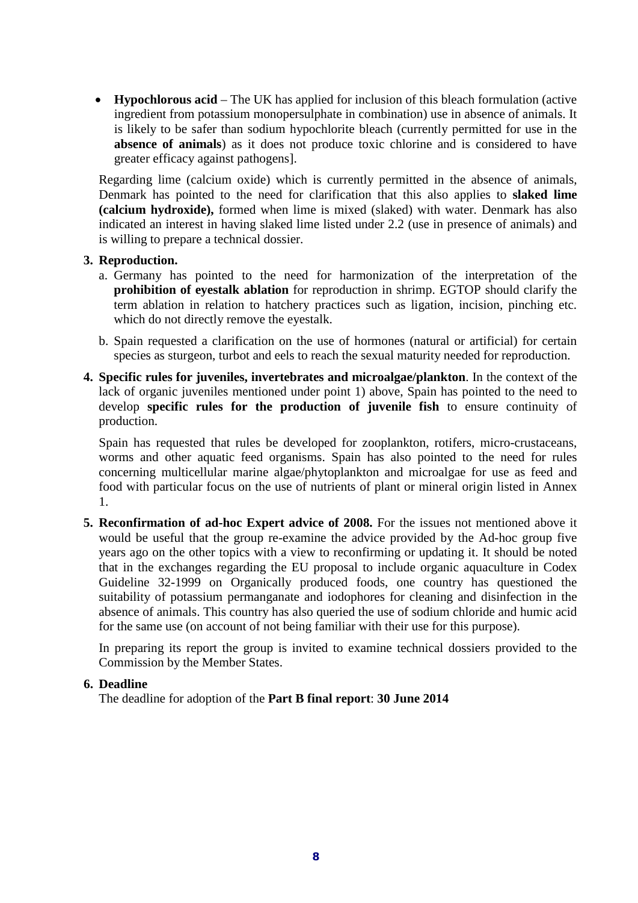- **Hypochlorous acid** – The UK has applied for inclusion of this bleach formulation (active ingredient from potassium monopersulphate in combination) use in absence of animals. It is likely to be safer than sodium hypochlorite bleach (currently permitted for use in the **absence of animals**) as it does not produce toxic chlorine and is considered to have greater efficacy against pathogens].

Regarding lime (calcium oxide) which is currently permitted in the absence of animals, Denmark has pointed to the need for clarification that this also applies to **slaked lime (calcium hydroxide),** formed when lime is mixed (slaked) with water. Denmark has also indicated an interest in having slaked lime listed under 2.2 (use in presence of animals) and is willing to prepare a technical dossier.

**3. Reproduction.**

a. Germany has pointed to the need for harmonization of the interpretation of the **prohibition of eyestalk ablation** for reproduction in shrimp. EGTOP should clarify the term ablation in relation to hatchery practices such as ligation, incision, pinching etc. which do not directly remove the eyestalk.

b. Spain requested a clarification on the use of hormones (natural or artificial) for certain species as sturgeon, turbot and eels to reach the sexual maturity needed for reproduction.

**4. Specific rules for juveniles, invertebrates and microalgae/plankton**. In the context of the lack of organic juveniles mentioned under point 1) above, Spain has pointed to the need to develop **specific rules for the production of juvenile fish** to ensure continuity of production.

Spain has requested that rules be developed for zooplankton, rotifers, micro-crustaceans, worms and other aquatic feed organisms. Spain has also pointed to the need for rules concerning multicellular marine algae/phytoplankton and microalgae for use as feed and food with particular focus on the use of nutrients of plant or mineral origin listed in Annex 1.

**5. Reconfirmation of ad-hoc Expert advice of 2008.** For the issues not mentioned above it would be useful that the group re-examine the advice provided by the Ad-hoc group five years ago on the other topics with a view to reconfirming or updating it. It should be noted that in the exchanges regarding the EU proposal to include organic aquaculture in Codex Guideline 32-1999 on Organically produced foods, one country has questioned the suitability of potassium permanganate and iodophores for cleaning and disinfection in the absence of animals. This country has also queried the use of sodium chloride and humic acid for the same use (on account of not being familiar with their use for this purpose).

In preparing its report the group is invited to examine technical dossiers provided to the Commission by the Member States.

**6. Deadline**

The deadline for adoption of the **Part B final report**: **30 June 2014**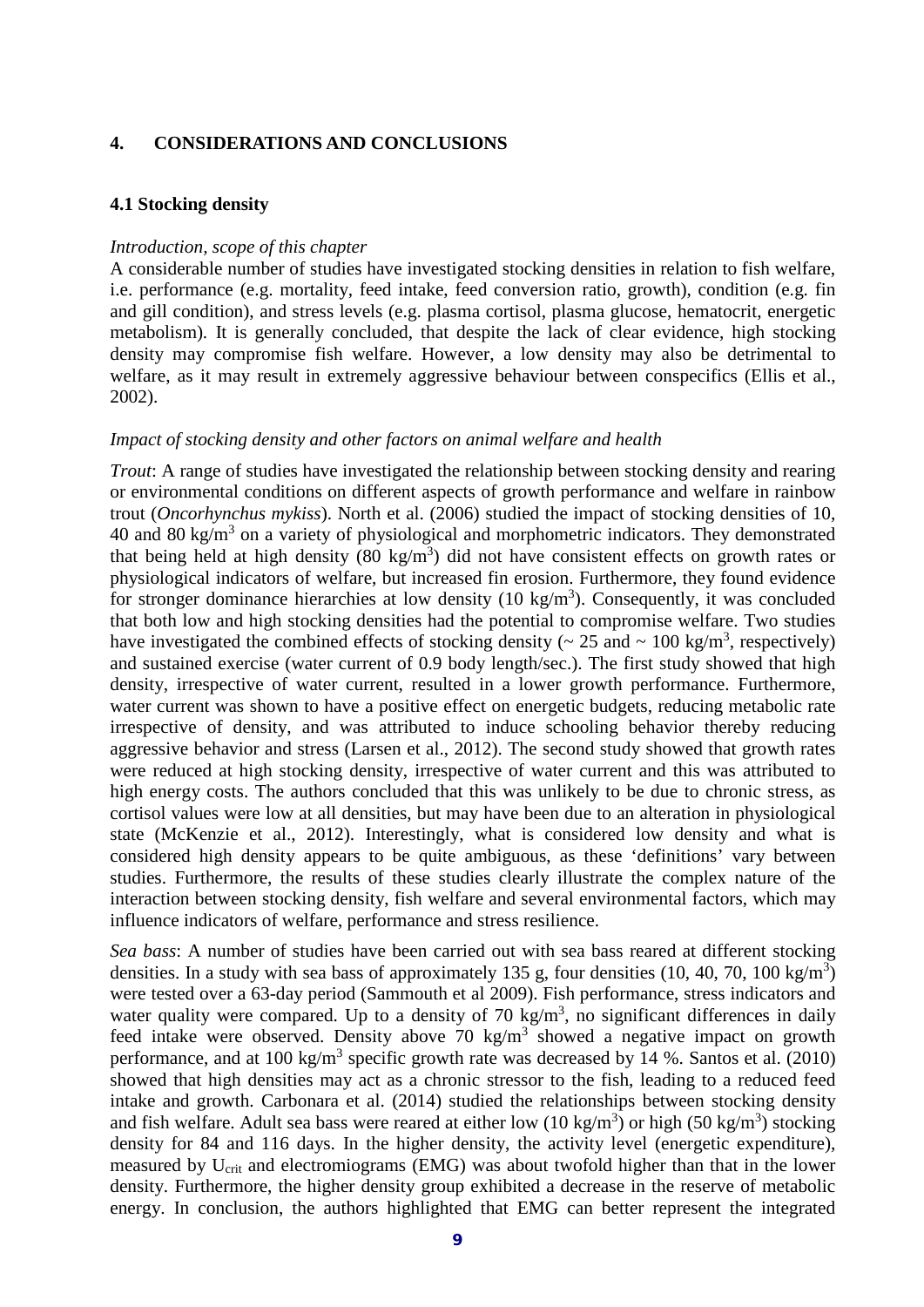## 4. CONSIDERATIONS AND CONCLUSIONS

### 4.1 Stocking density

*Introduction, scope of this chapter*

A considerable number of studies have investigated stocking densities in relation to fish welfare, i.e. performance (e.g. mortality, feed intake, feed conversion ratio, growth), condition (e.g. fin and gill condition), and stress levels (e.g. plasma cortisol, plasma glucose, hematocrit, energetic metabolism). It is generally concluded, that despite the lack of clear evidence, high stocking density may compromise fish welfare. However, a low density may also be detrimental to welfare, as it may result in extremely aggressive behaviour between conspecifics (Ellis et al., 2002).

*Impact of stocking density and other factors on animal welfare and health*

*Trout*: A range of studies have investigated the relationship between stocking density and rearing or environmental conditions on different aspects of growth performance and welfare in rainbow trout (*Oncorhynchus mykiss*). North et al. (2006) studied the impact of stocking densities of 10, 40 and 80 kg/m$^3$ on a variety of physiological and morphometric indicators. They demonstrated that being held at high density (80 kg/m$^3$) did not have consistent effects on growth rates or physiological indicators of welfare, but increased fin erosion. Furthermore, they found evidence for stronger dominance hierarchies at low density (10 kg/m$^3$). Consequently, it was concluded that both low and high stocking densities had the potential to compromise welfare. Two studies have investigated the combined effects of stocking density (~ 25 and ~ 100 kg/m$^3$, respectively) and sustained exercise (water current of 0.9 body length/sec.). The first study showed that high density, irrespective of water current, resulted in a lower growth performance. Furthermore, water current was shown to have a positive effect on energetic budgets, reducing metabolic rate irrespective of density, and was attributed to induce schooling behavior thereby reducing aggressive behavior and stress (Larsen et al., 2012). The second study showed that growth rates were reduced at high stocking density, irrespective of water current and this was attributed to high energy costs. The authors concluded that this was unlikely to be due to chronic stress, as cortisol values were low at all densities, but may have been due to an alteration in physiological state (McKenzie et al., 2012). Interestingly, what is considered low density and what is considered high density appears to be quite ambiguous, as these 'definitions' vary between studies. Furthermore, the results of these studies clearly illustrate the complex nature of the interaction between stocking density, fish welfare and several environmental factors, which may influence indicators of welfare, performance and stress resilience.

*Sea bass*: A number of studies have been carried out with sea bass reared at different stocking densities. In a study with sea bass of approximately 135 g, four densities (10, 40, 70, 100 kg/m$^3$) were tested over a 63-day period (Sammouth et al 2009). Fish performance, stress indicators and water quality were compared. Up to a density of 70 kg/m$^3$, no significant differences in daily feed intake were observed. Density above 70 kg/m$^3$ showed a negative impact on growth performance, and at 100 kg/m$^3$ specific growth rate was decreased by 14 %. Santos et al. (2010) showed that high densities may act as a chronic stressor to the fish, leading to a reduced feed intake and growth. Carbonara et al. (2014) studied the relationships between stocking density and fish welfare. Adult sea bass were reared at either low (10 kg/m$^3$) or high (50 kg/m$^3$) stocking density for 84 and 116 days. In the higher density, the activity level (energetic expenditure), measured by $U_{crit}$ and electromiograms (EMG) was about twofold higher than that in the lower density. Furthermore, the higher density group exhibited a decrease in the reserve of metabolic energy. In conclusion, the authors highlighted that EMG can better represent the integrated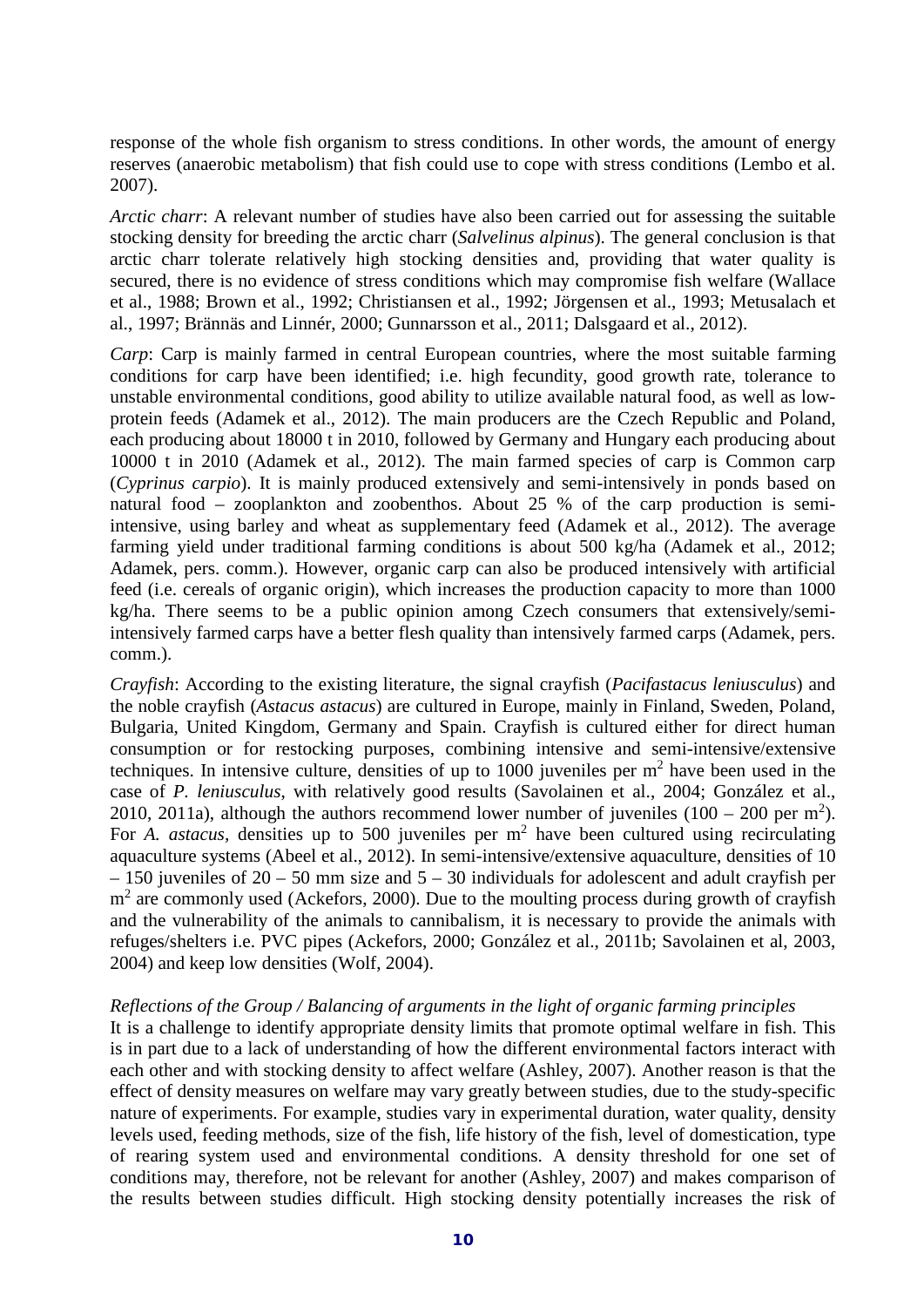response of the whole fish organism to stress conditions. In other words, the amount of energy reserves (anaerobic metabolism) that fish could use to cope with stress conditions (Lembo et al. 2007).

*Arctic charr*: A relevant number of studies have also been carried out for assessing the suitable stocking density for breeding the arctic charr (*Salvelinus alpinus*). The general conclusion is that arctic charr tolerate relatively high stocking densities and, providing that water quality is secured, there is no evidence of stress conditions which may compromise fish welfare (Wallace et al., 1988; Brown et al., 1992; Christiansen et al., 1992; Jörgensen et al., 1993; Metusalach et al., 1997; Brännäs and Linnér, 2000; Gunnarsson et al., 2011; Dalsgaard et al., 2012).

*Carp*: Carp is mainly farmed in central European countries, where the most suitable farming conditions for carp have been identified; i.e. high fecundity, good growth rate, tolerance to unstable environmental conditions, good ability to utilize available natural food, as well as low-protein feeds (Adamek et al., 2012). The main producers are the Czech Republic and Poland, each producing about 18000 t in 2010, followed by Germany and Hungary each producing about 10000 t in 2010 (Adamek et al., 2012). The main farmed species of carp is Common carp (*Cyprinus carpio*). It is mainly produced extensively and semi-intensively in ponds based on natural food – zooplankton and zoobenthos. About 25 % of the carp production is semi-intensive, using barley and wheat as supplementary feed (Adamek et al., 2012). The average farming yield under traditional farming conditions is about 500 kg/ha (Adamek et al., 2012; Adamek, pers. comm.). However, organic carp can also be produced intensively with artificial feed (i.e. cereals of organic origin), which increases the production capacity to more than 1000 kg/ha. There seems to be a public opinion among Czech consumers that extensively/semi-intensively farmed carps have a better flesh quality than intensively farmed carps (Adamek, pers. comm.).

*Crayfish*: According to the existing literature, the signal crayfish (*Pacifastacus leniusculus*) and the noble crayfish (*Astacus astacus*) are cultured in Europe, mainly in Finland, Sweden, Poland, Bulgaria, United Kingdom, Germany and Spain. Crayfish is cultured either for direct human consumption or for restocking purposes, combining intensive and semi-intensive/extensive techniques. In intensive culture, densities of up to 1000 juveniles per $m^2$ have been used in the case of *P. leniusculus*, with relatively good results (Savolainen et al., 2004; González et al., 2010, 2011a), although the authors recommend lower number of juveniles (100 – 200 per $m^2$). For *A. astacus*, densities up to 500 juveniles per $m^2$ have been cultured using recirculating aquaculture systems (Abeel et al., 2012). In semi-intensive/extensive aquaculture, densities of 10 – 150 juveniles of 20 – 50 mm size and 5 – 30 individuals for adolescent and adult crayfish per $m^2$ are commonly used (Ackefors, 2000). Due to the moulting process during growth of crayfish and the vulnerability of the animals to cannibalism, it is necessary to provide the animals with refuges/shelters i.e. PVC pipes (Ackefors, 2000; González et al., 2011b; Savolainen et al, 2003, 2004) and keep low densities (Wolf, 2004).

*Reflections of the Group / Balancing of arguments in the light of organic farming principles*

It is a challenge to identify appropriate density limits that promote optimal welfare in fish. This is in part due to a lack of understanding of how the different environmental factors interact with each other and with stocking density to affect welfare (Ashley, 2007). Another reason is that the effect of density measures on welfare may vary greatly between studies, due to the study-specific nature of experiments. For example, studies vary in experimental duration, water quality, density levels used, feeding methods, size of the fish, life history of the fish, level of domestication, type of rearing system used and environmental conditions. A density threshold for one set of conditions may, therefore, not be relevant for another (Ashley, 2007) and makes comparison of the results between studies difficult. High stocking density potentially increases the risk of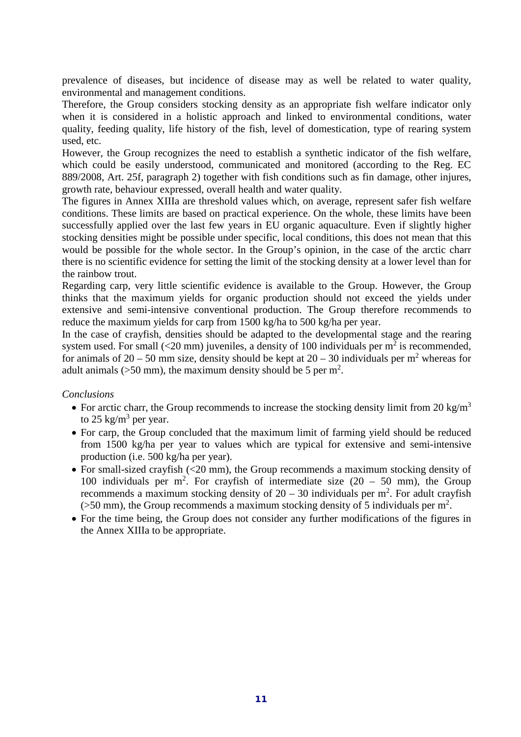prevalence of diseases, but incidence of disease may as well be related to water quality, environmental and management conditions.

Therefore, the Group considers stocking density as an appropriate fish welfare indicator only when it is considered in a holistic approach and linked to environmental conditions, water quality, feeding quality, life history of the fish, level of domestication, type of rearing system used, etc.

However, the Group recognizes the need to establish a synthetic indicator of the fish welfare, which could be easily understood, communicated and monitored (according to the Reg. EC 889/2008, Art. 25f, paragraph 2) together with fish conditions such as fin damage, other injures, growth rate, behaviour expressed, overall health and water quality.

The figures in Annex XIIIa are threshold values which, on average, represent safer fish welfare conditions. These limits are based on practical experience. On the whole, these limits have been successfully applied over the last few years in EU organic aquaculture. Even if slightly higher stocking densities might be possible under specific, local conditions, this does not mean that this would be possible for the whole sector. In the Group's opinion, in the case of the arctic charr there is no scientific evidence for setting the limit of the stocking density at a lower level than for the rainbow trout.

Regarding carp, very little scientific evidence is available to the Group. However, the Group thinks that the maximum yields for organic production should not exceed the yields under extensive and semi-intensive conventional production. The Group therefore recommends to reduce the maximum yields for carp from 1500 kg/ha to 500 kg/ha per year.

In the case of crayfish, densities should be adapted to the developmental stage and the rearing system used. For small (<20 mm) juveniles, a density of 100 individuals per $m^2$ is recommended, for animals of 20 – 50 mm size, density should be kept at 20 – 30 individuals per $m^2$ whereas for adult animals (>50 mm), the maximum density should be 5 per $m^2$.

*Conclusions*

- For arctic charr, the Group recommends to increase the stocking density limit from 20 $kg/m^3$ to 25 $kg/m^3$ per year.
- For carp, the Group concluded that the maximum limit of farming yield should be reduced from 1500 kg/ha per year to values which are typical for extensive and semi-intensive production (i.e. 500 kg/ha per year).
- For small-sized crayfish (<20 mm), the Group recommends a maximum stocking density of 100 individuals per $m^2$. For crayfish of intermediate size (20 – 50 mm), the Group recommends a maximum stocking density of 20 – 30 individuals per $m^2$. For adult crayfish (>50 mm), the Group recommends a maximum stocking density of 5 individuals per $m^2$.
- For the time being, the Group does not consider any further modifications of the figures in the Annex XIIIa to be appropriate.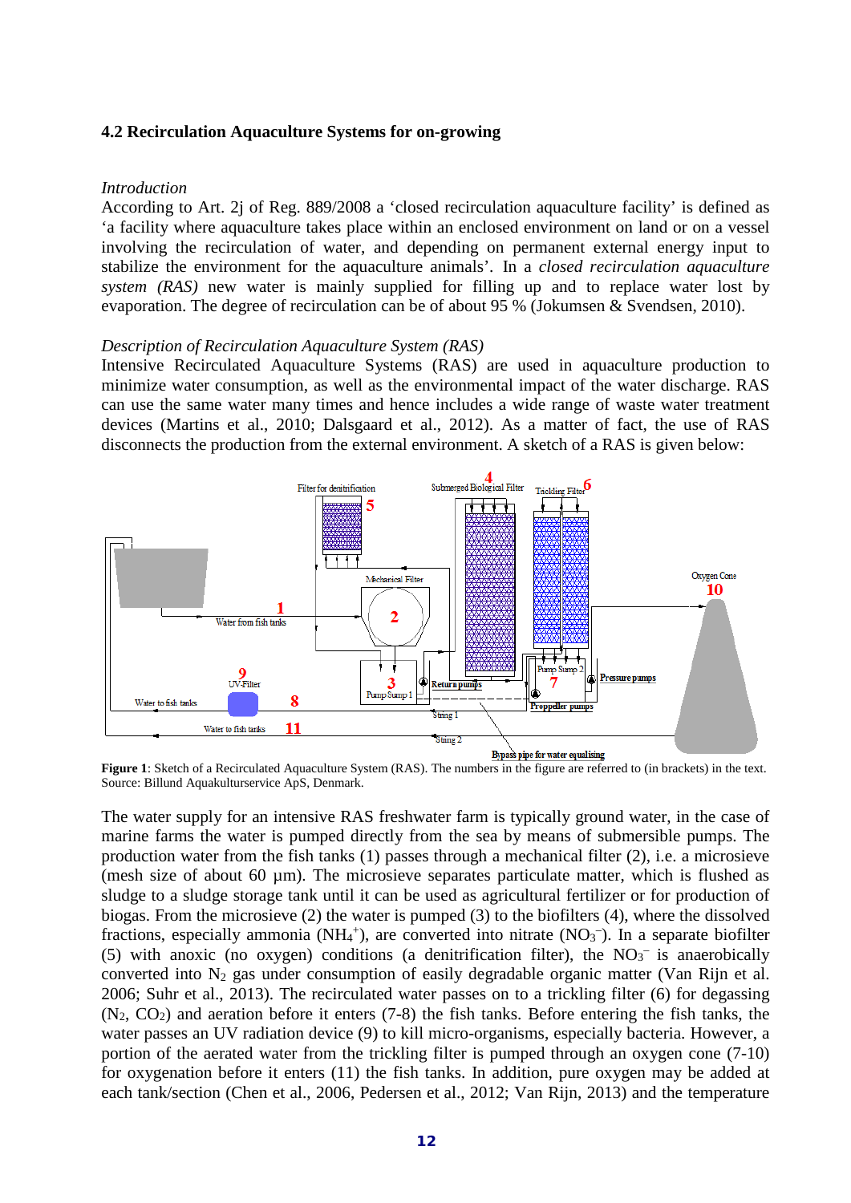### 4.2 Recirculation Aquaculture Systems for on-growing

*Introduction*

According to Art. 2j of Reg. 889/2008 a 'closed recirculation aquaculture facility' is defined as 'a facility where aquaculture takes place within an enclosed environment on land or on a vessel involving the recirculation of water, and depending on permanent external energy input to stabilize the environment for the aquaculture animals'. In a *closed recirculation aquaculture system (RAS)* new water is mainly supplied for filling up and to replace water lost by evaporation. The degree of recirculation can be of about 95 % (Jokumsen & Svendsen, 2010).

*Description of Recirculation Aquaculture System (RAS)*

Intensive Recirculated Aquaculture Systems (RAS) are used in aquaculture production to minimize water consumption, as well as the environmental impact of the water discharge. RAS can use the same water many times and hence includes a wide range of waste water treatment devices (Martins et al., 2010; Dalsgaard et al., 2012). As a matter of fact, the use of RAS disconnects the production from the external environment. A sketch of a RAS is given below:

**Figure 1**: Sketch of a Recirculated Aquaculture System (RAS). The numbers in the figure are referred to (in brackets) in the text. Source: Billund Aquakulturservice ApS, Denmark.

The water supply for an intensive RAS freshwater farm is typically ground water, in the case of marine farms the water is pumped directly from the sea by means of submersible pumps. The production water from the fish tanks (1) passes through a mechanical filter (2), i.e. a microsieve (mesh size of about 60 µm). The microsieve separates particulate matter, which is flushed as sludge to a sludge storage tank until it can be used as agricultural fertilizer or for production of biogas. From the microsieve (2) the water is pumped (3) to the biofilters (4), where the dissolved fractions, especially ammonia ($NH_4^+$), are converted into nitrate ($NO_3^-$). In a separate biofilter (5) with anoxic (no oxygen) conditions (a denitrification filter), the $NO_3^-$ is anaerobically converted into $N_2$ gas under consumption of easily degradable organic matter (Van Rijn et al. 2006; Suhr et al., 2013). The recirculated water passes on to a trickling filter (6) for degassing ($N_2$, $CO_2$) and aeration before it enters (7-8) the fish tanks. Before entering the fish tanks, the water passes an UV radiation device (9) to kill micro-organisms, especially bacteria. However, a portion of the aerated water from the trickling filter is pumped through an oxygen cone (7-10) for oxygenation before it enters (11) the fish tanks. In addition, pure oxygen may be added at each tank/section (Chen et al., 2006, Pedersen et al., 2012; Van Rijn, 2013) and the temperature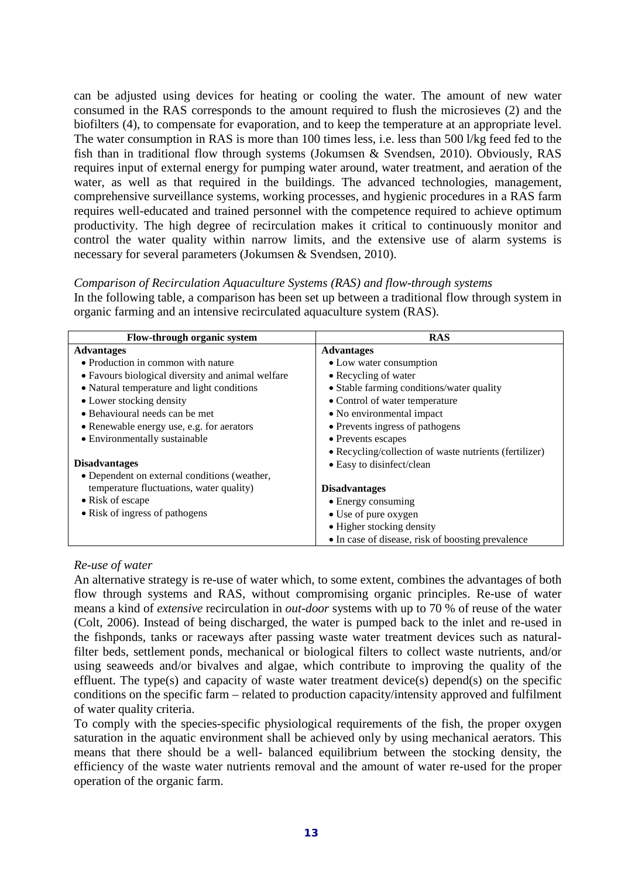can be adjusted using devices for heating or cooling the water. The amount of new water consumed in the RAS corresponds to the amount required to flush the microsieves (2) and the biofilters (4), to compensate for evaporation, and to keep the temperature at an appropriate level. The water consumption in RAS is more than 100 times less, i.e. less than 500 l/kg feed fed to the fish than in traditional flow through systems (Jokumsen & Svendsen, 2010). Obviously, RAS requires input of external energy for pumping water around, water treatment, and aeration of the water, as well as that required in the buildings. The advanced technologies, management, comprehensive surveillance systems, working processes, and hygienic procedures in a RAS farm requires well-educated and trained personnel with the competence required to achieve optimum productivity. The high degree of recirculation makes it critical to continuously monitor and control the water quality within narrow limits, and the extensive use of alarm systems is necessary for several parameters (Jokumsen & Svendsen, 2010).

*Comparison of Recirculation Aquaculture Systems (RAS) and flow-through systems*

In the following table, a comparison has been set up between a traditional flow through system in organic farming and an intensive recirculated aquaculture system (RAS).

| Flow-through organic system | RAS |
|---|---|
| **Advantages**<br>• Production in common with nature<br>• Favours biological diversity and animal welfare<br>• Natural temperature and light conditions<br>• Lower stocking density<br>• Behavioural needs can be met<br>• Renewable energy use, e.g. for aerators<br>• Environmentally sustainable<br><br>**Disadvantages**<br>• Dependent on external conditions (weather, temperature fluctuations, water quality)<br>• Risk of escape<br>• Risk of ingress of pathogens | **Advantages**<br>• Low water consumption<br>• Recycling of water<br>• Stable farming conditions/water quality<br>• Control of water temperature<br>• No environmental impact<br>• Prevents ingress of pathogens<br>• Prevents escapes<br>• Recycling/collection of waste nutrients (fertilizer)<br>• Easy to disinfect/clean<br><br>**Disadvantages**<br>• Energy consuming<br>• Use of pure oxygen<br>• Higher stocking density<br>• In case of disease, risk of boosting prevalence |

*Re-use of water*

An alternative strategy is re-use of water which, to some extent, combines the advantages of both flow through systems and RAS, without compromising organic principles. Re-use of water means a kind of *extensive* recirculation in *out-door* systems with up to 70 % of reuse of the water (Colt, 2006). Instead of being discharged, the water is pumped back to the inlet and re-used in the fishponds, tanks or raceways after passing waste water treatment devices such as natural-filter beds, settlement ponds, mechanical or biological filters to collect waste nutrients, and/or using seaweeds and/or bivalves and algae, which contribute to improving the quality of the effluent. The type(s) and capacity of waste water treatment device(s) depend(s) on the specific conditions on the specific farm – related to production capacity/intensity approved and fulfilment of water quality criteria.

To comply with the species-specific physiological requirements of the fish, the proper oxygen saturation in the aquatic environment shall be achieved only by using mechanical aerators. This means that there should be a well- balanced equilibrium between the stocking density, the efficiency of the waste water nutrients removal and the amount of water re-used for the proper operation of the organic farm.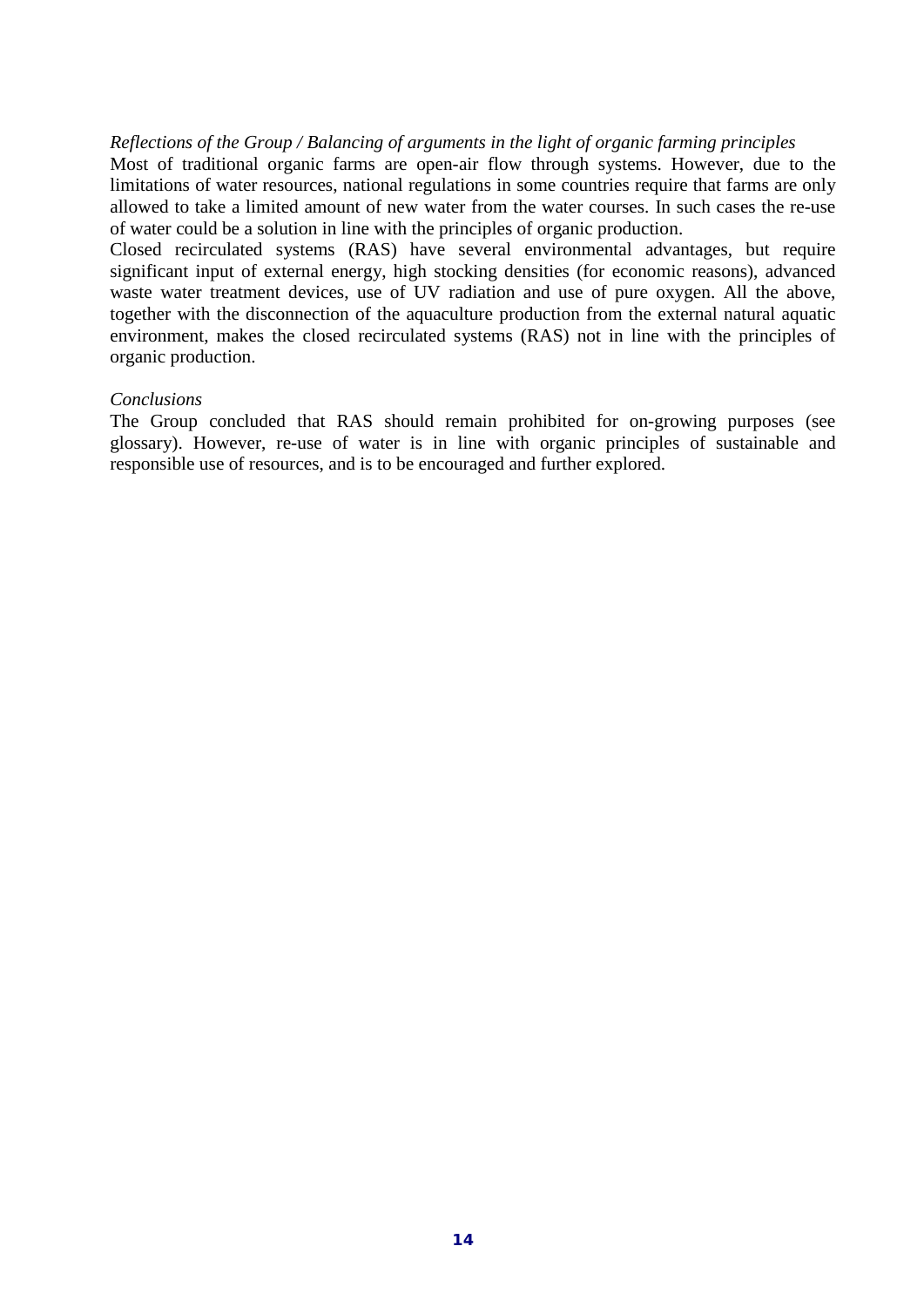*Reflections of the Group / Balancing of arguments in the light of organic farming principles*

Most of traditional organic farms are open-air flow through systems. However, due to the limitations of water resources, national regulations in some countries require that farms are only allowed to take a limited amount of new water from the water courses. In such cases the re-use of water could be a solution in line with the principles of organic production.

Closed recirculated systems (RAS) have several environmental advantages, but require significant input of external energy, high stocking densities (for economic reasons), advanced waste water treatment devices, use of UV radiation and use of pure oxygen. All the above, together with the disconnection of the aquaculture production from the external natural aquatic environment, makes the closed recirculated systems (RAS) not in line with the principles of organic production.

*Conclusions*

The Group concluded that RAS should remain prohibited for on-growing purposes (see glossary). However, re-use of water is in line with organic principles of sustainable and responsible use of resources, and is to be encouraged and further explored.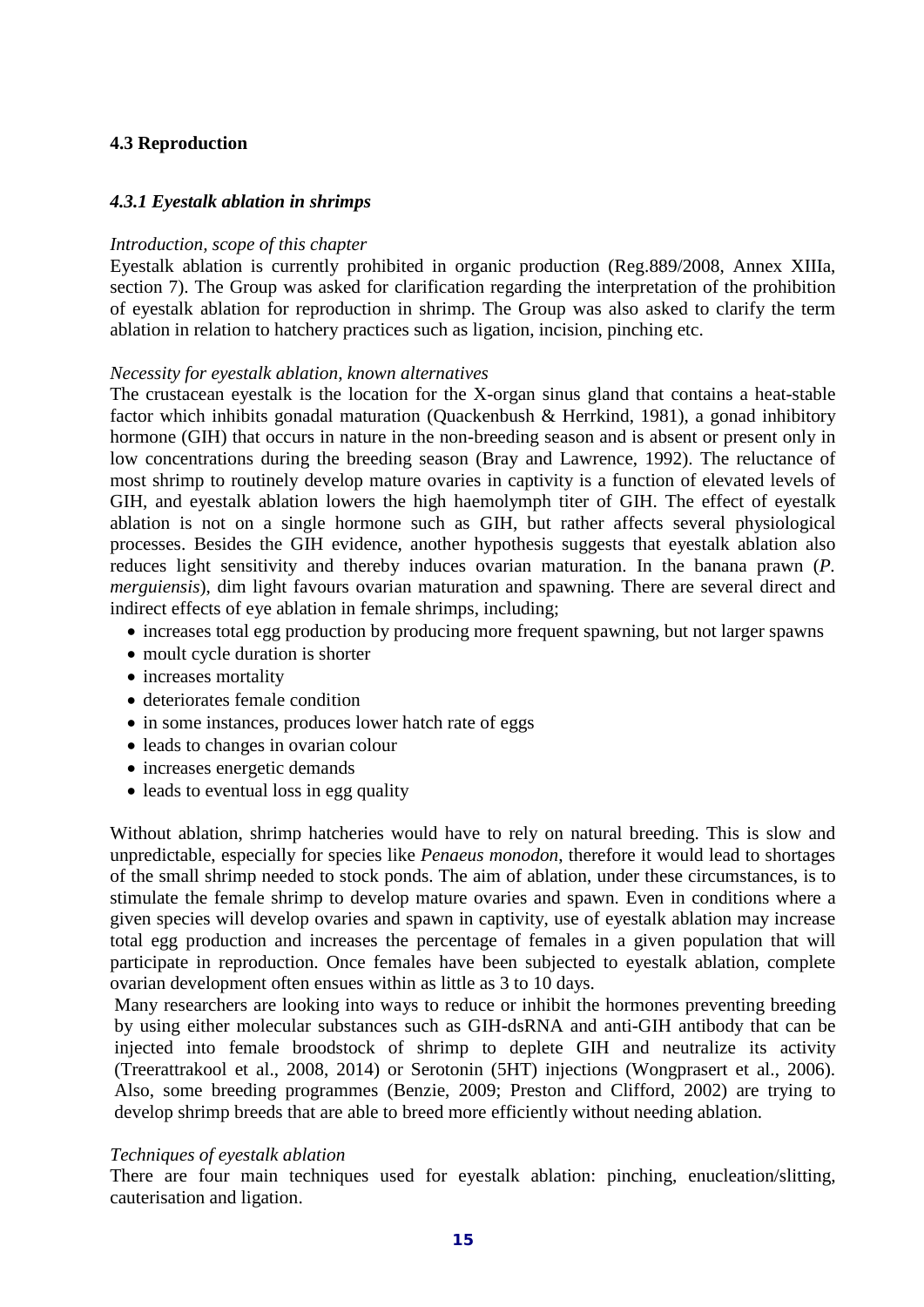## 4.3 Reproduction

### *4.3.1 Eyestalk ablation in shrimps*

*Introduction, scope of this chapter*

Eyestalk ablation is currently prohibited in organic production (Reg.889/2008, Annex XIIIa, section 7). The Group was asked for clarification regarding the interpretation of the prohibition of eyestalk ablation for reproduction in shrimp. The Group was also asked to clarify the term ablation in relation to hatchery practices such as ligation, incision, pinching etc.

*Necessity for eyestalk ablation, known alternatives*

The crustacean eyestalk is the location for the X-organ sinus gland that contains a heat-stable factor which inhibits gonadal maturation (Quackenbush & Herrkind, 1981), a gonad inhibitory hormone (GIH) that occurs in nature in the non-breeding season and is absent or present only in low concentrations during the breeding season (Bray and Lawrence, 1992). The reluctance of most shrimp to routinely develop mature ovaries in captivity is a function of elevated levels of GIH, and eyestalk ablation lowers the high haemolymph titer of GIH. The effect of eyestalk ablation is not on a single hormone such as GIH, but rather affects several physiological processes. Besides the GIH evidence, another hypothesis suggests that eyestalk ablation also reduces light sensitivity and thereby induces ovarian maturation. In the banana prawn (*P. merguiensis*), dim light favours ovarian maturation and spawning. There are several direct and indirect effects of eye ablation in female shrimps, including;

- increases total egg production by producing more frequent spawning, but not larger spawns
- moult cycle duration is shorter
- increases mortality
- deteriorates female condition
- in some instances, produces lower hatch rate of eggs
- leads to changes in ovarian colour
- increases energetic demands
- leads to eventual loss in egg quality

Without ablation, shrimp hatcheries would have to rely on natural breeding. This is slow and unpredictable, especially for species like *Penaeus monodon*, therefore it would lead to shortages of the small shrimp needed to stock ponds. The aim of ablation, under these circumstances, is to stimulate the female shrimp to develop mature ovaries and spawn. Even in conditions where a given species will develop ovaries and spawn in captivity, use of eyestalk ablation may increase total egg production and increases the percentage of females in a given population that will participate in reproduction. Once females have been subjected to eyestalk ablation, complete ovarian development often ensues within as little as 3 to 10 days.

Many researchers are looking into ways to reduce or inhibit the hormones preventing breeding by using either molecular substances such as GIH-dsRNA and anti-GIH antibody that can be injected into female broodstock of shrimp to deplete GIH and neutralize its activity (Treerattrakool et al., 2008, 2014) or Serotonin (5HT) injections (Wongprasert et al., 2006). Also, some breeding programmes (Benzie, 2009; Preston and Clifford, 2002) are trying to develop shrimp breeds that are able to breed more efficiently without needing ablation.

*Techniques of eyestalk ablation*

There are four main techniques used for eyestalk ablation: pinching, enucleation/slitting, cauterisation and ligation.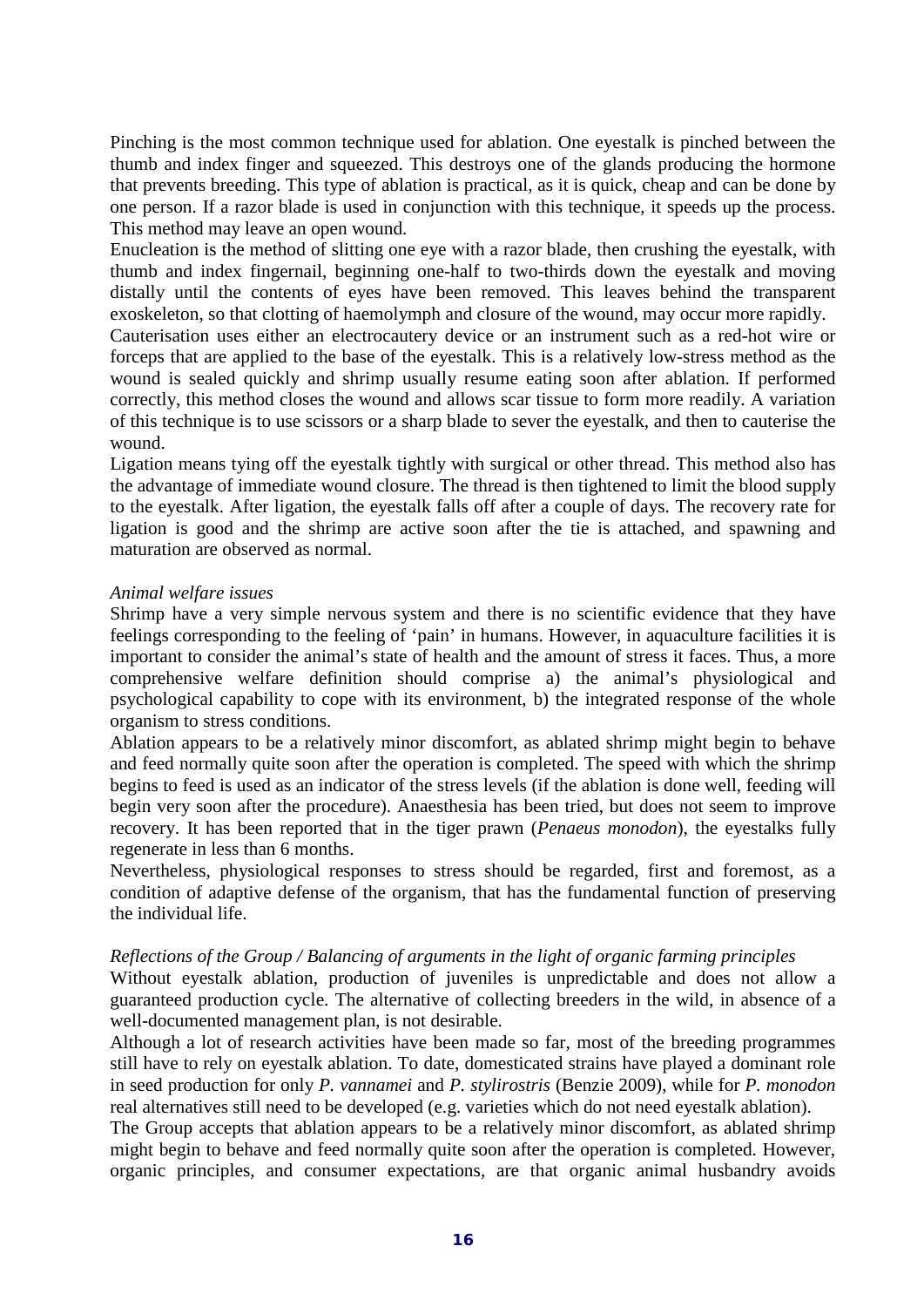Pinching is the most common technique used for ablation. One eyestalk is pinched between the thumb and index finger and squeezed. This destroys one of the glands producing the hormone that prevents breeding. This type of ablation is practical, as it is quick, cheap and can be done by one person. If a razor blade is used in conjunction with this technique, it speeds up the process. This method may leave an open wound.

Enucleation is the method of slitting one eye with a razor blade, then crushing the eyestalk, with thumb and index fingernail, beginning one-half to two-thirds down the eyestalk and moving distally until the contents of eyes have been removed. This leaves behind the transparent exoskeleton, so that clotting of haemolymph and closure of the wound, may occur more rapidly.

Cauterisation uses either an electrocautery device or an instrument such as a red-hot wire or forceps that are applied to the base of the eyestalk. This is a relatively low-stress method as the wound is sealed quickly and shrimp usually resume eating soon after ablation. If performed correctly, this method closes the wound and allows scar tissue to form more readily. A variation of this technique is to use scissors or a sharp blade to sever the eyestalk, and then to cauterise the wound.

Ligation means tying off the eyestalk tightly with surgical or other thread. This method also has the advantage of immediate wound closure. The thread is then tightened to limit the blood supply to the eyestalk. After ligation, the eyestalk falls off after a couple of days. The recovery rate for ligation is good and the shrimp are active soon after the tie is attached, and spawning and maturation are observed as normal.

*Animal welfare issues*

Shrimp have a very simple nervous system and there is no scientific evidence that they have feelings corresponding to the feeling of 'pain' in humans. However, in aquaculture facilities it is important to consider the animal's state of health and the amount of stress it faces. Thus, a more comprehensive welfare definition should comprise a) the animal's physiological and psychological capability to cope with its environment, b) the integrated response of the whole organism to stress conditions.

Ablation appears to be a relatively minor discomfort, as ablated shrimp might begin to behave and feed normally quite soon after the operation is completed. The speed with which the shrimp begins to feed is used as an indicator of the stress levels (if the ablation is done well, feeding will begin very soon after the procedure). Anaesthesia has been tried, but does not seem to improve recovery. It has been reported that in the tiger prawn (*Penaeus monodon*), the eyestalks fully regenerate in less than 6 months.

Nevertheless, physiological responses to stress should be regarded, first and foremost, as a condition of adaptive defense of the organism, that has the fundamental function of preserving the individual life.

*Reflections of the Group / Balancing of arguments in the light of organic farming principles*

Without eyestalk ablation, production of juveniles is unpredictable and does not allow a guaranteed production cycle. The alternative of collecting breeders in the wild, in absence of a well-documented management plan, is not desirable.

Although a lot of research activities have been made so far, most of the breeding programmes still have to rely on eyestalk ablation. To date, domesticated strains have played a dominant role in seed production for only *P. vannamei* and *P. stylirostris* (Benzie 2009), while for *P. monodon* real alternatives still need to be developed (e.g. varieties which do not need eyestalk ablation).

The Group accepts that ablation appears to be a relatively minor discomfort, as ablated shrimp might begin to behave and feed normally quite soon after the operation is completed. However, organic principles, and consumer expectations, are that organic animal husbandry avoids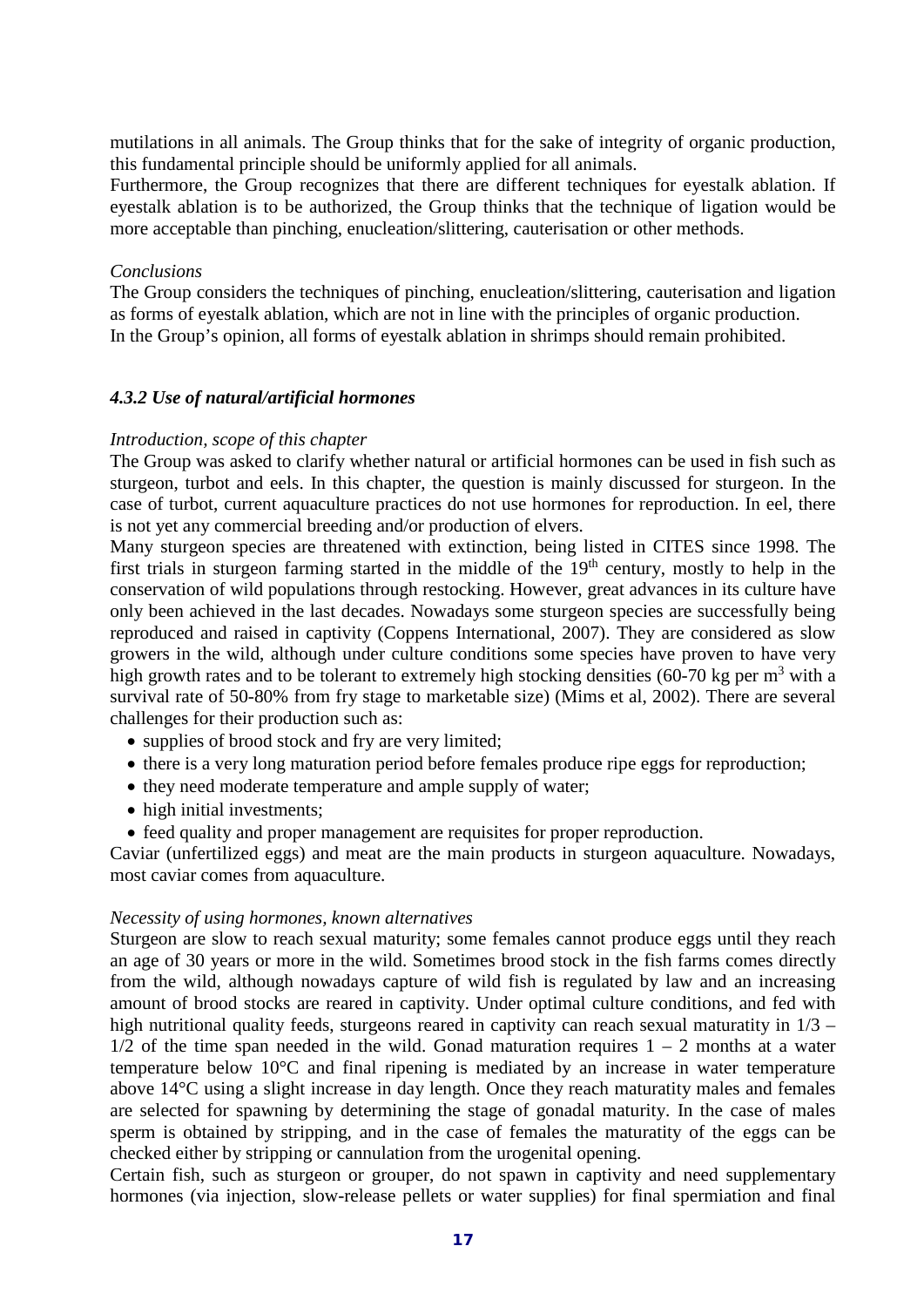mutilations in all animals. The Group thinks that for the sake of integrity of organic production, this fundamental principle should be uniformly applied for all animals.
Furthermore, the Group recognizes that there are different techniques for eyestalk ablation. If eyestalk ablation is to be authorized, the Group thinks that the technique of ligation would be more acceptable than pinching, enucleation/slittering, cauterisation or other methods.

*Conclusions*
The Group considers the techniques of pinching, enucleation/slittering, cauterisation and ligation as forms of eyestalk ablation, which are not in line with the principles of organic production.
In the Group's opinion, all forms of eyestalk ablation in shrimps should remain prohibited.

#### *4.3.2 Use of natural/artificial hormones*

*Introduction, scope of this chapter*
The Group was asked to clarify whether natural or artificial hormones can be used in fish such as sturgeon, turbot and eels. In this chapter, the question is mainly discussed for sturgeon. In the case of turbot, current aquaculture practices do not use hormones for reproduction. In eel, there is not yet any commercial breeding and/or production of elvers.
Many sturgeon species are threatened with extinction, being listed in CITES since 1998. The first trials in sturgeon farming started in the middle of the 19th century, mostly to help in the conservation of wild populations through restocking. However, great advances in its culture have only been achieved in the last decades. Nowadays some sturgeon species are successfully being reproduced and raised in captivity (Coppens International, 2007). They are considered as slow growers in the wild, although under culture conditions some species have proven to have very high growth rates and to be tolerant to extremely high stocking densities (60-70 kg per $m^3$ with a survival rate of 50-80% from fry stage to marketable size) (Mims et al, 2002). There are several challenges for their production such as:

- supplies of brood stock and fry are very limited;
- there is a very long maturation period before females produce ripe eggs for reproduction;
- they need moderate temperature and ample supply of water;
- high initial investments;
- feed quality and proper management are requisites for proper reproduction.

Caviar (unfertilized eggs) and meat are the main products in sturgeon aquaculture. Nowadays, most caviar comes from aquaculture.

*Necessity of using hormones, known alternatives*
Sturgeon are slow to reach sexual maturity; some females cannot produce eggs until they reach an age of 30 years or more in the wild. Sometimes brood stock in the fish farms comes directly from the wild, although nowadays capture of wild fish is regulated by law and an increasing amount of brood stocks are reared in captivity. Under optimal culture conditions, and fed with high nutritional quality feeds, sturgeons reared in captivity can reach sexual maturatity in 1/3 – 1/2 of the time span needed in the wild. Gonad maturation requires 1 – 2 months at a water temperature below 10°C and final ripening is mediated by an increase in water temperature above 14°C using a slight increase in day length. Once they reach maturatity males and females are selected for spawning by determining the stage of gonadal maturity. In the case of males sperm is obtained by stripping, and in the case of females the maturatity of the eggs can be checked either by stripping or cannulation from the urogenital opening.
Certain fish, such as sturgeon or grouper, do not spawn in captivity and need supplementary hormones (via injection, slow-release pellets or water supplies) for final spermiation and final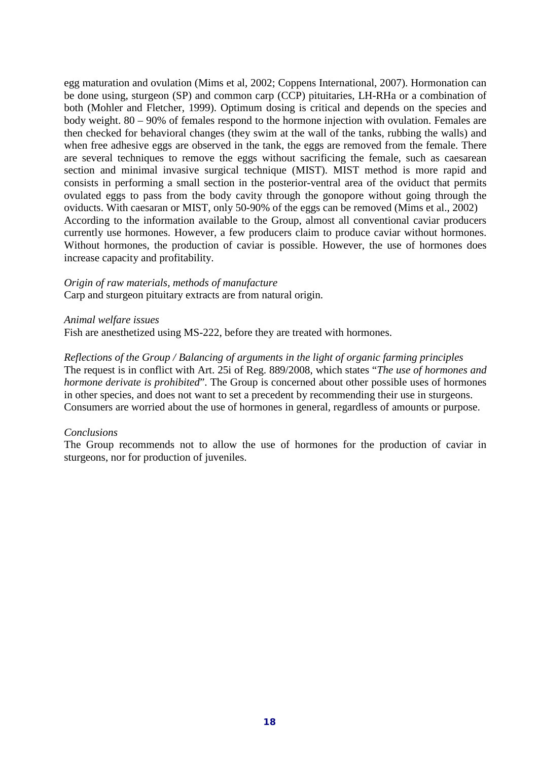egg maturation and ovulation (Mims et al, 2002; Coppens International, 2007). Hormonation can be done using, sturgeon (SP) and common carp (CCP) pituitaries, LH-RHa or a combination of both (Mohler and Fletcher, 1999). Optimum dosing is critical and depends on the species and body weight. 80 – 90% of females respond to the hormone injection with ovulation. Females are then checked for behavioral changes (they swim at the wall of the tanks, rubbing the walls) and when free adhesive eggs are observed in the tank, the eggs are removed from the female. There are several techniques to remove the eggs without sacrificing the female, such as caesarean section and minimal invasive surgical technique (MIST). MIST method is more rapid and consists in performing a small section in the posterior-ventral area of the oviduct that permits ovulated eggs to pass from the body cavity through the gonopore without going through the oviducts. With caesaran or MIST, only 50-90% of the eggs can be removed (Mims et al., 2002)
According to the information available to the Group, almost all conventional caviar producers currently use hormones. However, a few producers claim to produce caviar without hormones. Without hormones, the production of caviar is possible. However, the use of hormones does increase capacity and profitability.

*Origin of raw materials, methods of manufacture*
Carp and sturgeon pituitary extracts are from natural origin.

*Animal welfare issues*
Fish are anesthetized using MS-222, before they are treated with hormones.

*Reflections of the Group / Balancing of arguments in the light of organic farming principles*
The request is in conflict with Art. 25i of Reg. 889/2008, which states "*The use of hormones and hormone derivate is prohibited*". The Group is concerned about other possible uses of hormones in other species, and does not want to set a precedent by recommending their use in sturgeons. Consumers are worried about the use of hormones in general, regardless of amounts or purpose.

*Conclusions*
The Group recommends not to allow the use of hormones for the production of caviar in sturgeons, nor for production of juveniles.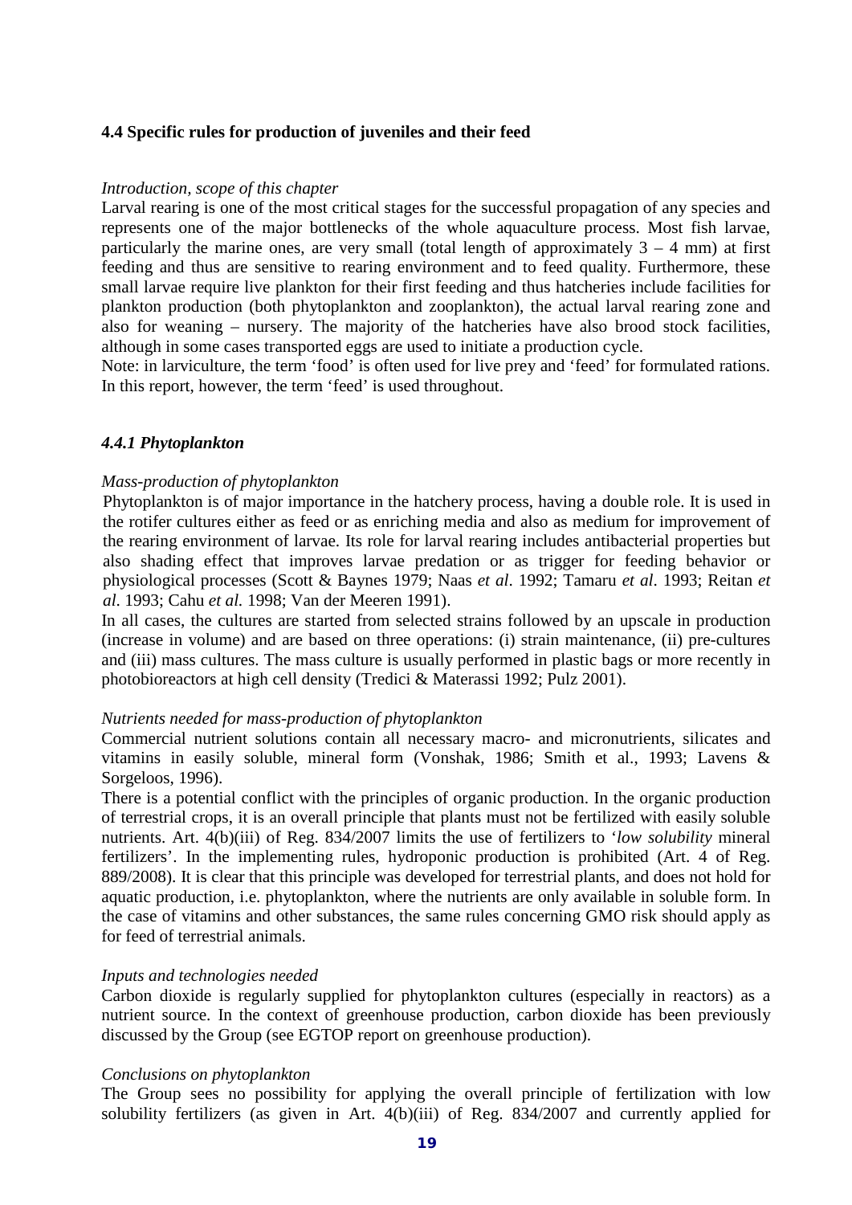### 4.4 Specific rules for production of juveniles and their feed

*Introduction, scope of this chapter*

Larval rearing is one of the most critical stages for the successful propagation of any species and represents one of the major bottlenecks of the whole aquaculture process. Most fish larvae, particularly the marine ones, are very small (total length of approximately 3 – 4 mm) at first feeding and thus are sensitive to rearing environment and to feed quality. Furthermore, these small larvae require live plankton for their first feeding and thus hatcheries include facilities for plankton production (both phytoplankton and zooplankton), the actual larval rearing zone and also for weaning – nursery. The majority of the hatcheries have also brood stock facilities, although in some cases transported eggs are used to initiate a production cycle.

Note: in larviculture, the term 'food' is often used for live prey and 'feed' for formulated rations. In this report, however, the term 'feed' is used throughout.

#### *4.4.1 Phytoplankton*

*Mass-production of phytoplankton*

Phytoplankton is of major importance in the hatchery process, having a double role. It is used in the rotifer cultures either as feed or as enriching media and also as medium for improvement of the rearing environment of larvae. Its role for larval rearing includes antibacterial properties but also shading effect that improves larvae predation or as trigger for feeding behavior or physiological processes (Scott & Baynes 1979; Naas *et al*. 1992; Tamaru *et al*. 1993; Reitan *et al*. 1993; Cahu *et al.* 1998; Van der Meeren 1991).

In all cases, the cultures are started from selected strains followed by an upscale in production (increase in volume) and are based on three operations: (i) strain maintenance, (ii) pre-cultures and (iii) mass cultures. The mass culture is usually performed in plastic bags or more recently in photobioreactors at high cell density (Tredici & Materassi 1992; Pulz 2001).

*Nutrients needed for mass-production of phytoplankton*

Commercial nutrient solutions contain all necessary macro- and micronutrients, silicates and vitamins in easily soluble, mineral form (Vonshak, 1986; Smith et al., 1993; Lavens & Sorgeloos, 1996).

There is a potential conflict with the principles of organic production. In the organic production of terrestrial crops, it is an overall principle that plants must not be fertilized with easily soluble nutrients. Art. 4(b)(iii) of Reg. 834/2007 limits the use of fertilizers to '*low solubility* mineral fertilizers'. In the implementing rules, hydroponic production is prohibited (Art. 4 of Reg. 889/2008). It is clear that this principle was developed for terrestrial plants, and does not hold for aquatic production, i.e. phytoplankton, where the nutrients are only available in soluble form. In the case of vitamins and other substances, the same rules concerning GMO risk should apply as for feed of terrestrial animals.

*Inputs and technologies needed*

Carbon dioxide is regularly supplied for phytoplankton cultures (especially in reactors) as a nutrient source. In the context of greenhouse production, carbon dioxide has been previously discussed by the Group (see EGTOP report on greenhouse production).

*Conclusions on phytoplankton*

The Group sees no possibility for applying the overall principle of fertilization with low solubility fertilizers (as given in Art. 4(b)(iii) of Reg. 834/2007 and currently applied for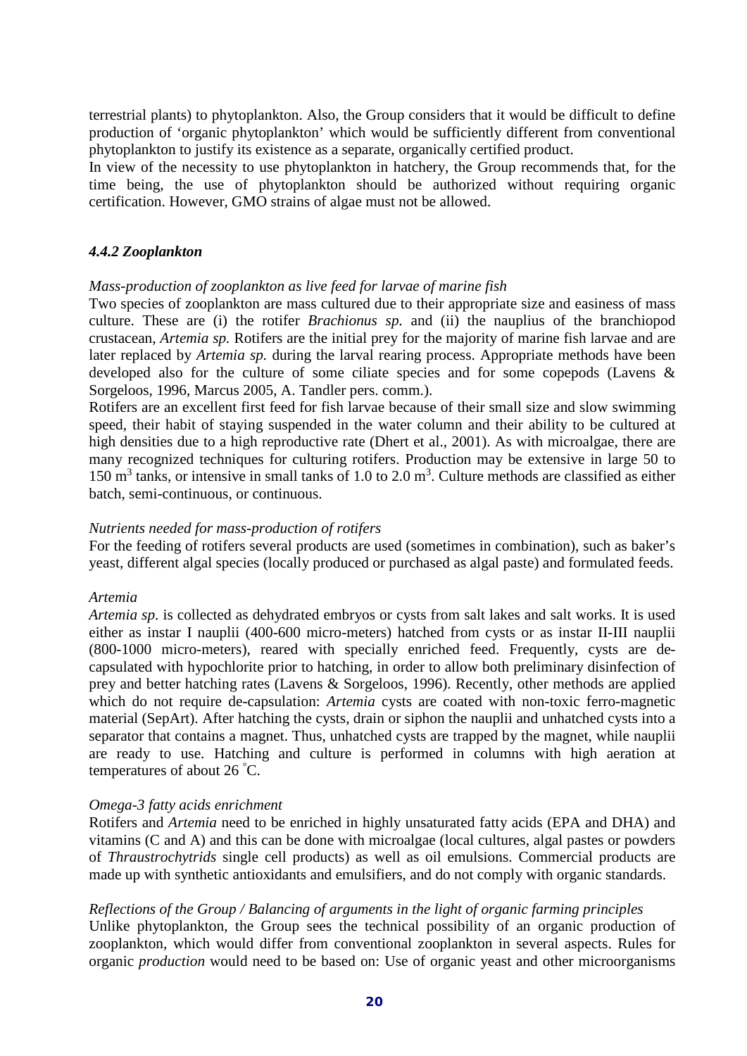terrestrial plants) to phytoplankton. Also, the Group considers that it would be difficult to define production of 'organic phytoplankton' which would be sufficiently different from conventional phytoplankton to justify its existence as a separate, organically certified product.

In view of the necessity to use phytoplankton in hatchery, the Group recommends that, for the time being, the use of phytoplankton should be authorized without requiring organic certification. However, GMO strains of algae must not be allowed.

### *4.4.2 Zooplankton*

*Mass-production of zooplankton as live feed for larvae of marine fish*

Two species of zooplankton are mass cultured due to their appropriate size and easiness of mass culture. These are (i) the rotifer *Brachionus sp.* and (ii) the nauplius of the branchiopod crustacean, *Artemia sp.* Rotifers are the initial prey for the majority of marine fish larvae and are later replaced by *Artemia sp.* during the larval rearing process. Appropriate methods have been developed also for the culture of some ciliate species and for some copepods (Lavens & Sorgeloos, 1996, Marcus 2005, A. Tandler pers. comm.).

Rotifers are an excellent first feed for fish larvae because of their small size and slow swimming speed, their habit of staying suspended in the water column and their ability to be cultured at high densities due to a high reproductive rate (Dhert et al., 2001). As with microalgae, there are many recognized techniques for culturing rotifers. Production may be extensive in large 50 to 150 $m^3$ tanks, or intensive in small tanks of 1.0 to 2.0 $m^3$. Culture methods are classified as either batch, semi-continuous, or continuous.

*Nutrients needed for mass-production of rotifers*

For the feeding of rotifers several products are used (sometimes in combination), such as baker's yeast, different algal species (locally produced or purchased as algal paste) and formulated feeds.

*Artemia*

*Artemia sp*. is collected as dehydrated embryos or cysts from salt lakes and salt works. It is used either as instar I nauplii (400-600 micro-meters) hatched from cysts or as instar II-III nauplii (800-1000 micro-meters), reared with specially enriched feed. Frequently, cysts are de-capsulated with hypochlorite prior to hatching, in order to allow both preliminary disinfection of prey and better hatching rates (Lavens & Sorgeloos, 1996). Recently, other methods are applied which do not require de-capsulation: *Artemia* cysts are coated with non-toxic ferro-magnetic material (SepArt). After hatching the cysts, drain or siphon the nauplii and unhatched cysts into a separator that contains a magnet. Thus, unhatched cysts are trapped by the magnet, while nauplii are ready to use. Hatching and culture is performed in columns with high aeration at temperatures of about 26 °C.

*Omega-3 fatty acids enrichment*

Rotifers and *Artemia* need to be enriched in highly unsaturated fatty acids (EPA and DHA) and vitamins (C and A) and this can be done with microalgae (local cultures, algal pastes or powders of *Thraustrochytrids* single cell products) as well as oil emulsions. Commercial products are made up with synthetic antioxidants and emulsifiers, and do not comply with organic standards.

*Reflections of the Group / Balancing of arguments in the light of organic farming principles*

Unlike phytoplankton, the Group sees the technical possibility of an organic production of zooplankton, which would differ from conventional zooplankton in several aspects. Rules for organic *production* would need to be based on: Use of organic yeast and other microorganisms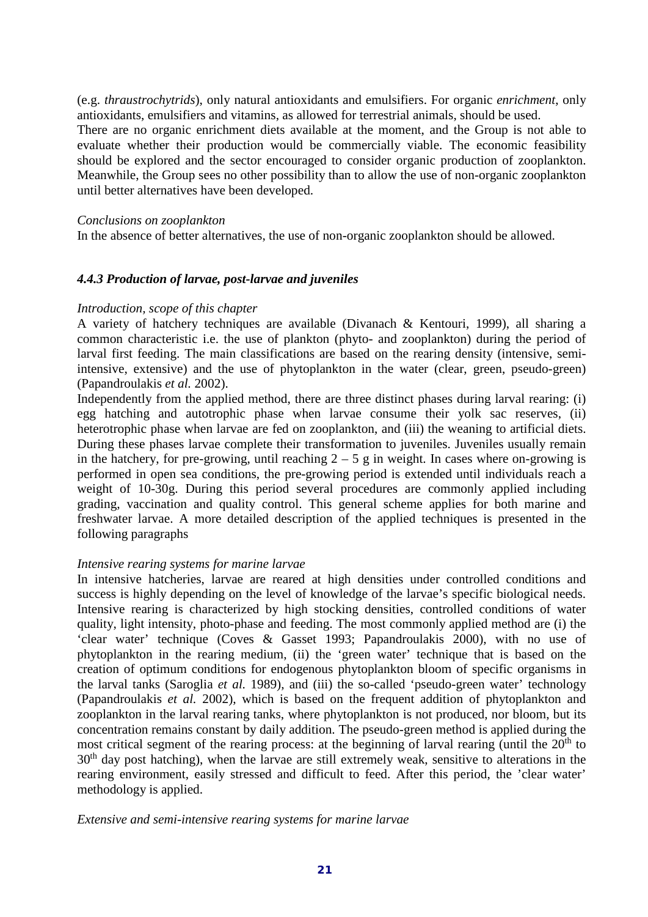(e.g. *thraustrochytrids*), only natural antioxidants and emulsifiers. For organic *enrichment*, only antioxidants, emulsifiers and vitamins, as allowed for terrestrial animals, should be used.
There are no organic enrichment diets available at the moment, and the Group is not able to evaluate whether their production would be commercially viable. The economic feasibility should be explored and the sector encouraged to consider organic production of zooplankton. Meanwhile, the Group sees no other possibility than to allow the use of non-organic zooplankton until better alternatives have been developed.

*Conclusions on zooplankton*
In the absence of better alternatives, the use of non-organic zooplankton should be allowed.

### *4.4.3 Production of larvae, post-larvae and juveniles*

*Introduction, scope of this chapter*
A variety of hatchery techniques are available (Divanach & Kentouri, 1999), all sharing a common characteristic i.e. the use of plankton (phyto- and zooplankton) during the period of larval first feeding. The main classifications are based on the rearing density (intensive, semi-intensive, extensive) and the use of phytoplankton in the water (clear, green, pseudo-green) (Papandroulakis *et al.* 2002).
Independently from the applied method, there are three distinct phases during larval rearing: (i) egg hatching and autotrophic phase when larvae consume their yolk sac reserves, (ii) heterotrophic phase when larvae are fed on zooplankton, and (iii) the weaning to artificial diets. During these phases larvae complete their transformation to juveniles. Juveniles usually remain in the hatchery, for pre-growing, until reaching 2 – 5 g in weight. In cases where on-growing is performed in open sea conditions, the pre-growing period is extended until individuals reach a weight of 10-30g. During this period several procedures are commonly applied including grading, vaccination and quality control. This general scheme applies for both marine and freshwater larvae. A more detailed description of the applied techniques is presented in the following paragraphs

*Intensive rearing systems for marine larvae*
In intensive hatcheries, larvae are reared at high densities under controlled conditions and success is highly depending on the level of knowledge of the larvae's specific biological needs. Intensive rearing is characterized by high stocking densities, controlled conditions of water quality, light intensity, photo-phase and feeding. The most commonly applied method are (i) the 'clear water' technique (Coves & Gasset 1993; Papandroulakis 2000), with no use of phytoplankton in the rearing medium, (ii) the 'green water' technique that is based on the creation of optimum conditions for endogenous phytoplankton bloom of specific organisms in the larval tanks (Saroglia *et al.* 1989), and (iii) the so-called 'pseudo-green water' technology (Papandroulakis *et al.* 2002), which is based on the frequent addition of phytoplankton and zooplankton in the larval rearing tanks, where phytoplankton is not produced, nor bloom, but its concentration remains constant by daily addition. The pseudo-green method is applied during the most critical segment of the rearing process: at the beginning of larval rearing (until the 20th to 30th day post hatching), when the larvae are still extremely weak, sensitive to alterations in the rearing environment, easily stressed and difficult to feed. After this period, the 'clear water' methodology is applied.

*Extensive and semi-intensive rearing systems for marine larvae*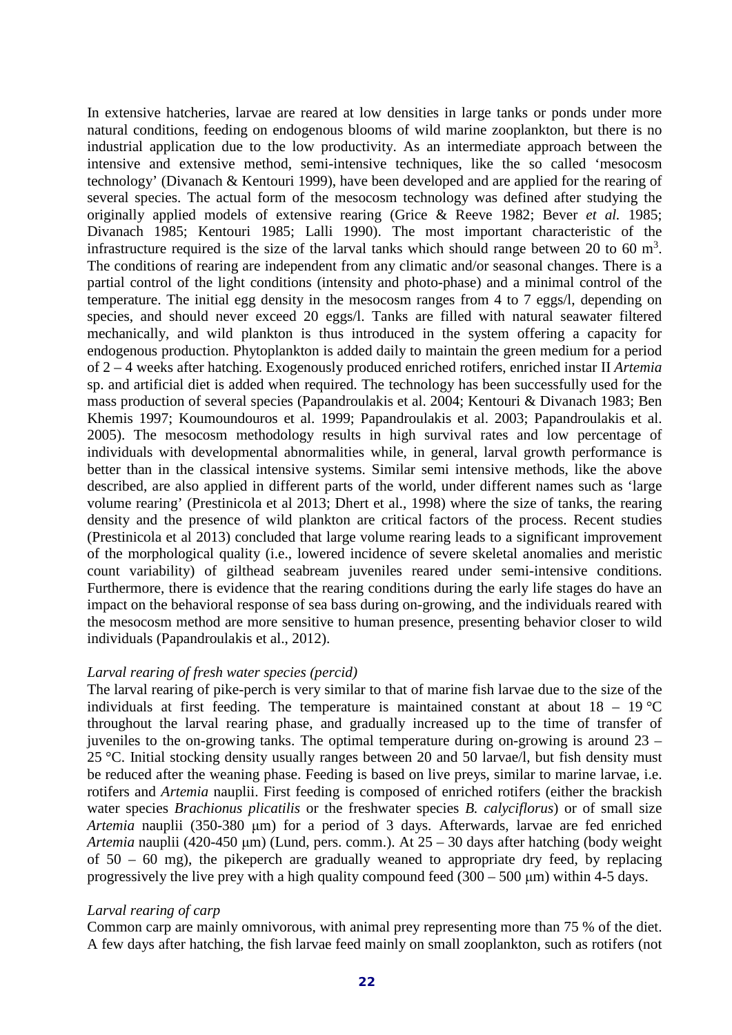In extensive hatcheries, larvae are reared at low densities in large tanks or ponds under more natural conditions, feeding on endogenous blooms of wild marine zooplankton, but there is no industrial application due to the low productivity. As an intermediate approach between the intensive and extensive method, semi-intensive techniques, like the so called 'mesocosm technology' (Divanach & Kentouri 1999), have been developed and are applied for the rearing of several species. The actual form of the mesocosm technology was defined after studying the originally applied models of extensive rearing (Grice & Reeve 1982; Bever *et al.* 1985; Divanach 1985; Kentouri 1985; Lalli 1990). The most important characteristic of the infrastructure required is the size of the larval tanks which should range between 20 to 60 $m^3$. The conditions of rearing are independent from any climatic and/or seasonal changes. There is a partial control of the light conditions (intensity and photo-phase) and a minimal control of the temperature. The initial egg density in the mesocosm ranges from 4 to 7 eggs/l, depending on species, and should never exceed 20 eggs/l. Tanks are filled with natural seawater filtered mechanically, and wild plankton is thus introduced in the system offering a capacity for endogenous production. Phytoplankton is added daily to maintain the green medium for a period of 2 – 4 weeks after hatching. Exogenously produced enriched rotifers, enriched instar II *Artemia* sp. and artificial diet is added when required. The technology has been successfully used for the mass production of several species (Papandroulakis et al. 2004; Kentouri & Divanach 1983; Ben Khemis 1997; Koumoundouros et al. 1999; Papandroulakis et al. 2003; Papandroulakis et al. 2005). The mesocosm methodology results in high survival rates and low percentage of individuals with developmental abnormalities while, in general, larval growth performance is better than in the classical intensive systems. Similar semi intensive methods, like the above described, are also applied in different parts of the world, under different names such as 'large volume rearing' (Prestinicola et al 2013; Dhert et al., 1998) where the size of tanks, the rearing density and the presence of wild plankton are critical factors of the process. Recent studies (Prestinicola et al 2013) concluded that large volume rearing leads to a significant improvement of the morphological quality (i.e., lowered incidence of severe skeletal anomalies and meristic count variability) of gilthead seabream juveniles reared under semi-intensive conditions. Furthermore, there is evidence that the rearing conditions during the early life stages do have an impact on the behavioral response of sea bass during on-growing, and the individuals reared with the mesocosm method are more sensitive to human presence, presenting behavior closer to wild individuals (Papandroulakis et al., 2012).

*Larval rearing of fresh water species (percid)*

The larval rearing of pike-perch is very similar to that of marine fish larvae due to the size of the individuals at first feeding. The temperature is maintained constant at about 18 – 19 °C throughout the larval rearing phase, and gradually increased up to the time of transfer of juveniles to the on-growing tanks. The optimal temperature during on-growing is around 23 – 25 °C. Initial stocking density usually ranges between 20 and 50 larvae/l, but fish density must be reduced after the weaning phase. Feeding is based on live preys, similar to marine larvae, i.e. rotifers and *Artemia* nauplii. First feeding is composed of enriched rotifers (either the brackish water species *Brachionus plicatilis* or the freshwater species *B. calyciflorus*) or of small size *Artemia* nauplii (350-380 μm) for a period of 3 days. Afterwards, larvae are fed enriched *Artemia* nauplii (420-450 μm) (Lund, pers. comm.). At 25 – 30 days after hatching (body weight of 50 – 60 mg), the pikeperch are gradually weaned to appropriate dry feed, by replacing progressively the live prey with a high quality compound feed (300 – 500 μm) within 4-5 days.

*Larval rearing of carp*

Common carp are mainly omnivorous, with animal prey representing more than 75 % of the diet. A few days after hatching, the fish larvae feed mainly on small zooplankton, such as rotifers (not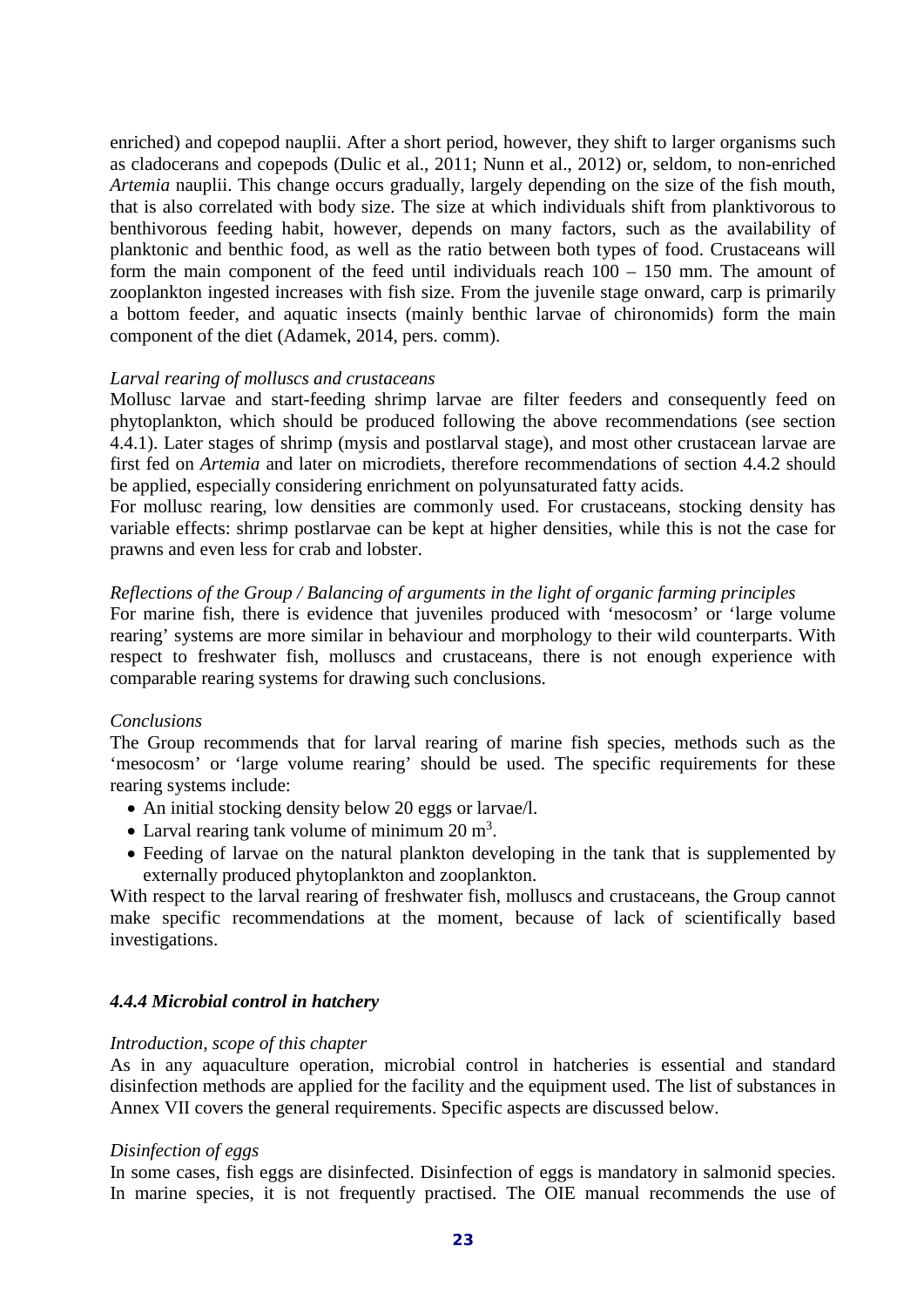enriched) and copepod nauplii. After a short period, however, they shift to larger organisms such as cladocerans and copepods (Dulic et al., 2011; Nunn et al., 2012) or, seldom, to non-enriched *Artemia* nauplii. This change occurs gradually, largely depending on the size of the fish mouth, that is also correlated with body size. The size at which individuals shift from planktivorous to benthivorous feeding habit, however, depends on many factors, such as the availability of planktonic and benthic food, as well as the ratio between both types of food. Crustaceans will form the main component of the feed until individuals reach 100 – 150 mm. The amount of zooplankton ingested increases with fish size. From the juvenile stage onward, carp is primarily a bottom feeder, and aquatic insects (mainly benthic larvae of chironomids) form the main component of the diet (Adamek, 2014, pers. comm).

*Larval rearing of molluscs and crustaceans*

Mollusc larvae and start-feeding shrimp larvae are filter feeders and consequently feed on phytoplankton, which should be produced following the above recommendations (see section 4.4.1). Later stages of shrimp (mysis and postlarval stage), and most other crustacean larvae are first fed on *Artemia* and later on microdiets, therefore recommendations of section 4.4.2 should be applied, especially considering enrichment on polyunsaturated fatty acids.

For mollusc rearing, low densities are commonly used. For crustaceans, stocking density has variable effects: shrimp postlarvae can be kept at higher densities, while this is not the case for prawns and even less for crab and lobster.

*Reflections of the Group / Balancing of arguments in the light of organic farming principles*

For marine fish, there is evidence that juveniles produced with 'mesocosm' or 'large volume rearing' systems are more similar in behaviour and morphology to their wild counterparts. With respect to freshwater fish, molluscs and crustaceans, there is not enough experience with comparable rearing systems for drawing such conclusions.

*Conclusions*

The Group recommends that for larval rearing of marine fish species, methods such as the 'mesocosm' or 'large volume rearing' should be used. The specific requirements for these rearing systems include:

- An initial stocking density below 20 eggs or larvae/l.
- Larval rearing tank volume of minimum 20 $m^3$.
- Feeding of larvae on the natural plankton developing in the tank that is supplemented by externally produced phytoplankton and zooplankton.

With respect to the larval rearing of freshwater fish, molluscs and crustaceans, the Group cannot make specific recommendations at the moment, because of lack of scientifically based investigations.

### *4.4.4 Microbial control in hatchery*

*Introduction, scope of this chapter*

As in any aquaculture operation, microbial control in hatcheries is essential and standard disinfection methods are applied for the facility and the equipment used. The list of substances in Annex VII covers the general requirements. Specific aspects are discussed below.

*Disinfection of eggs*

In some cases, fish eggs are disinfected. Disinfection of eggs is mandatory in salmonid species. In marine species, it is not frequently practised. The OIE manual recommends the use of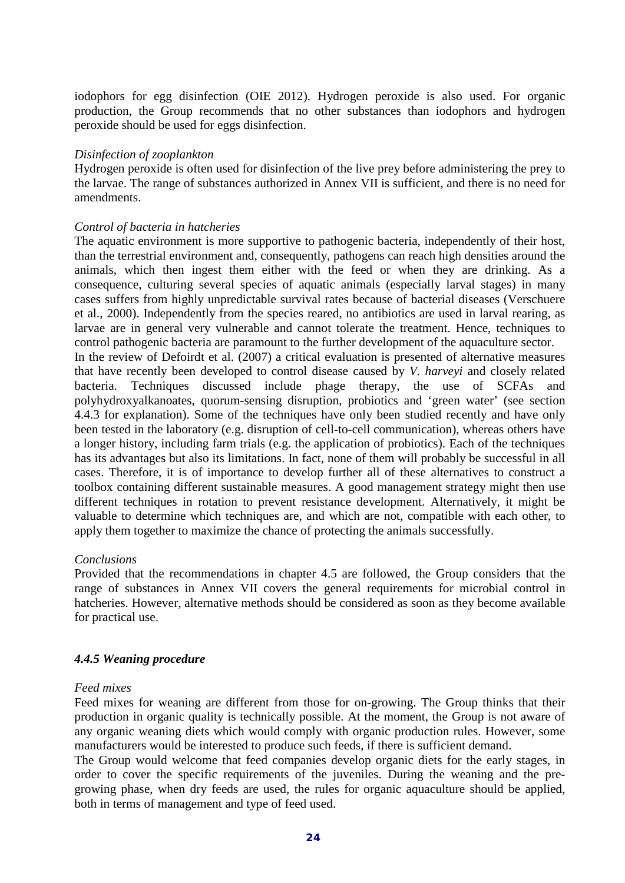iodophors for egg disinfection (OIE 2012). Hydrogen peroxide is also used. For organic production, the Group recommends that no other substances than iodophors and hydrogen peroxide should be used for eggs disinfection.

*Disinfection of zooplankton*

Hydrogen peroxide is often used for disinfection of the live prey before administering the prey to the larvae. The range of substances authorized in Annex VII is sufficient, and there is no need for amendments.

*Control of bacteria in hatcheries*

The aquatic environment is more supportive to pathogenic bacteria, independently of their host, than the terrestrial environment and, consequently, pathogens can reach high densities around the animals, which then ingest them either with the feed or when they are drinking. As a consequence, culturing several species of aquatic animals (especially larval stages) in many cases suffers from highly unpredictable survival rates because of bacterial diseases (Verschuere et al., 2000). Independently from the species reared, no antibiotics are used in larval rearing, as larvae are in general very vulnerable and cannot tolerate the treatment. Hence, techniques to control pathogenic bacteria are paramount to the further development of the aquaculture sector.

In the review of Defoirdt et al. (2007) a critical evaluation is presented of alternative measures that have recently been developed to control disease caused by *V. harveyi* and closely related bacteria. Techniques discussed include phage therapy, the use of SCFAs and polyhydroxyalkanoates, quorum-sensing disruption, probiotics and 'green water' (see section 4.4.3 for explanation). Some of the techniques have only been studied recently and have only been tested in the laboratory (e.g. disruption of cell-to-cell communication), whereas others have a longer history, including farm trials (e.g. the application of probiotics). Each of the techniques has its advantages but also its limitations. In fact, none of them will probably be successful in all cases. Therefore, it is of importance to develop further all of these alternatives to construct a toolbox containing different sustainable measures. A good management strategy might then use different techniques in rotation to prevent resistance development. Alternatively, it might be valuable to determine which techniques are, and which are not, compatible with each other, to apply them together to maximize the chance of protecting the animals successfully.

*Conclusions*

Provided that the recommendations in chapter 4.5 are followed, the Group considers that the range of substances in Annex VII covers the general requirements for microbial control in hatcheries. However, alternative methods should be considered as soon as they become available for practical use.

### *4.4.5 Weaning procedure*

*Feed mixes*

Feed mixes for weaning are different from those for on-growing. The Group thinks that their production in organic quality is technically possible. At the moment, the Group is not aware of any organic weaning diets which would comply with organic production rules. However, some manufacturers would be interested to produce such feeds, if there is sufficient demand.

The Group would welcome that feed companies develop organic diets for the early stages, in order to cover the specific requirements of the juveniles. During the weaning and the pre-growing phase, when dry feeds are used, the rules for organic aquaculture should be applied, both in terms of management and type of feed used.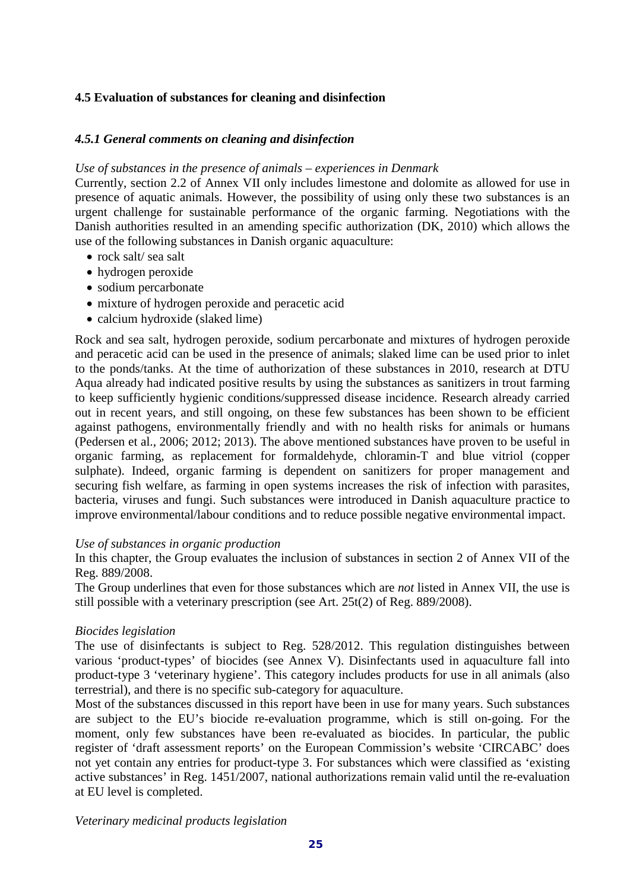## 4.5 Evaluation of substances for cleaning and disinfection

### *4.5.1 General comments on cleaning and disinfection*

*Use of substances in the presence of animals – experiences in Denmark*

Currently, section 2.2 of Annex VII only includes limestone and dolomite as allowed for use in presence of aquatic animals. However, the possibility of using only these two substances is an urgent challenge for sustainable performance of the organic farming. Negotiations with the Danish authorities resulted in an amending specific authorization (DK, 2010) which allows the use of the following substances in Danish organic aquaculture:

- rock salt/ sea salt
- hydrogen peroxide
- sodium percarbonate
- mixture of hydrogen peroxide and peracetic acid
- calcium hydroxide (slaked lime)

Rock and sea salt, hydrogen peroxide, sodium percarbonate and mixtures of hydrogen peroxide and peracetic acid can be used in the presence of animals; slaked lime can be used prior to inlet to the ponds/tanks. At the time of authorization of these substances in 2010, research at DTU Aqua already had indicated positive results by using the substances as sanitizers in trout farming to keep sufficiently hygienic conditions/suppressed disease incidence. Research already carried out in recent years, and still ongoing, on these few substances has been shown to be efficient against pathogens, environmentally friendly and with no health risks for animals or humans (Pedersen et al., 2006; 2012; 2013). The above mentioned substances have proven to be useful in organic farming, as replacement for formaldehyde, chloramin-T and blue vitriol (copper sulphate). Indeed, organic farming is dependent on sanitizers for proper management and securing fish welfare, as farming in open systems increases the risk of infection with parasites, bacteria, viruses and fungi. Such substances were introduced in Danish aquaculture practice to improve environmental/labour conditions and to reduce possible negative environmental impact.

*Use of substances in organic production*

In this chapter, the Group evaluates the inclusion of substances in section 2 of Annex VII of the Reg. 889/2008.

The Group underlines that even for those substances which are *not* listed in Annex VII, the use is still possible with a veterinary prescription (see Art. 25t(2) of Reg. 889/2008).

*Biocides legislation*

The use of disinfectants is subject to Reg. 528/2012. This regulation distinguishes between various 'product-types' of biocides (see Annex V). Disinfectants used in aquaculture fall into product-type 3 'veterinary hygiene'. This category includes products for use in all animals (also terrestrial), and there is no specific sub-category for aquaculture.

Most of the substances discussed in this report have been in use for many years. Such substances are subject to the EU's biocide re-evaluation programme, which is still on-going. For the moment, only few substances have been re-evaluated as biocides. In particular, the public register of 'draft assessment reports' on the European Commission's website 'CIRCABC' does not yet contain any entries for product-type 3. For substances which were classified as 'existing active substances' in Reg. 1451/2007, national authorizations remain valid until the re-evaluation at EU level is completed.

*Veterinary medicinal products legislation*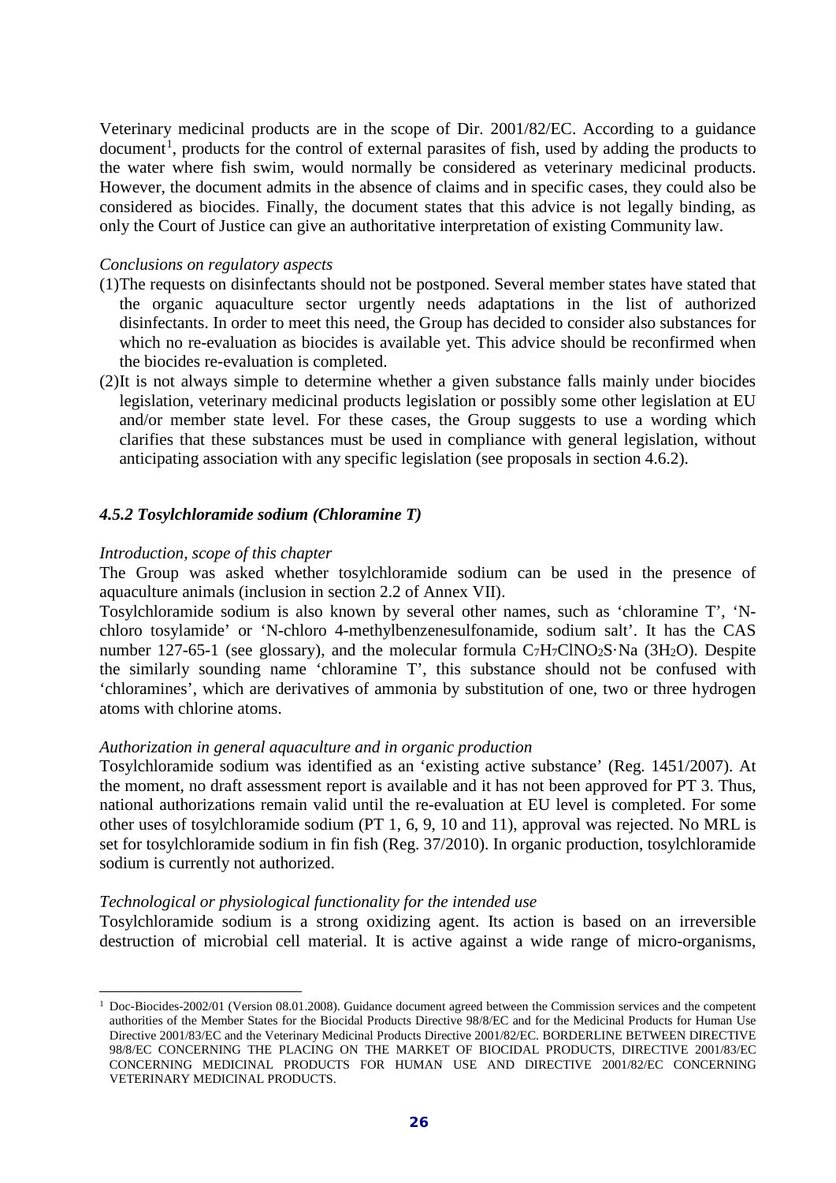Veterinary medicinal products are in the scope of Dir. 2001/82/EC. According to a guidance document[1], products for the control of external parasites of fish, used by adding the products to the water where fish swim, would normally be considered as veterinary medicinal products. However, the document admits in the absence of claims and in specific cases, they could also be considered as biocides. Finally, the document states that this advice is not legally binding, as only the Court of Justice can give an authoritative interpretation of existing Community law.

*Conclusions on regulatory aspects*

(1) The requests on disinfectants should not be postponed. Several member states have stated that the organic aquaculture sector urgently needs adaptations in the list of authorized disinfectants. In order to meet this need, the Group has decided to consider also substances for which no re-evaluation as biocides is available yet. This advice should be reconfirmed when the biocides re-evaluation is completed.

(2) It is not always simple to determine whether a given substance falls mainly under biocides legislation, veterinary medicinal products legislation or possibly some other legislation at EU and/or member state level. For these cases, the Group suggests to use a wording which clarifies that these substances must be used in compliance with general legislation, without anticipating association with any specific legislation (see proposals in section 4.6.2).

### *4.5.2 Tosylchloramide sodium (Chloramine T)*

*Introduction, scope of this chapter*

The Group was asked whether tosylchloramide sodium can be used in the presence of aquaculture animals (inclusion in section 2.2 of Annex VII).

Tosylchloramide sodium is also known by several other names, such as 'chloramine T', 'N-chloro tosylamide' or 'N-chloro 4-methylbenzenesulfonamide, sodium salt'. It has the CAS number 127-65-1 (see glossary), and the molecular formula $C_7H_7ClNO_2S{\cdot}Na$ ($3H_2O$). Despite the similarly sounding name 'chloramine T', this substance should not be confused with 'chloramines', which are derivatives of ammonia by substitution of one, two or three hydrogen atoms with chlorine atoms.

*Authorization in general aquaculture and in organic production*

Tosylchloramide sodium was identified as an 'existing active substance' (Reg. 1451/2007). At the moment, no draft assessment report is available and it has not been approved for PT 3. Thus, national authorizations remain valid until the re-evaluation at EU level is completed. For some other uses of tosylchloramide sodium (PT 1, 6, 9, 10 and 11), approval was rejected. No MRL is set for tosylchloramide sodium in fin fish (Reg. 37/2010). In organic production, tosylchloramide sodium is currently not authorized.

*Technological or physiological functionality for the intended use*

Tosylchloramide sodium is a strong oxidizing agent. Its action is based on an irreversible destruction of microbial cell material. It is active against a wide range of micro-organisms,

---

[1] Doc-Biocides-2002/01 (Version 08.01.2008). Guidance document agreed between the Commission services and the competent authorities of the Member States for the Biocidal Products Directive 98/8/EC and for the Medicinal Products for Human Use Directive 2001/83/EC and the Veterinary Medicinal Products Directive 2001/82/EC. BORDERLINE BETWEEN DIRECTIVE 98/8/EC CONCERNING THE PLACING ON THE MARKET OF BIOCIDAL PRODUCTS, DIRECTIVE 2001/83/EC CONCERNING MEDICINAL PRODUCTS FOR HUMAN USE AND DIRECTIVE 2001/82/EC CONCERNING VETERINARY MEDICINAL PRODUCTS.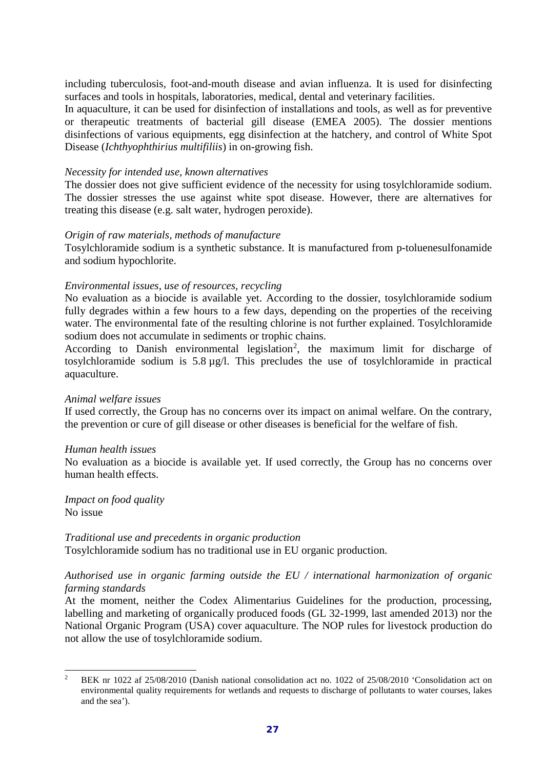including tuberculosis, foot-and-mouth disease and avian influenza. It is used for disinfecting surfaces and tools in hospitals, laboratories, medical, dental and veterinary facilities.

In aquaculture, it can be used for disinfection of installations and tools, as well as for preventive or therapeutic treatments of bacterial gill disease (EMEA 2005). The dossier mentions disinfections of various equipments, egg disinfection at the hatchery, and control of White Spot Disease (*Ichthyophthirius multifiliis*) in on-growing fish.

*Necessity for intended use, known alternatives*

The dossier does not give sufficient evidence of the necessity for using tosylchloramide sodium. The dossier stresses the use against white spot disease. However, there are alternatives for treating this disease (e.g. salt water, hydrogen peroxide).

*Origin of raw materials, methods of manufacture*

Tosylchloramide sodium is a synthetic substance. It is manufactured from p-toluenesulfonamide and sodium hypochlorite.

*Environmental issues, use of resources, recycling*

No evaluation as a biocide is available yet. According to the dossier, tosylchloramide sodium fully degrades within a few hours to a few days, depending on the properties of the receiving water. The environmental fate of the resulting chlorine is not further explained. Tosylchloramide sodium does not accumulate in sediments or trophic chains.

According to Danish environmental legislation[2], the maximum limit for discharge of tosylchloramide sodium is 5.8 µg/l. This precludes the use of tosylchloramide in practical aquaculture.

*Animal welfare issues*

If used correctly, the Group has no concerns over its impact on animal welfare. On the contrary, the prevention or cure of gill disease or other diseases is beneficial for the welfare of fish.

*Human health issues*

No evaluation as a biocide is available yet. If used correctly, the Group has no concerns over human health effects.

*Impact on food quality*

No issue

*Traditional use and precedents in organic production*

Tosylchloramide sodium has no traditional use in EU organic production.

*Authorised use in organic farming outside the EU / international harmonization of organic farming standards*

At the moment, neither the Codex Alimentarius Guidelines for the production, processing, labelling and marketing of organically produced foods (GL 32-1999, last amended 2013) nor the National Organic Program (USA) cover aquaculture. The NOP rules for livestock production do not allow the use of tosylchloramide sodium.

---

[2] BEK nr 1022 af 25/08/2010 (Danish national consolidation act no. 1022 of 25/08/2010 'Consolidation act on environmental quality requirements for wetlands and requests to discharge of pollutants to water courses, lakes and the sea').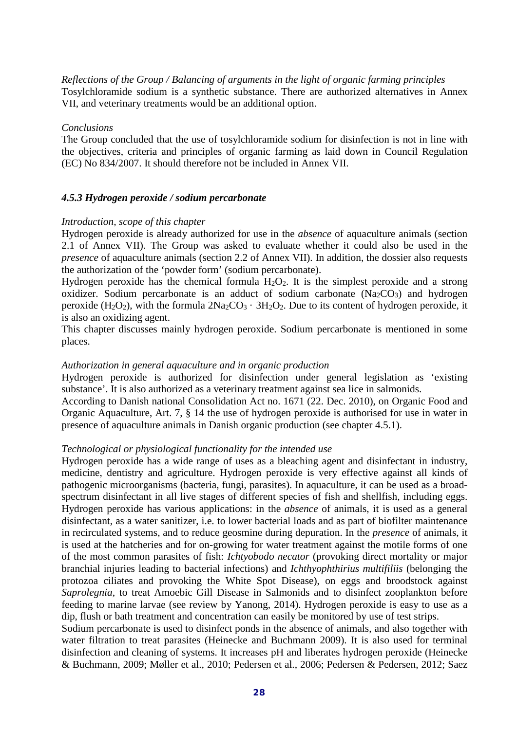*Reflections of the Group / Balancing of arguments in the light of organic farming principles*
Tosylchloramide sodium is a synthetic substance. There are authorized alternatives in Annex VII, and veterinary treatments would be an additional option.

*Conclusions*
The Group concluded that the use of tosylchloramide sodium for disinfection is not in line with the objectives, criteria and principles of organic farming as laid down in Council Regulation (EC) No 834/2007. It should therefore not be included in Annex VII.

### *4.5.3 Hydrogen peroxide / sodium percarbonate*

*Introduction, scope of this chapter*
Hydrogen peroxide is already authorized for use in the *absence* of aquaculture animals (section 2.1 of Annex VII). The Group was asked to evaluate whether it could also be used in the *presence* of aquaculture animals (section 2.2 of Annex VII). In addition, the dossier also requests the authorization of the 'powder form' (sodium percarbonate).
Hydrogen peroxide has the chemical formula $H_2O_2$. It is the simplest peroxide and a strong oxidizer. Sodium percarbonate is an adduct of sodium carbonate ($Na_2CO_3$) and hydrogen peroxide ($H_2O_2$), with the formula $2Na_2CO_3 \cdot 3H_2O_2$. Due to its content of hydrogen peroxide, it is also an oxidizing agent.
This chapter discusses mainly hydrogen peroxide. Sodium percarbonate is mentioned in some places.

*Authorization in general aquaculture and in organic production*
Hydrogen peroxide is authorized for disinfection under general legislation as 'existing substance'. It is also authorized as a veterinary treatment against sea lice in salmonids.
According to Danish national Consolidation Act no. 1671 (22. Dec. 2010), on Organic Food and Organic Aquaculture, Art. 7, § 14 the use of hydrogen peroxide is authorised for use in water in presence of aquaculture animals in Danish organic production (see chapter 4.5.1).

*Technological or physiological functionality for the intended use*
Hydrogen peroxide has a wide range of uses as a bleaching agent and disinfectant in industry, medicine, dentistry and agriculture. Hydrogen peroxide is very effective against all kinds of pathogenic microorganisms (bacteria, fungi, parasites). In aquaculture, it can be used as a broad-spectrum disinfectant in all live stages of different species of fish and shellfish, including eggs. Hydrogen peroxide has various applications: in the *absence* of animals, it is used as a general disinfectant, as a water sanitizer, i.e. to lower bacterial loads and as part of biofilter maintenance in recirculated systems, and to reduce geosmine during depuration. In the *presence* of animals, it is used at the hatcheries and for on-growing for water treatment against the motile forms of one of the most common parasites of fish: *Ichtyobodo necator* (provoking direct mortality or major branchial injuries leading to bacterial infections) and *Ichthyophthirius multifiliis* (belonging the protozoa ciliates and provoking the White Spot Disease), on eggs and broodstock against *Saprolegnia*, to treat Amoebic Gill Disease in Salmonids and to disinfect zooplankton before feeding to marine larvae (see review by Yanong, 2014). Hydrogen peroxide is easy to use as a dip, flush or bath treatment and concentration can easily be monitored by use of test strips.
Sodium percarbonate is used to disinfect ponds in the absence of animals, and also together with water filtration to treat parasites (Heinecke and Buchmann 2009). It is also used for terminal disinfection and cleaning of systems. It increases pH and liberates hydrogen peroxide (Heinecke & Buchmann, 2009; Møller et al., 2010; Pedersen et al., 2006; Pedersen & Pedersen, 2012; Saez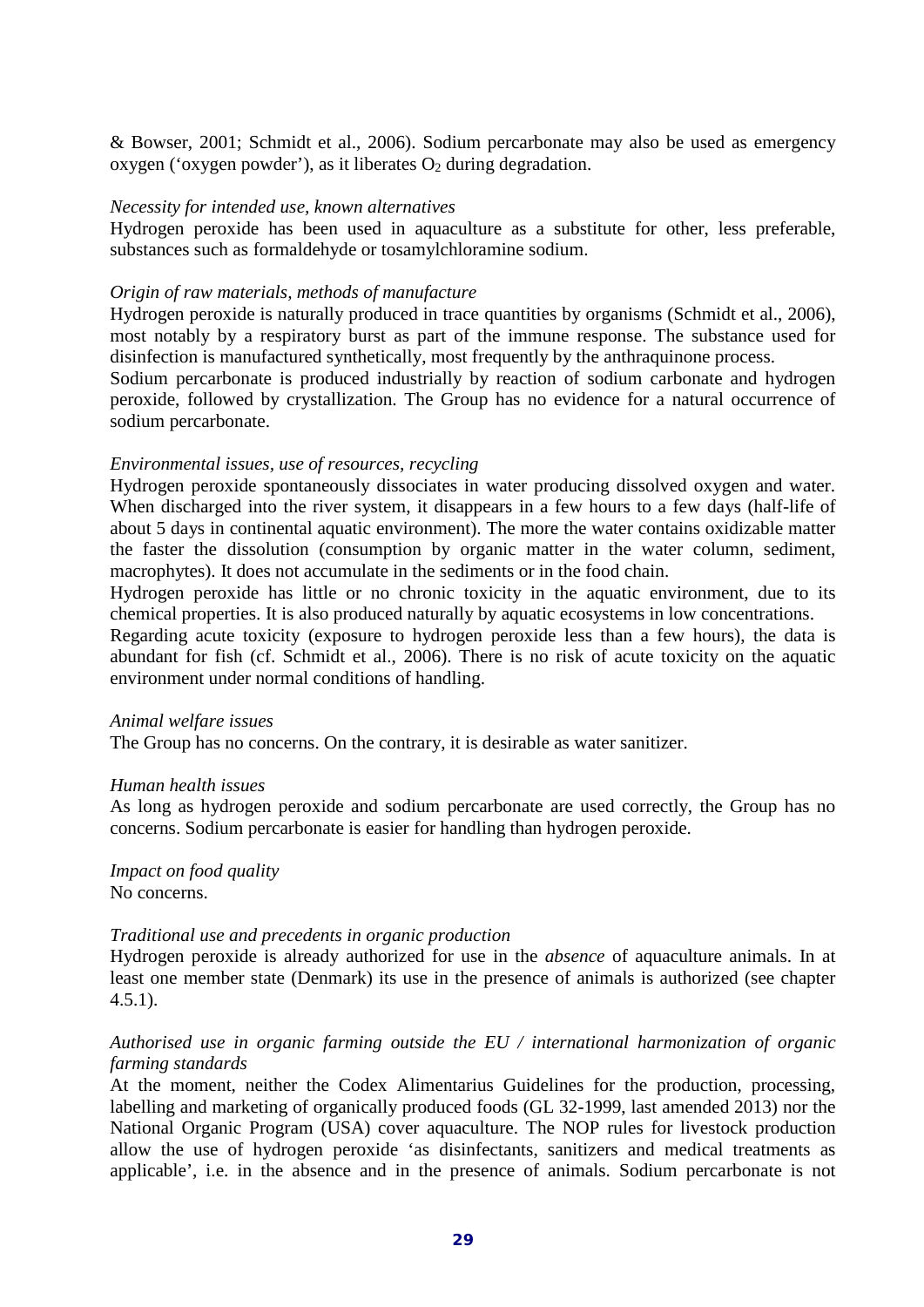& Bowser, 2001; Schmidt et al., 2006). Sodium percarbonate may also be used as emergency oxygen ('oxygen powder'), as it liberates $O_2$ during degradation.

*Necessity for intended use, known alternatives*

Hydrogen peroxide has been used in aquaculture as a substitute for other, less preferable, substances such as formaldehyde or tosamylchloramine sodium.

*Origin of raw materials, methods of manufacture*

Hydrogen peroxide is naturally produced in trace quantities by organisms (Schmidt et al., 2006), most notably by a respiratory burst as part of the immune response. The substance used for disinfection is manufactured synthetically, most frequently by the anthraquinone process.

Sodium percarbonate is produced industrially by reaction of sodium carbonate and hydrogen peroxide, followed by crystallization. The Group has no evidence for a natural occurrence of sodium percarbonate.

*Environmental issues, use of resources, recycling*

Hydrogen peroxide spontaneously dissociates in water producing dissolved oxygen and water. When discharged into the river system, it disappears in a few hours to a few days (half-life of about 5 days in continental aquatic environment). The more the water contains oxidizable matter the faster the dissolution (consumption by organic matter in the water column, sediment, macrophytes). It does not accumulate in the sediments or in the food chain.

Hydrogen peroxide has little or no chronic toxicity in the aquatic environment, due to its chemical properties. It is also produced naturally by aquatic ecosystems in low concentrations.

Regarding acute toxicity (exposure to hydrogen peroxide less than a few hours), the data is abundant for fish (cf. Schmidt et al., 2006). There is no risk of acute toxicity on the aquatic environment under normal conditions of handling.

*Animal welfare issues*

The Group has no concerns. On the contrary, it is desirable as water sanitizer.

*Human health issues*

As long as hydrogen peroxide and sodium percarbonate are used correctly, the Group has no concerns. Sodium percarbonate is easier for handling than hydrogen peroxide.

*Impact on food quality*

No concerns.

*Traditional use and precedents in organic production*

Hydrogen peroxide is already authorized for use in the *absence* of aquaculture animals. In at least one member state (Denmark) its use in the presence of animals is authorized (see chapter 4.5.1).

*Authorised use in organic farming outside the EU / international harmonization of organic farming standards*

At the moment, neither the Codex Alimentarius Guidelines for the production, processing, labelling and marketing of organically produced foods (GL 32-1999, last amended 2013) nor the National Organic Program (USA) cover aquaculture. The NOP rules for livestock production allow the use of hydrogen peroxide 'as disinfectants, sanitizers and medical treatments as applicable', i.e. in the absence and in the presence of animals. Sodium percarbonate is not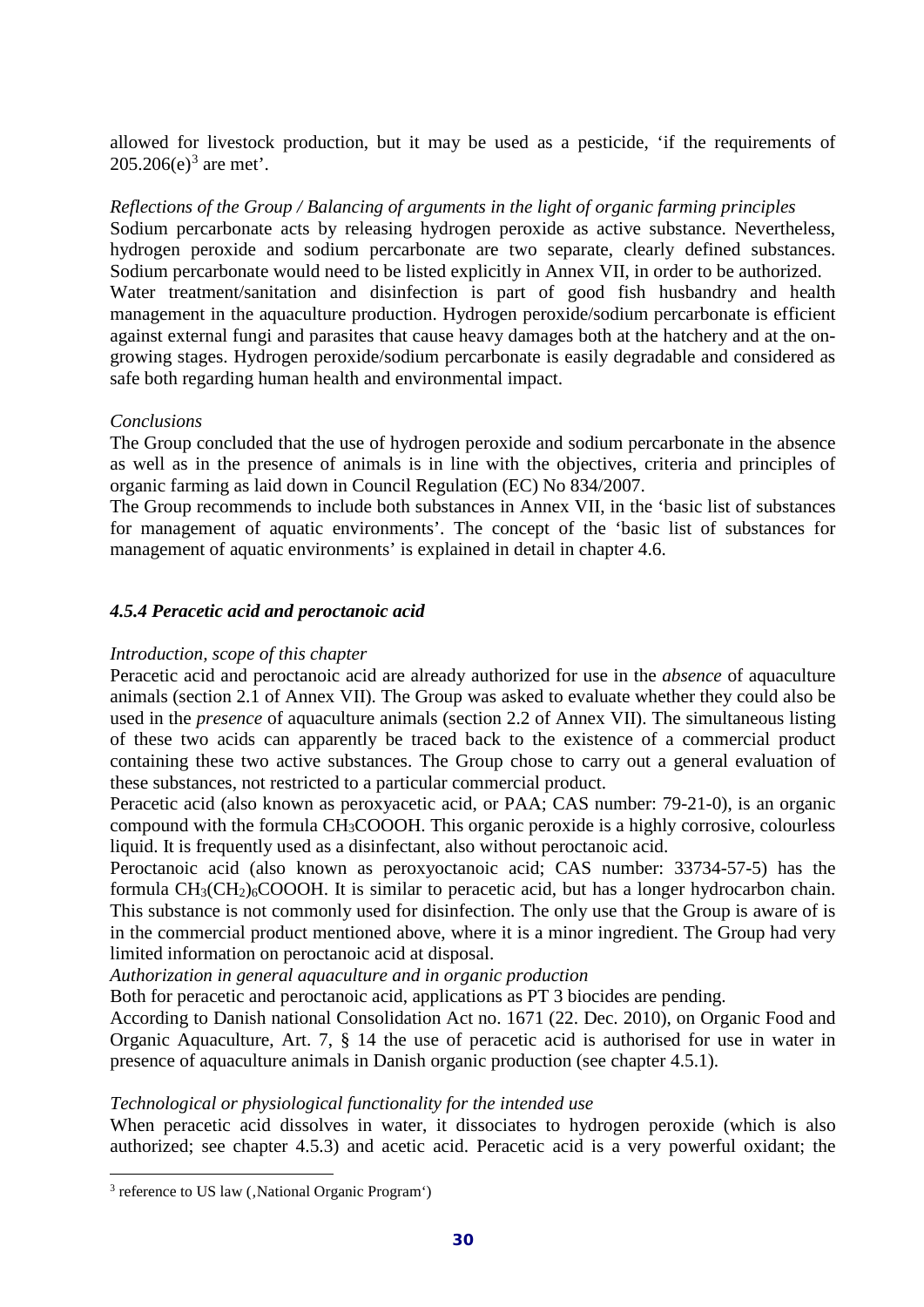allowed for livestock production, but it may be used as a pesticide, 'if the requirements of 205.206(e)[3] are met'.

*Reflections of the Group / Balancing of arguments in the light of organic farming principles*

Sodium percarbonate acts by releasing hydrogen peroxide as active substance. Nevertheless, hydrogen peroxide and sodium percarbonate are two separate, clearly defined substances. Sodium percarbonate would need to be listed explicitly in Annex VII, in order to be authorized.

Water treatment/sanitation and disinfection is part of good fish husbandry and health management in the aquaculture production. Hydrogen peroxide/sodium percarbonate is efficient against external fungi and parasites that cause heavy damages both at the hatchery and at the on-growing stages. Hydrogen peroxide/sodium percarbonate is easily degradable and considered as safe both regarding human health and environmental impact.

*Conclusions*

The Group concluded that the use of hydrogen peroxide and sodium percarbonate in the absence as well as in the presence of animals is in line with the objectives, criteria and principles of organic farming as laid down in Council Regulation (EC) No 834/2007.

The Group recommends to include both substances in Annex VII, in the 'basic list of substances for management of aquatic environments'. The concept of the 'basic list of substances for management of aquatic environments' is explained in detail in chapter 4.6.

### *4.5.4 Peracetic acid and peroctanoic acid*

*Introduction, scope of this chapter*

Peracetic acid and peroctanoic acid are already authorized for use in the *absence* of aquaculture animals (section 2.1 of Annex VII). The Group was asked to evaluate whether they could also be used in the *presence* of aquaculture animals (section 2.2 of Annex VII). The simultaneous listing of these two acids can apparently be traced back to the existence of a commercial product containing these two active substances. The Group chose to carry out a general evaluation of these substances, not restricted to a particular commercial product.

Peracetic acid (also known as peroxyacetic acid, or PAA; CAS number: 79-21-0), is an organic compound with the formula $CH_3COOOH$. This organic peroxide is a highly corrosive, colourless liquid. It is frequently used as a disinfectant, also without peroctanoic acid.

Peroctanoic acid (also known as peroxyoctanoic acid; CAS number: 33734-57-5) has the formula $CH_3(CH_2)_6COOOH$. It is similar to peracetic acid, but has a longer hydrocarbon chain. This substance is not commonly used for disinfection. The only use that the Group is aware of is in the commercial product mentioned above, where it is a minor ingredient. The Group had very limited information on peroctanoic acid at disposal.

*Authorization in general aquaculture and in organic production*

Both for peracetic and peroctanoic acid, applications as PT 3 biocides are pending.

According to Danish national Consolidation Act no. 1671 (22. Dec. 2010), on Organic Food and Organic Aquaculture, Art. 7, § 14 the use of peracetic acid is authorised for use in water in presence of aquaculture animals in Danish organic production (see chapter 4.5.1).

*Technological or physiological functionality for the intended use*

When peracetic acid dissolves in water, it dissociates to hydrogen peroxide (which is also authorized; see chapter 4.5.3) and acetic acid. Peracetic acid is a very powerful oxidant; the

[3] reference to US law (‚National Organic Program')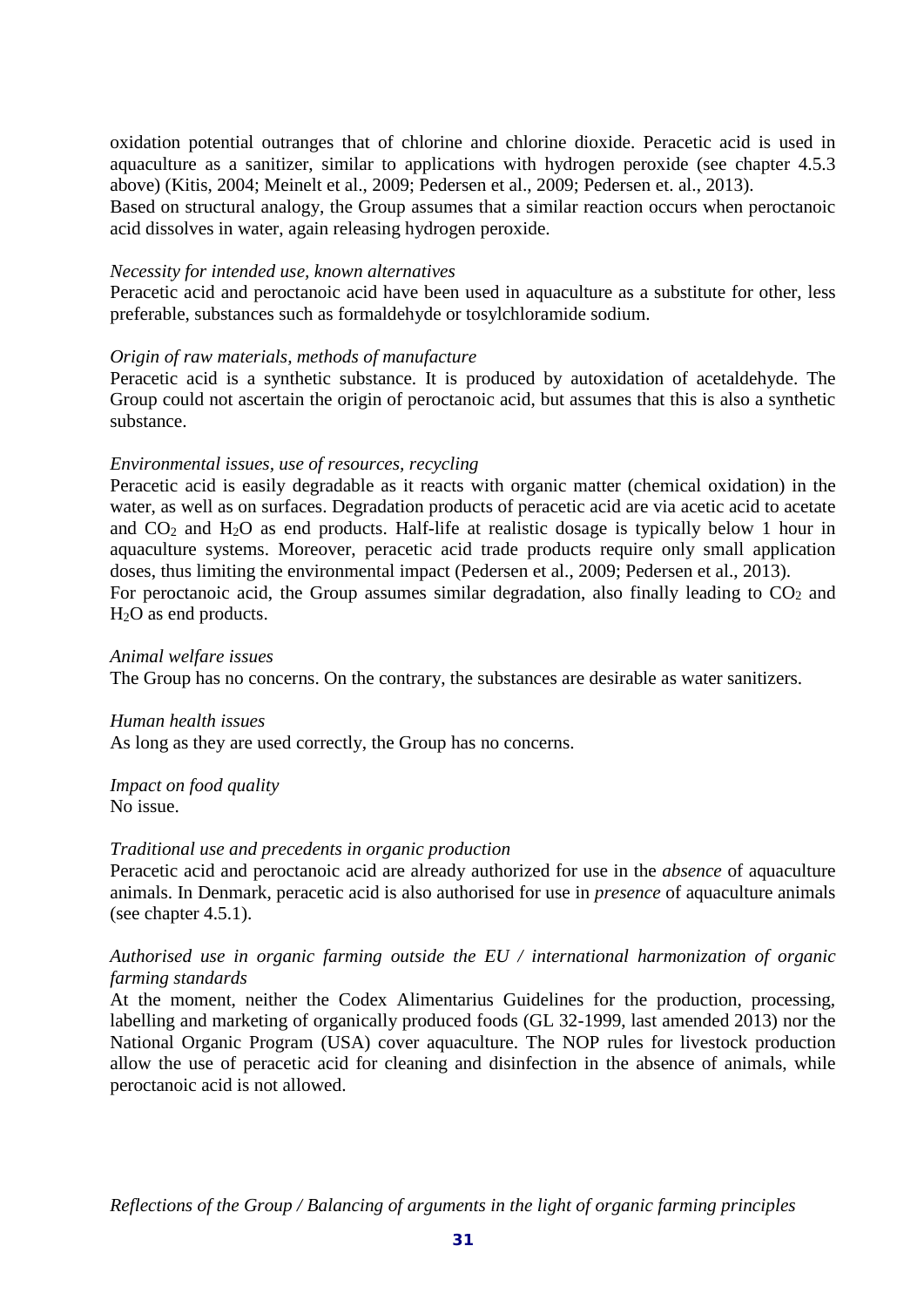oxidation potential outranges that of chlorine and chlorine dioxide. Peracetic acid is used in aquaculture as a sanitizer, similar to applications with hydrogen peroxide (see chapter 4.5.3 above) (Kitis, 2004; Meinelt et al., 2009; Pedersen et al., 2009; Pedersen et. al., 2013).
Based on structural analogy, the Group assumes that a similar reaction occurs when peroctanoic acid dissolves in water, again releasing hydrogen peroxide.

*Necessity for intended use, known alternatives*
Peracetic acid and peroctanoic acid have been used in aquaculture as a substitute for other, less preferable, substances such as formaldehyde or tosylchloramide sodium.

*Origin of raw materials, methods of manufacture*
Peracetic acid is a synthetic substance. It is produced by autoxidation of acetaldehyde. The Group could not ascertain the origin of peroctanoic acid, but assumes that this is also a synthetic substance.

*Environmental issues, use of resources, recycling*
Peracetic acid is easily degradable as it reacts with organic matter (chemical oxidation) in the water, as well as on surfaces. Degradation products of peracetic acid are via acetic acid to acetate and $CO_2$ and $H_2O$ as end products. Half-life at realistic dosage is typically below 1 hour in aquaculture systems. Moreover, peracetic acid trade products require only small application doses, thus limiting the environmental impact (Pedersen et al., 2009; Pedersen et al., 2013).
For peroctanoic acid, the Group assumes similar degradation, also finally leading to $CO_2$ and $H_2O$ as end products.

*Animal welfare issues*
The Group has no concerns. On the contrary, the substances are desirable as water sanitizers.

*Human health issues*
As long as they are used correctly, the Group has no concerns.

*Impact on food quality*
No issue.

*Traditional use and precedents in organic production*
Peracetic acid and peroctanoic acid are already authorized for use in the *absence* of aquaculture animals. In Denmark, peracetic acid is also authorised for use in *presence* of aquaculture animals (see chapter 4.5.1).

*Authorised use in organic farming outside the EU / international harmonization of organic farming standards*
At the moment, neither the Codex Alimentarius Guidelines for the production, processing, labelling and marketing of organically produced foods (GL 32-1999, last amended 2013) nor the National Organic Program (USA) cover aquaculture. The NOP rules for livestock production allow the use of peracetic acid for cleaning and disinfection in the absence of animals, while peroctanoic acid is not allowed.

*Reflections of the Group / Balancing of arguments in the light of organic farming principles*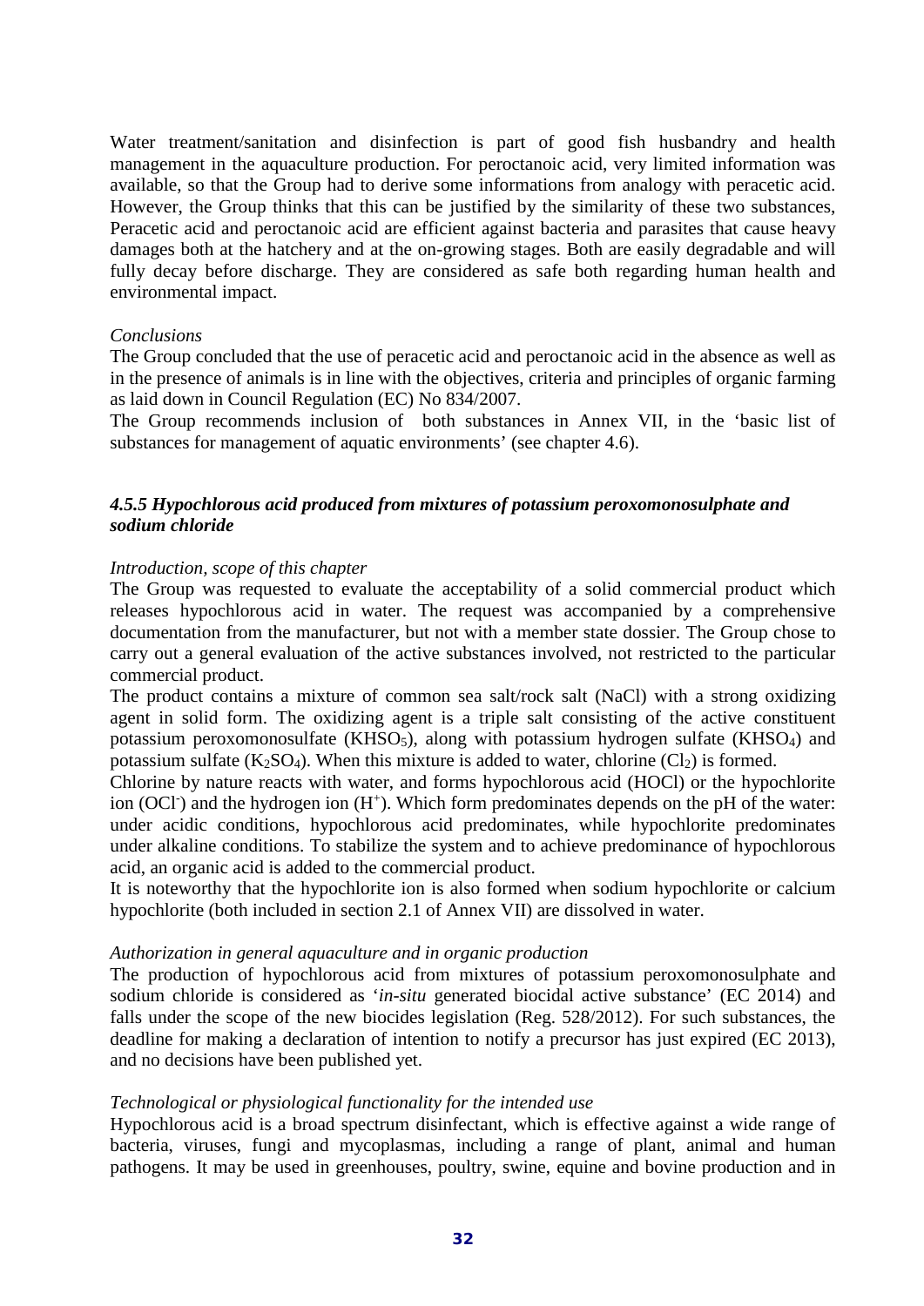Water treatment/sanitation and disinfection is part of good fish husbandry and health management in the aquaculture production. For peroctanoic acid, very limited information was available, so that the Group had to derive some informations from analogy with peracetic acid. However, the Group thinks that this can be justified by the similarity of these two substances, Peracetic acid and peroctanoic acid are efficient against bacteria and parasites that cause heavy damages both at the hatchery and at the on-growing stages. Both are easily degradable and will fully decay before discharge. They are considered as safe both regarding human health and environmental impact.

*Conclusions*

The Group concluded that the use of peracetic acid and peroctanoic acid in the absence as well as in the presence of animals is in line with the objectives, criteria and principles of organic farming as laid down in Council Regulation (EC) No 834/2007.

The Group recommends inclusion of both substances in Annex VII, in the 'basic list of substances for management of aquatic environments' (see chapter 4.6).

#### *4.5.5 Hypochlorous acid produced from mixtures of potassium peroxomonosulphate and sodium chloride*

*Introduction, scope of this chapter*

The Group was requested to evaluate the acceptability of a solid commercial product which releases hypochlorous acid in water. The request was accompanied by a comprehensive documentation from the manufacturer, but not with a member state dossier. The Group chose to carry out a general evaluation of the active substances involved, not restricted to the particular commercial product.

The product contains a mixture of common sea salt/rock salt (NaCl) with a strong oxidizing agent in solid form. The oxidizing agent is a triple salt consisting of the active constituent potassium peroxomonosulfate ($KHSO_5$), along with potassium hydrogen sulfate ($KHSO_4$) and potassium sulfate ($K_2SO_4$). When this mixture is added to water, chlorine ($Cl_2$) is formed.

Chlorine by nature reacts with water, and forms hypochlorous acid (HOCl) or the hypochlorite ion ($OCl^-$) and the hydrogen ion ($H^+$). Which form predominates depends on the pH of the water: under acidic conditions, hypochlorous acid predominates, while hypochlorite predominates under alkaline conditions. To stabilize the system and to achieve predominance of hypochlorous acid, an organic acid is added to the commercial product.

It is noteworthy that the hypochlorite ion is also formed when sodium hypochlorite or calcium hypochlorite (both included in section 2.1 of Annex VII) are dissolved in water.

*Authorization in general aquaculture and in organic production*

The production of hypochlorous acid from mixtures of potassium peroxomonosulphate and sodium chloride is considered as '*in-situ* generated biocidal active substance' (EC 2014) and falls under the scope of the new biocides legislation (Reg. 528/2012). For such substances, the deadline for making a declaration of intention to notify a precursor has just expired (EC 2013), and no decisions have been published yet.

*Technological or physiological functionality for the intended use*

Hypochlorous acid is a broad spectrum disinfectant, which is effective against a wide range of bacteria, viruses, fungi and mycoplasmas, including a range of plant, animal and human pathogens. It may be used in greenhouses, poultry, swine, equine and bovine production and in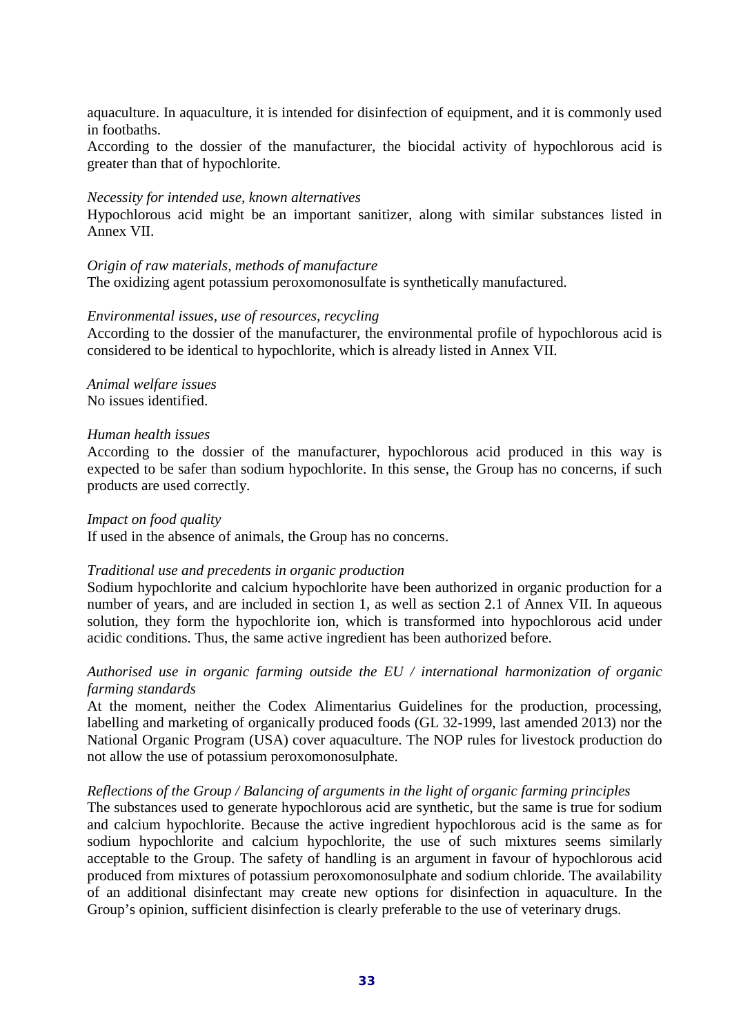aquaculture. In aquaculture, it is intended for disinfection of equipment, and it is commonly used in footbaths.

According to the dossier of the manufacturer, the biocidal activity of hypochlorous acid is greater than that of hypochlorite.

*Necessity for intended use, known alternatives*

Hypochlorous acid might be an important sanitizer, along with similar substances listed in Annex VII.

*Origin of raw materials, methods of manufacture*

The oxidizing agent potassium peroxomonosulfate is synthetically manufactured.

*Environmental issues, use of resources, recycling*

According to the dossier of the manufacturer, the environmental profile of hypochlorous acid is considered to be identical to hypochlorite, which is already listed in Annex VII.

*Animal welfare issues*

No issues identified.

*Human health issues*

According to the dossier of the manufacturer, hypochlorous acid produced in this way is expected to be safer than sodium hypochlorite. In this sense, the Group has no concerns, if such products are used correctly.

*Impact on food quality*

If used in the absence of animals, the Group has no concerns.

*Traditional use and precedents in organic production*

Sodium hypochlorite and calcium hypochlorite have been authorized in organic production for a number of years, and are included in section 1, as well as section 2.1 of Annex VII. In aqueous solution, they form the hypochlorite ion, which is transformed into hypochlorous acid under acidic conditions. Thus, the same active ingredient has been authorized before.

*Authorised use in organic farming outside the EU / international harmonization of organic farming standards*

At the moment, neither the Codex Alimentarius Guidelines for the production, processing, labelling and marketing of organically produced foods (GL 32-1999, last amended 2013) nor the National Organic Program (USA) cover aquaculture. The NOP rules for livestock production do not allow the use of potassium peroxomonosulphate.

*Reflections of the Group / Balancing of arguments in the light of organic farming principles*

The substances used to generate hypochlorous acid are synthetic, but the same is true for sodium and calcium hypochlorite. Because the active ingredient hypochlorous acid is the same as for sodium hypochlorite and calcium hypochlorite, the use of such mixtures seems similarly acceptable to the Group. The safety of handling is an argument in favour of hypochlorous acid produced from mixtures of potassium peroxomonosulphate and sodium chloride. The availability of an additional disinfectant may create new options for disinfection in aquaculture. In the Group's opinion, sufficient disinfection is clearly preferable to the use of veterinary drugs.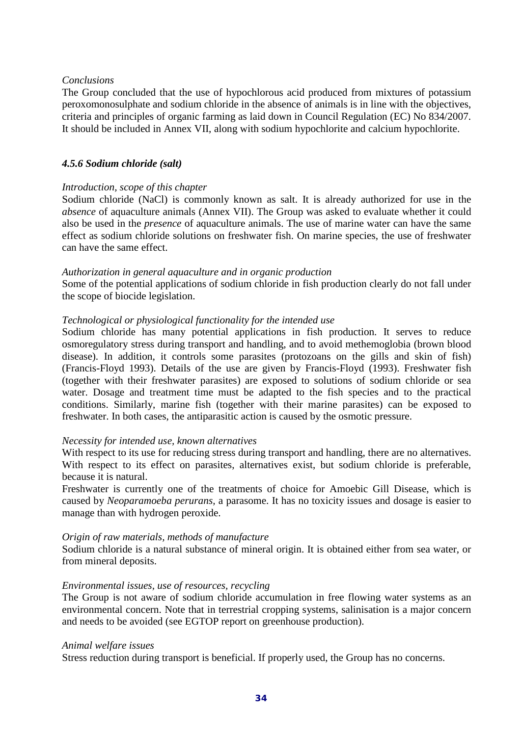*Conclusions*

The Group concluded that the use of hypochlorous acid produced from mixtures of potassium peroxomonosulphate and sodium chloride in the absence of animals is in line with the objectives, criteria and principles of organic farming as laid down in Council Regulation (EC) No 834/2007. It should be included in Annex VII, along with sodium hypochlorite and calcium hypochlorite.

### *4.5.6 Sodium chloride (salt)*

*Introduction, scope of this chapter*

Sodium chloride (NaCl) is commonly known as salt. It is already authorized for use in the *absence* of aquaculture animals (Annex VII). The Group was asked to evaluate whether it could also be used in the *presence* of aquaculture animals. The use of marine water can have the same effect as sodium chloride solutions on freshwater fish. On marine species, the use of freshwater can have the same effect.

*Authorization in general aquaculture and in organic production*

Some of the potential applications of sodium chloride in fish production clearly do not fall under the scope of biocide legislation.

*Technological or physiological functionality for the intended use*

Sodium chloride has many potential applications in fish production. It serves to reduce osmoregulatory stress during transport and handling, and to avoid methemoglobia (brown blood disease). In addition, it controls some parasites (protozoans on the gills and skin of fish) (Francis-Floyd 1993). Details of the use are given by Francis-Floyd (1993). Freshwater fish (together with their freshwater parasites) are exposed to solutions of sodium chloride or sea water. Dosage and treatment time must be adapted to the fish species and to the practical conditions. Similarly, marine fish (together with their marine parasites) can be exposed to freshwater. In both cases, the antiparasitic action is caused by the osmotic pressure.

*Necessity for intended use, known alternatives*

With respect to its use for reducing stress during transport and handling, there are no alternatives. With respect to its effect on parasites, alternatives exist, but sodium chloride is preferable, because it is natural.

Freshwater is currently one of the treatments of choice for Amoebic Gill Disease, which is caused by *Neoparamoeba perurans,* a parasome. It has no toxicity issues and dosage is easier to manage than with hydrogen peroxide.

*Origin of raw materials, methods of manufacture*

Sodium chloride is a natural substance of mineral origin. It is obtained either from sea water, or from mineral deposits.

*Environmental issues, use of resources, recycling*

The Group is not aware of sodium chloride accumulation in free flowing water systems as an environmental concern. Note that in terrestrial cropping systems, salinisation is a major concern and needs to be avoided (see EGTOP report on greenhouse production).

*Animal welfare issues*

Stress reduction during transport is beneficial. If properly used, the Group has no concerns.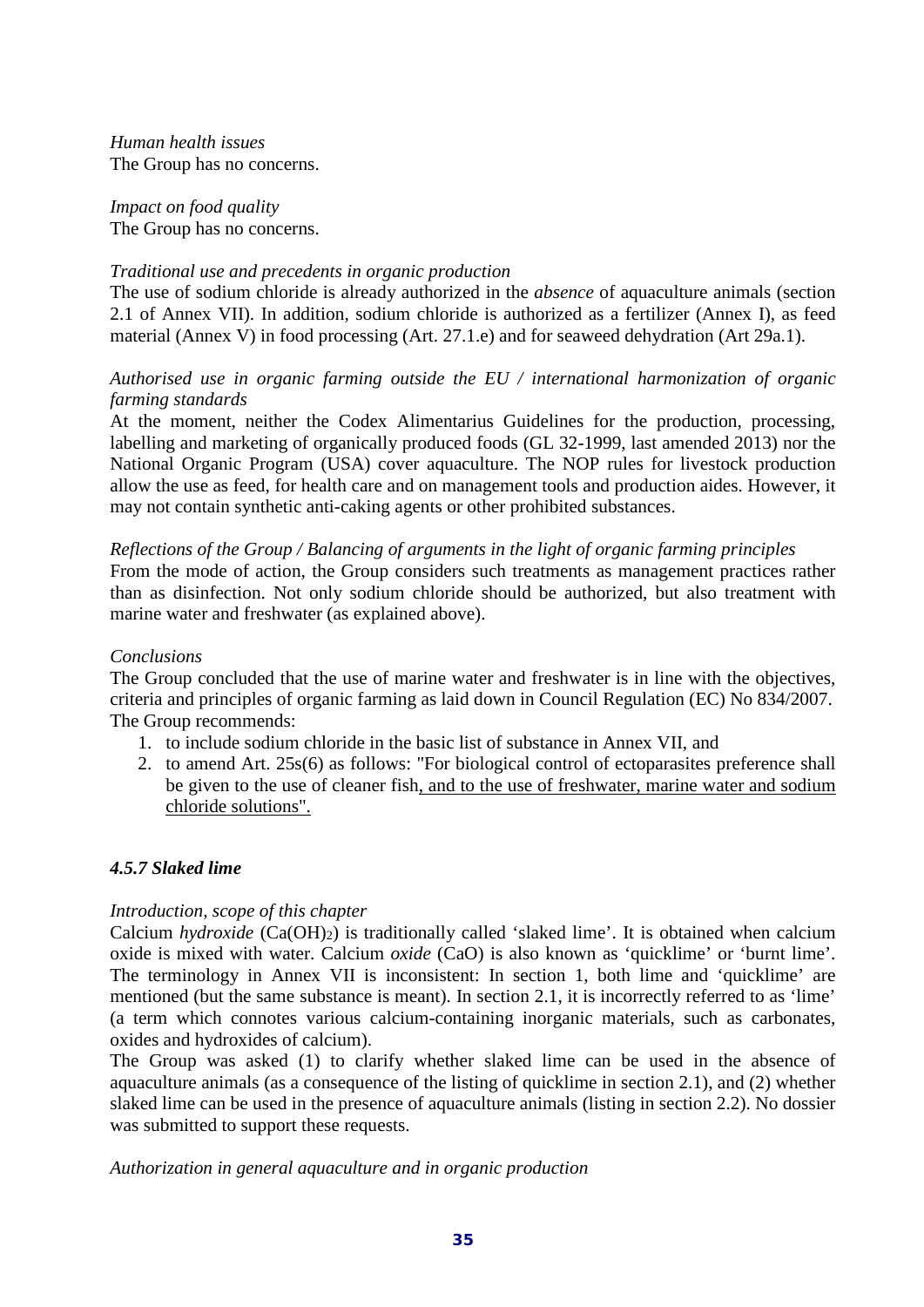*Human health issues*
The Group has no concerns.

*Impact on food quality*
The Group has no concerns.

*Traditional use and precedents in organic production*
The use of sodium chloride is already authorized in the *absence* of aquaculture animals (section 2.1 of Annex VII). In addition, sodium chloride is authorized as a fertilizer (Annex I), as feed material (Annex V) in food processing (Art. 27.1.e) and for seaweed dehydration (Art 29a.1).

*Authorised use in organic farming outside the EU / international harmonization of organic farming standards*
At the moment, neither the Codex Alimentarius Guidelines for the production, processing, labelling and marketing of organically produced foods (GL 32-1999, last amended 2013) nor the National Organic Program (USA) cover aquaculture. The NOP rules for livestock production allow the use as feed, for health care and on management tools and production aides. However, it may not contain synthetic anti-caking agents or other prohibited substances.

*Reflections of the Group / Balancing of arguments in the light of organic farming principles*
From the mode of action, the Group considers such treatments as management practices rather than as disinfection. Not only sodium chloride should be authorized, but also treatment with marine water and freshwater (as explained above).

*Conclusions*
The Group concluded that the use of marine water and freshwater is in line with the objectives, criteria and principles of organic farming as laid down in Council Regulation (EC) No 834/2007. The Group recommends:

1. to include sodium chloride in the basic list of substance in Annex VII, and
2. to amend Art. 25s(6) as follows: "For biological control of ectoparasites preference shall be given to the use of cleaner fish<u>, and to the use of freshwater, marine water and sodium chloride solutions".</u>

#### *4.5.7 Slaked lime*

*Introduction, scope of this chapter*
Calcium *hydroxide* ($Ca(OH)_2$) is traditionally called 'slaked lime'. It is obtained when calcium oxide is mixed with water. Calcium *oxide* (CaO) is also known as 'quicklime' or 'burnt lime'. The terminology in Annex VII is inconsistent: In section 1, both lime and 'quicklime' are mentioned (but the same substance is meant). In section 2.1, it is incorrectly referred to as 'lime' (a term which connotes various calcium-containing inorganic materials, such as carbonates, oxides and hydroxides of calcium).
The Group was asked (1) to clarify whether slaked lime can be used in the absence of aquaculture animals (as a consequence of the listing of quicklime in section 2.1), and (2) whether slaked lime can be used in the presence of aquaculture animals (listing in section 2.2). No dossier was submitted to support these requests.

*Authorization in general aquaculture and in organic production*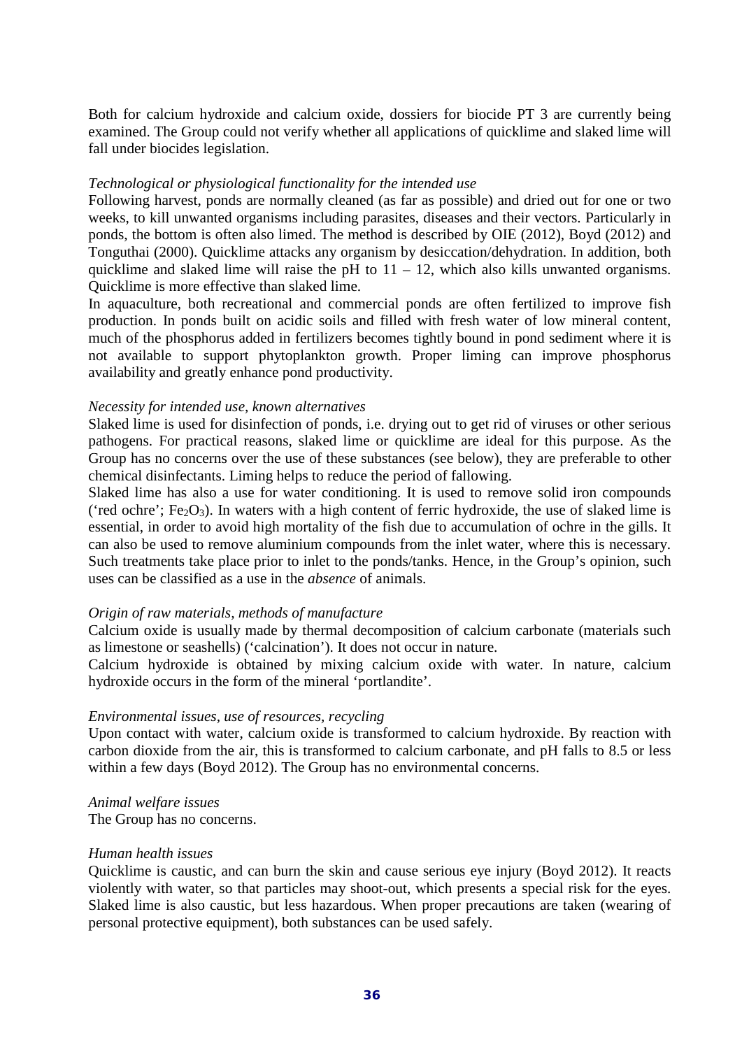Both for calcium hydroxide and calcium oxide, dossiers for biocide PT 3 are currently being examined. The Group could not verify whether all applications of quicklime and slaked lime will fall under biocides legislation.

*Technological or physiological functionality for the intended use*

Following harvest, ponds are normally cleaned (as far as possible) and dried out for one or two weeks, to kill unwanted organisms including parasites, diseases and their vectors. Particularly in ponds, the bottom is often also limed. The method is described by OIE (2012), Boyd (2012) and Tonguthai (2000). Quicklime attacks any organism by desiccation/dehydration. In addition, both quicklime and slaked lime will raise the pH to 11 – 12, which also kills unwanted organisms. Quicklime is more effective than slaked lime.

In aquaculture, both recreational and commercial ponds are often fertilized to improve fish production. In ponds built on acidic soils and filled with fresh water of low mineral content, much of the phosphorus added in fertilizers becomes tightly bound in pond sediment where it is not available to support phytoplankton growth. Proper liming can improve phosphorus availability and greatly enhance pond productivity.

*Necessity for intended use, known alternatives*

Slaked lime is used for disinfection of ponds, i.e. drying out to get rid of viruses or other serious pathogens. For practical reasons, slaked lime or quicklime are ideal for this purpose. As the Group has no concerns over the use of these substances (see below), they are preferable to other chemical disinfectants. Liming helps to reduce the period of fallowing.

Slaked lime has also a use for water conditioning. It is used to remove solid iron compounds ('red ochre'; $Fe_2O_3$). In waters with a high content of ferric hydroxide, the use of slaked lime is essential, in order to avoid high mortality of the fish due to accumulation of ochre in the gills. It can also be used to remove aluminium compounds from the inlet water, where this is necessary. Such treatments take place prior to inlet to the ponds/tanks. Hence, in the Group's opinion, such uses can be classified as a use in the *absence* of animals.

*Origin of raw materials, methods of manufacture*

Calcium oxide is usually made by thermal decomposition of calcium carbonate (materials such as limestone or seashells) ('calcination'). It does not occur in nature.

Calcium hydroxide is obtained by mixing calcium oxide with water. In nature, calcium hydroxide occurs in the form of the mineral 'portlandite'.

*Environmental issues, use of resources, recycling*

Upon contact with water, calcium oxide is transformed to calcium hydroxide. By reaction with carbon dioxide from the air, this is transformed to calcium carbonate, and pH falls to 8.5 or less within a few days (Boyd 2012). The Group has no environmental concerns.

*Animal welfare issues*

The Group has no concerns.

*Human health issues*

Quicklime is caustic, and can burn the skin and cause serious eye injury (Boyd 2012). It reacts violently with water, so that particles may shoot-out, which presents a special risk for the eyes. Slaked lime is also caustic, but less hazardous. When proper precautions are taken (wearing of personal protective equipment), both substances can be used safely.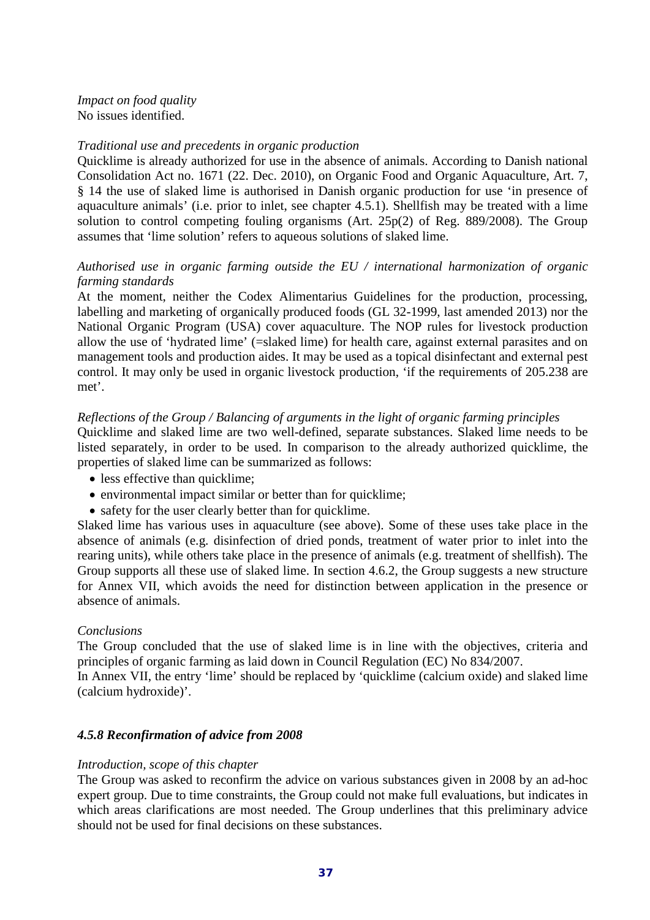*Impact on food quality*
No issues identified.

*Traditional use and precedents in organic production*
Quicklime is already authorized for use in the absence of animals. According to Danish national Consolidation Act no. 1671 (22. Dec. 2010), on Organic Food and Organic Aquaculture, Art. 7, § 14 the use of slaked lime is authorised in Danish organic production for use 'in presence of aquaculture animals' (i.e. prior to inlet, see chapter 4.5.1). Shellfish may be treated with a lime solution to control competing fouling organisms (Art. 25p(2) of Reg. 889/2008). The Group assumes that 'lime solution' refers to aqueous solutions of slaked lime.

*Authorised use in organic farming outside the EU / international harmonization of organic farming standards*
At the moment, neither the Codex Alimentarius Guidelines for the production, processing, labelling and marketing of organically produced foods (GL 32-1999, last amended 2013) nor the National Organic Program (USA) cover aquaculture. The NOP rules for livestock production allow the use of 'hydrated lime' (=slaked lime) for health care, against external parasites and on management tools and production aides. It may be used as a topical disinfectant and external pest control. It may only be used in organic livestock production, 'if the requirements of 205.238 are met'.

*Reflections of the Group / Balancing of arguments in the light of organic farming principles*
Quicklime and slaked lime are two well-defined, separate substances. Slaked lime needs to be listed separately, in order to be used. In comparison to the already authorized quicklime, the properties of slaked lime can be summarized as follows:

- less effective than quicklime;
- environmental impact similar or better than for quicklime;
- safety for the user clearly better than for quicklime.

Slaked lime has various uses in aquaculture (see above). Some of these uses take place in the absence of animals (e.g. disinfection of dried ponds, treatment of water prior to inlet into the rearing units), while others take place in the presence of animals (e.g. treatment of shellfish). The Group supports all these use of slaked lime. In section 4.6.2, the Group suggests a new structure for Annex VII, which avoids the need for distinction between application in the presence or absence of animals.

*Conclusions*
The Group concluded that the use of slaked lime is in line with the objectives, criteria and principles of organic farming as laid down in Council Regulation (EC) No 834/2007.
In Annex VII, the entry 'lime' should be replaced by 'quicklime (calcium oxide) and slaked lime (calcium hydroxide)'.

### *4.5.8 Reconfirmation of advice from 2008*

*Introduction, scope of this chapter*
The Group was asked to reconfirm the advice on various substances given in 2008 by an ad-hoc expert group. Due to time constraints, the Group could not make full evaluations, but indicates in which areas clarifications are most needed. The Group underlines that this preliminary advice should not be used for final decisions on these substances.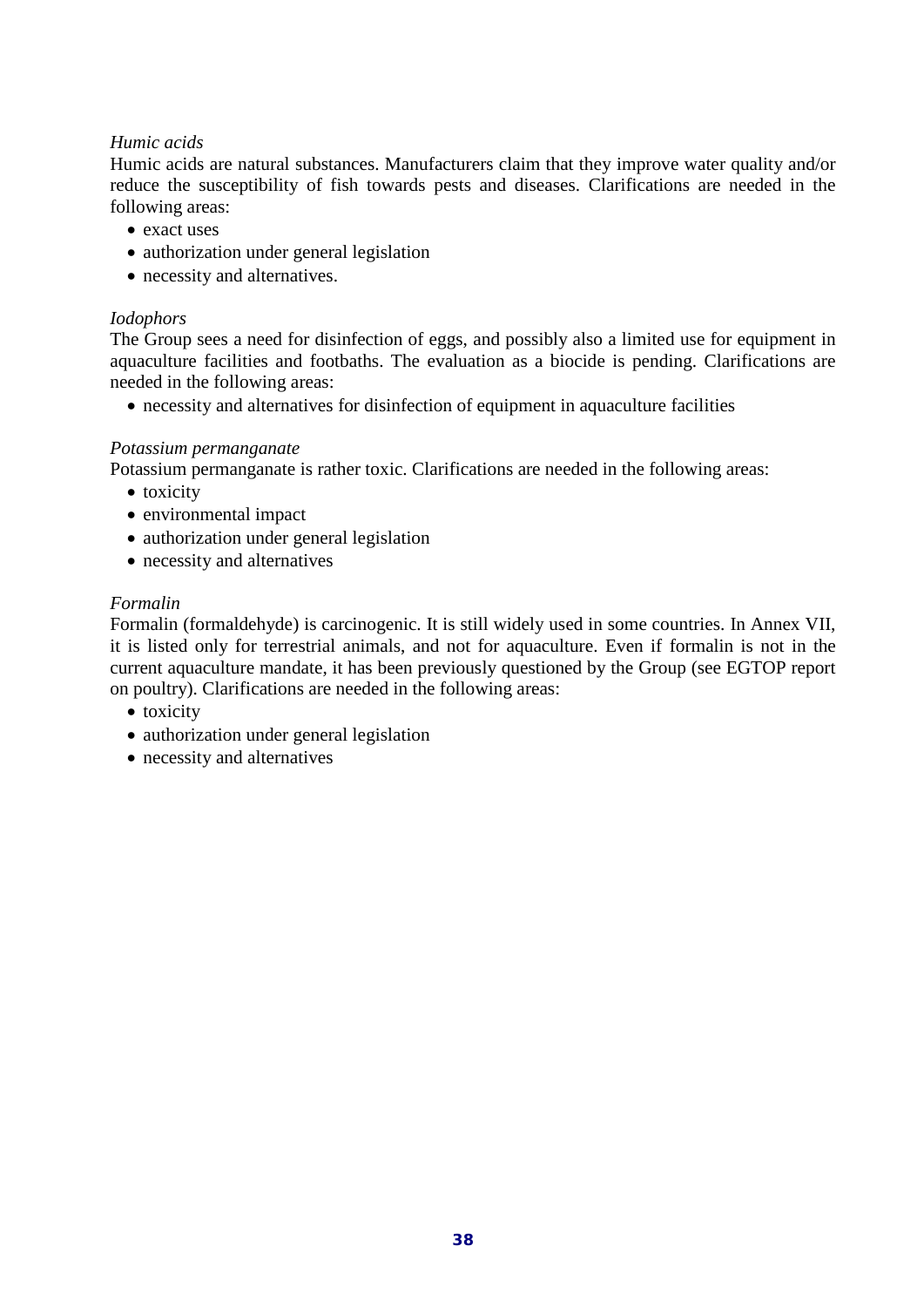*Humic acids*

Humic acids are natural substances. Manufacturers claim that they improve water quality and/or reduce the susceptibility of fish towards pests and diseases. Clarifications are needed in the following areas:

- exact uses
- authorization under general legislation
- necessity and alternatives.

*Iodophors*

The Group sees a need for disinfection of eggs, and possibly also a limited use for equipment in aquaculture facilities and footbaths. The evaluation as a biocide is pending. Clarifications are needed in the following areas:

- necessity and alternatives for disinfection of equipment in aquaculture facilities

*Potassium permanganate*

Potassium permanganate is rather toxic. Clarifications are needed in the following areas:

- toxicity
- environmental impact
- authorization under general legislation
- necessity and alternatives

*Formalin*

Formalin (formaldehyde) is carcinogenic. It is still widely used in some countries. In Annex VII, it is listed only for terrestrial animals, and not for aquaculture. Even if formalin is not in the current aquaculture mandate, it has been previously questioned by the Group (see EGTOP report on poultry). Clarifications are needed in the following areas:

- toxicity
- authorization under general legislation
- necessity and alternatives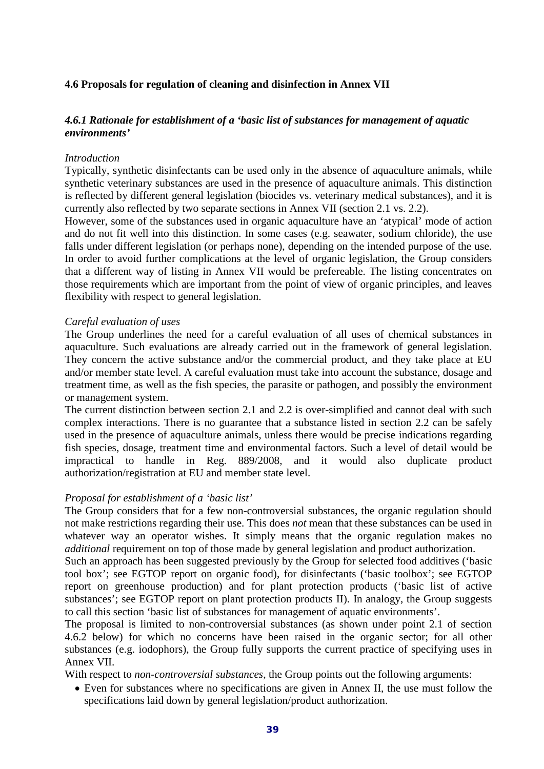### 4.6 Proposals for regulation of cleaning and disinfection in Annex VII

#### *4.6.1 Rationale for establishment of a 'basic list of substances for management of aquatic environments'*

*Introduction*

Typically, synthetic disinfectants can be used only in the absence of aquaculture animals, while synthetic veterinary substances are used in the presence of aquaculture animals. This distinction is reflected by different general legislation (biocides vs. veterinary medical substances), and it is currently also reflected by two separate sections in Annex VII (section 2.1 vs. 2.2).

However, some of the substances used in organic aquaculture have an 'atypical' mode of action and do not fit well into this distinction. In some cases (e.g. seawater, sodium chloride), the use falls under different legislation (or perhaps none), depending on the intended purpose of the use. In order to avoid further complications at the level of organic legislation, the Group considers that a different way of listing in Annex VII would be prefereable. The listing concentrates on those requirements which are important from the point of view of organic principles, and leaves flexibility with respect to general legislation.

*Careful evaluation of uses*

The Group underlines the need for a careful evaluation of all uses of chemical substances in aquaculture. Such evaluations are already carried out in the framework of general legislation. They concern the active substance and/or the commercial product, and they take place at EU and/or member state level. A careful evaluation must take into account the substance, dosage and treatment time, as well as the fish species, the parasite or pathogen, and possibly the environment or management system.

The current distinction between section 2.1 and 2.2 is over-simplified and cannot deal with such complex interactions. There is no guarantee that a substance listed in section 2.2 can be safely used in the presence of aquaculture animals, unless there would be precise indications regarding fish species, dosage, treatment time and environmental factors. Such a level of detail would be impractical to handle in Reg. 889/2008, and it would also duplicate product authorization/registration at EU and member state level.

*Proposal for establishment of a 'basic list'*

The Group considers that for a few non-controversial substances, the organic regulation should not make restrictions regarding their use. This does *not* mean that these substances can be used in whatever way an operator wishes. It simply means that the organic regulation makes no *additional* requirement on top of those made by general legislation and product authorization.

Such an approach has been suggested previously by the Group for selected food additives ('basic tool box'; see EGTOP report on organic food), for disinfectants ('basic toolbox'; see EGTOP report on greenhouse production) and for plant protection products ('basic list of active substances'; see EGTOP report on plant protection products II). In analogy, the Group suggests to call this section 'basic list of substances for management of aquatic environments'.

The proposal is limited to non-controversial substances (as shown under point 2.1 of section 4.6.2 below) for which no concerns have been raised in the organic sector; for all other substances (e.g. iodophors), the Group fully supports the current practice of specifying uses in Annex VII.

With respect to *non-controversial substances*, the Group points out the following arguments:

- Even for substances where no specifications are given in Annex II, the use must follow the specifications laid down by general legislation/product authorization.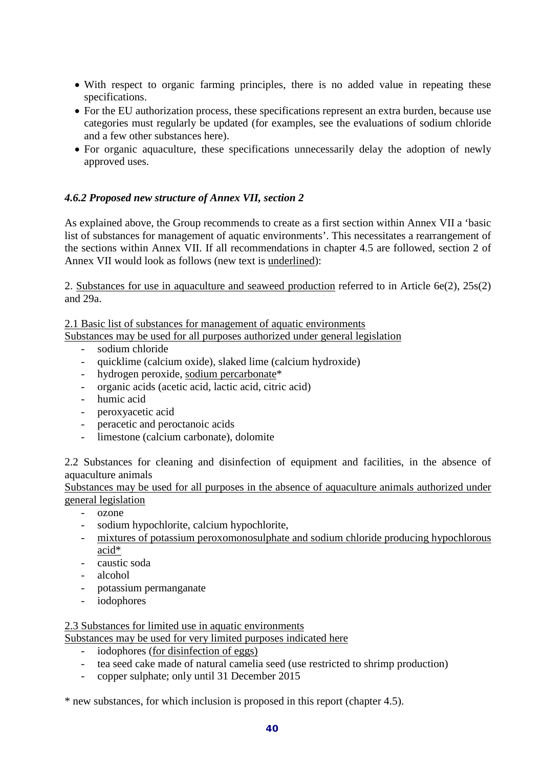- With respect to organic farming principles, there is no added value in repeating these specifications.
- For the EU authorization process, these specifications represent an extra burden, because use categories must regularly be updated (for examples, see the evaluations of sodium chloride and a few other substances here).
- For organic aquaculture, these specifications unnecessarily delay the adoption of newly approved uses.

#### *4.6.2 Proposed new structure of Annex VII, section 2*

As explained above, the Group recommends to create as a first section within Annex VII a 'basic list of substances for management of aquatic environments'. This necessitates a rearrangement of the sections within Annex VII. If all recommendations in chapter 4.5 are followed, section 2 of Annex VII would look as follows (new text is <u>underlined</u>):

2. <u>Substances for use in aquaculture and seaweed production</u> referred to in Article 6e(2), 25s(2) and 29a.

<u>2.1 Basic list of substances for management of aquatic environments</u>
<u>Substances may be used for all purposes authorized under general legislation</u>

- sodium chloride
- quicklime (calcium oxide), slaked lime (calcium hydroxide)
- hydrogen peroxide, <u>sodium percarbonate</u>*
- organic acids (acetic acid, lactic acid, citric acid)
- humic acid
- peroxyacetic acid
- peracetic and peroctanoic acids
- limestone (calcium carbonate), dolomite

2.2 Substances for cleaning and disinfection of equipment and facilities, in the absence of aquaculture animals
<u>Substances may be used for all purposes in the absence of aquaculture animals authorized under general legislation</u>

- ozone
- sodium hypochlorite, calcium hypochlorite,
- <u>mixtures of potassium peroxomonosulphate and sodium chloride producing hypochlorous acid*</u>
- caustic soda
- alcohol
- potassium permanganate
- iodophores

<u>2.3 Substances for limited use in aquatic environments</u>
<u>Substances may be used for very limited purposes indicated here</u>

- iodophores (<u>for disinfection of eggs)</u>
- tea seed cake made of natural camelia seed (use restricted to shrimp production)
- copper sulphate; only until 31 December 2015

\* new substances, for which inclusion is proposed in this report (chapter 4.5).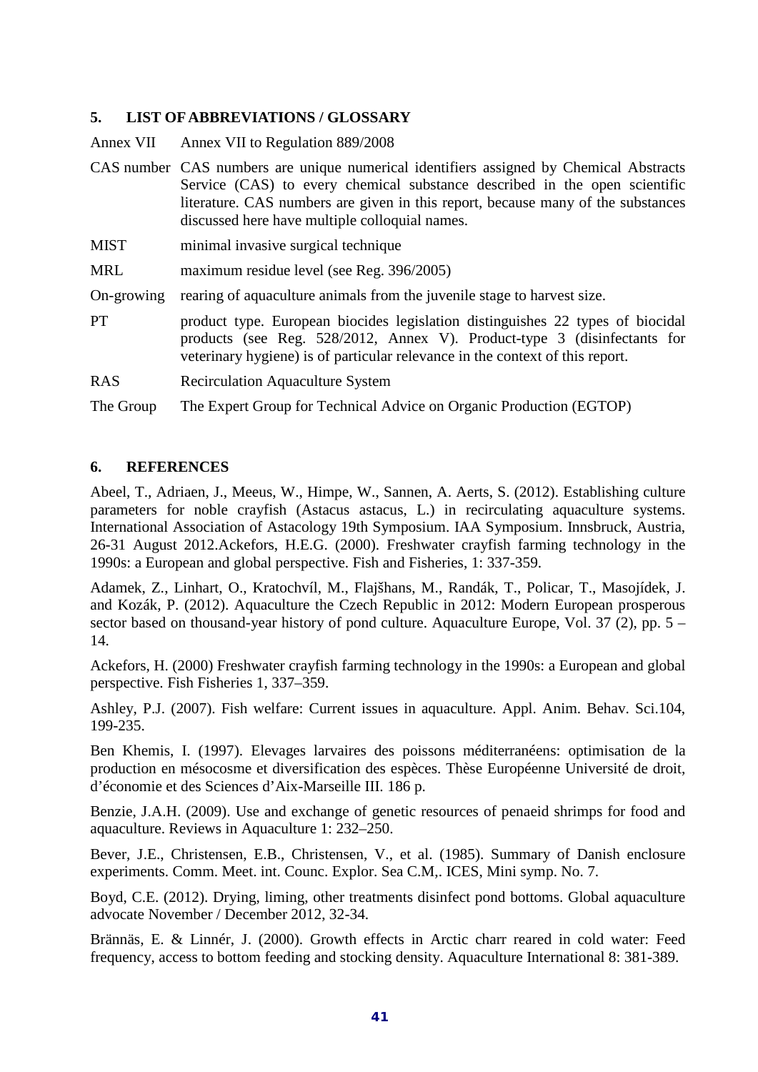## 5. LIST OF ABBREVIATIONS / GLOSSARY

| | |
|---|---|
| Annex VII | Annex VII to Regulation 889/2008 |
| CAS number | CAS numbers are unique numerical identifiers assigned by Chemical Abstracts Service (CAS) to every chemical substance described in the open scientific literature. CAS numbers are given in this report, because many of the substances discussed here have multiple colloquial names. |
| MIST | minimal invasive surgical technique |
| MRL | maximum residue level (see Reg. 396/2005) |
| On-growing | rearing of aquaculture animals from the juvenile stage to harvest size. |
| PT | product type. European biocides legislation distinguishes 22 types of biocidal products (see Reg. 528/2012, Annex V). Product-type 3 (disinfectants for veterinary hygiene) is of particular relevance in the context of this report. |
| RAS | Recirculation Aquaculture System |
| The Group | The Expert Group for Technical Advice on Organic Production (EGTOP) |

## 6. REFERENCES

Abeel, T., Adriaen, J., Meeus, W., Himpe, W., Sannen, A. Aerts, S. (2012). Establishing culture parameters for noble crayfish (Astacus astacus, L.) in recirculating aquaculture systems. International Association of Astacology 19th Symposium. IAA Symposium. Innsbruck, Austria, 26-31 August 2012.Ackefors, H.E.G. (2000). Freshwater crayfish farming technology in the 1990s: a European and global perspective. Fish and Fisheries, 1: 337-359.

Adamek, Z., Linhart, O., Kratochvíl, M., Flajšhans, M., Randák, T., Policar, T., Masojídek, J. and Kozák, P. (2012). Aquaculture the Czech Republic in 2012: Modern European prosperous sector based on thousand-year history of pond culture. Aquaculture Europe, Vol. 37 (2), pp. 5 – 14.

Ackefors, H. (2000) Freshwater crayfish farming technology in the 1990s: a European and global perspective. Fish Fisheries 1, 337–359.

Ashley, P.J. (2007). Fish welfare: Current issues in aquaculture. Appl. Anim. Behav. Sci.104, 199-235.

Ben Khemis, I. (1997). Elevages larvaires des poissons méditerranéens: optimisation de la production en mésocosme et diversification des espèces. Thèse Européenne Université de droit, d'économie et des Sciences d'Aix-Marseille III. 186 p.

Benzie, J.A.H. (2009). Use and exchange of genetic resources of penaeid shrimps for food and aquaculture. Reviews in Aquaculture 1: 232–250.

Bever, J.E., Christensen, E.B., Christensen, V., et al. (1985). Summary of Danish enclosure experiments. Comm. Meet. int. Counc. Explor. Sea C.M,. ICES, Mini symp. No. 7.

Boyd, C.E. (2012). Drying, liming, other treatments disinfect pond bottoms. Global aquaculture advocate November / December 2012, 32-34.

Brännäs, E. & Linnér, J. (2000). Growth effects in Arctic charr reared in cold water: Feed frequency, access to bottom feeding and stocking density. Aquaculture International 8: 381-389.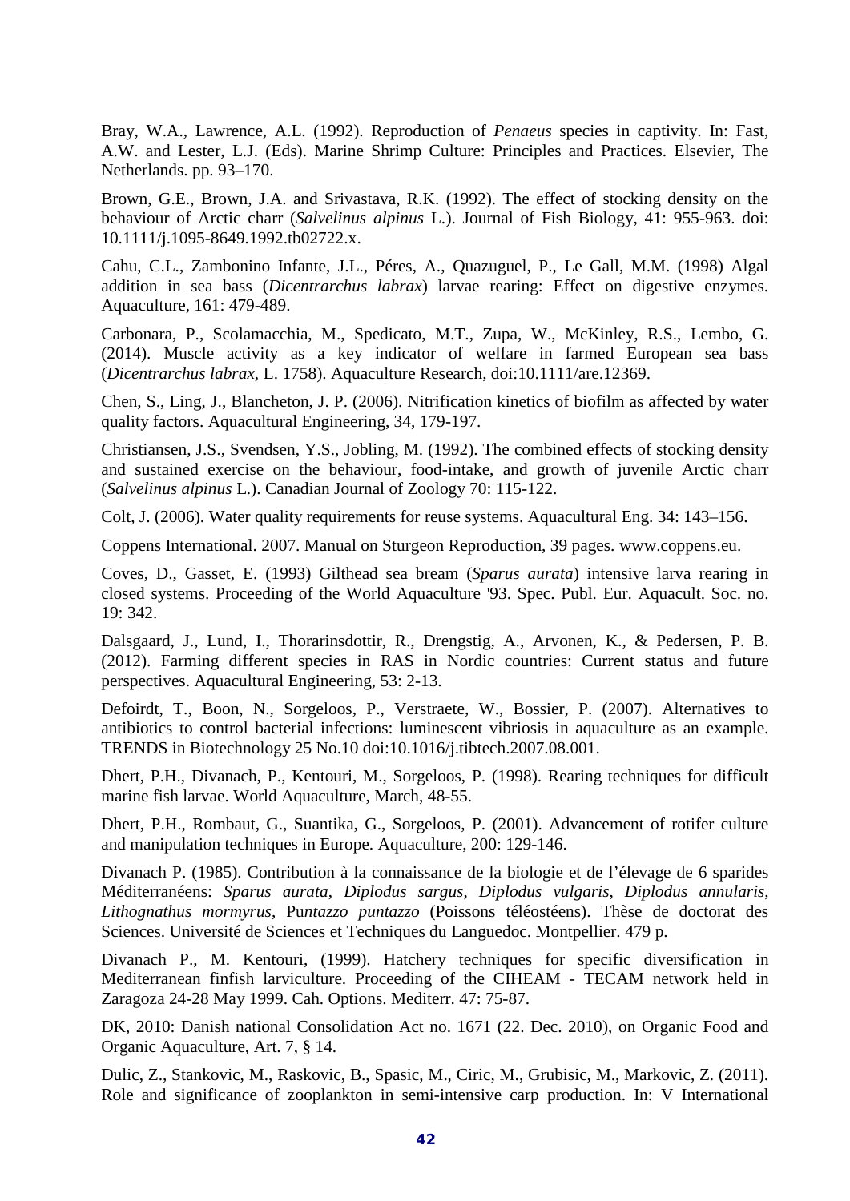Bray, W.A., Lawrence, A.L. (1992). Reproduction of *Penaeus* species in captivity. In: Fast, A.W. and Lester, L.J. (Eds). Marine Shrimp Culture: Principles and Practices. Elsevier, The Netherlands. pp. 93–170.

Brown, G.E., Brown, J.A. and Srivastava, R.K. (1992). The effect of stocking density on the behaviour of Arctic charr (*Salvelinus alpinus* L.). Journal of Fish Biology, 41: 955-963. doi: 10.1111/j.1095-8649.1992.tb02722.x.

Cahu, C.L., Zambonino Infante, J.L., Péres, A., Quazuguel, P., Le Gall, M.M. (1998) Algal addition in sea bass (*Dicentrarchus labrax*) larvae rearing: Effect on digestive enzymes. Aquaculture, 161: 479-489.

Carbonara, P., Scolamacchia, M., Spedicato, M.T., Zupa, W., McKinley, R.S., Lembo, G. (2014). Muscle activity as a key indicator of welfare in farmed European sea bass (*Dicentrarchus labrax*, L. 1758). Aquaculture Research, doi:10.1111/are.12369.

Chen, S., Ling, J., Blancheton, J. P. (2006). Nitrification kinetics of biofilm as affected by water quality factors. Aquacultural Engineering, 34, 179-197.

Christiansen, J.S., Svendsen, Y.S., Jobling, M. (1992). The combined effects of stocking density and sustained exercise on the behaviour, food-intake, and growth of juvenile Arctic charr (*Salvelinus alpinus* L.). Canadian Journal of Zoology 70: 115-122.

Colt, J. (2006). Water quality requirements for reuse systems. Aquacultural Eng. 34: 143–156.

Coppens International. 2007. Manual on Sturgeon Reproduction, 39 pages. www.coppens.eu.

Coves, D., Gasset, E. (1993) Gilthead sea bream (*Sparus aurata*) intensive larva rearing in closed systems. Proceeding of the World Aquaculture '93. Spec. Publ. Eur. Aquacult. Soc. no. 19: 342.

Dalsgaard, J., Lund, I., Thorarinsdottir, R., Drengstig, A., Arvonen, K., & Pedersen, P. B. (2012). Farming different species in RAS in Nordic countries: Current status and future perspectives. Aquacultural Engineering, 53: 2-13.

Defoirdt, T., Boon, N., Sorgeloos, P., Verstraete, W., Bossier, P. (2007). Alternatives to antibiotics to control bacterial infections: luminescent vibriosis in aquaculture as an example. TRENDS in Biotechnology 25 No.10 doi:10.1016/j.tibtech.2007.08.001.

Dhert, P.H., Divanach, P., Kentouri, M., Sorgeloos, P. (1998). Rearing techniques for difficult marine fish larvae. World Aquaculture, March, 48-55.

Dhert, P.H., Rombaut, G., Suantika, G., Sorgeloos, P. (2001). Advancement of rotifer culture and manipulation techniques in Europe. Aquaculture, 200: 129-146.

Divanach P. (1985). Contribution à la connaissance de la biologie et de l'élevage de 6 sparides Méditerranéens: *Sparus aurata*, *Diplodus sargus*, *Diplodus vulgaris*, *Diplodus annularis*, *Lithognathus mormyrus*, Pu*ntazzo puntazzo* (Poissons téléostéens). Thèse de doctorat des Sciences. Université de Sciences et Techniques du Languedoc. Montpellier. 479 p.

Divanach P., M. Kentouri, (1999). Hatchery techniques for specific diversification in Mediterranean finfish larviculture. Proceeding of the CIHEAM - TECAM network held in Zaragoza 24-28 May 1999. Cah. Options. Mediterr. 47: 75-87.

DK, 2010: Danish national Consolidation Act no. 1671 (22. Dec. 2010), on Organic Food and Organic Aquaculture, Art. 7, § 14.

Dulic, Z., Stankovic, M., Raskovic, B., Spasic, M., Ciric, M., Grubisic, M., Markovic, Z. (2011). Role and significance of zooplankton in semi-intensive carp production. In: V International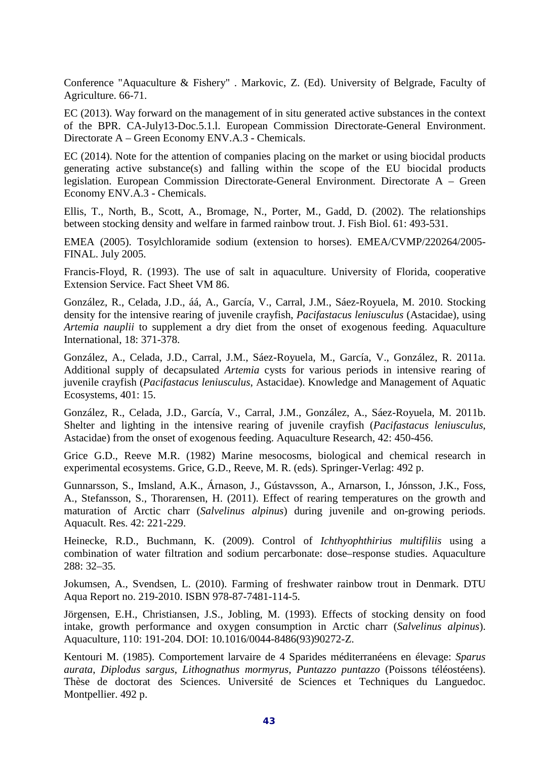Conference "Aquaculture & Fishery" . Markovic, Z. (Ed). University of Belgrade, Faculty of Agriculture. 66-71.

EC (2013). Way forward on the management of in situ generated active substances in the context of the BPR. CA-July13-Doc.5.1.l. European Commission Directorate-General Environment. Directorate A – Green Economy ENV.A.3 - Chemicals.

EC (2014). Note for the attention of companies placing on the market or using biocidal products generating active substance(s) and falling within the scope of the EU biocidal products legislation. European Commission Directorate-General Environment. Directorate A – Green Economy ENV.A.3 - Chemicals.

Ellis, T., North, B., Scott, A., Bromage, N., Porter, M., Gadd, D. (2002). The relationships between stocking density and welfare in farmed rainbow trout. J. Fish Biol. 61: 493-531.

EMEA (2005). Tosylchloramide sodium (extension to horses). EMEA/CVMP/220264/2005-FINAL. July 2005.

Francis-Floyd, R. (1993). The use of salt in aquaculture. University of Florida, cooperative Extension Service. Fact Sheet VM 86.

González, R., Celada, J.D., áá, A., García, V., Carral, J.M., Sáez-Royuela, M. 2010. Stocking density for the intensive rearing of juvenile crayfish, *Pacifastacus leniusculus* (Astacidae), using *Artemia nauplii* to supplement a dry diet from the onset of exogenous feeding. Aquaculture International, 18: 371-378.

González, A., Celada, J.D., Carral, J.M., Sáez-Royuela, M., García, V., González, R. 2011a. Additional supply of decapsulated *Artemia* cysts for various periods in intensive rearing of juvenile crayfish (*Pacifastacus leniusculus*, Astacidae). Knowledge and Management of Aquatic Ecosystems, 401: 15.

González, R., Celada, J.D., García, V., Carral, J.M., González, A., Sáez-Royuela, M. 2011b. Shelter and lighting in the intensive rearing of juvenile crayfish (*Pacifastacus leniusculus*, Astacidae) from the onset of exogenous feeding. Aquaculture Research, 42: 450-456.

Grice G.D., Reeve M.R. (1982) Marine mesocosms, biological and chemical research in experimental ecosystems. Grice, G.D., Reeve, M. R. (eds). Springer-Verlag: 492 p.

Gunnarsson, S., Imsland, A.K., Árnason, J., Gústavsson, A., Arnarson, I., Jónsson, J.K., Foss, A., Stefansson, S., Thorarensen, H. (2011). Effect of rearing temperatures on the growth and maturation of Arctic charr (*Salvelinus alpinus*) during juvenile and on-growing periods. Aquacult. Res. 42: 221-229.

Heinecke, R.D., Buchmann, K. (2009). Control of *Ichthyophthirius multifiliis* using a combination of water filtration and sodium percarbonate: dose–response studies. Aquaculture 288: 32–35.

Jokumsen, A., Svendsen, L. (2010). Farming of freshwater rainbow trout in Denmark. DTU Aqua Report no. 219-2010. ISBN 978-87-7481-114-5.

Jörgensen, E.H., Christiansen, J.S., Jobling, M. (1993). Effects of stocking density on food intake, growth performance and oxygen consumption in Arctic charr (*Salvelinus alpinus*). Aquaculture, 110: 191-204. DOI: 10.1016/0044-8486(93)90272-Z.

Kentouri M. (1985). Comportement larvaire de 4 Sparides méditerranéens en élevage: *Sparus aurata*, *Diplodus sargus*, *Lithognathus mormyrus*, *Puntazzo puntazzo* (Poissons téléostéens). Thèse de doctorat des Sciences. Université de Sciences et Techniques du Languedoc. Montpellier. 492 p.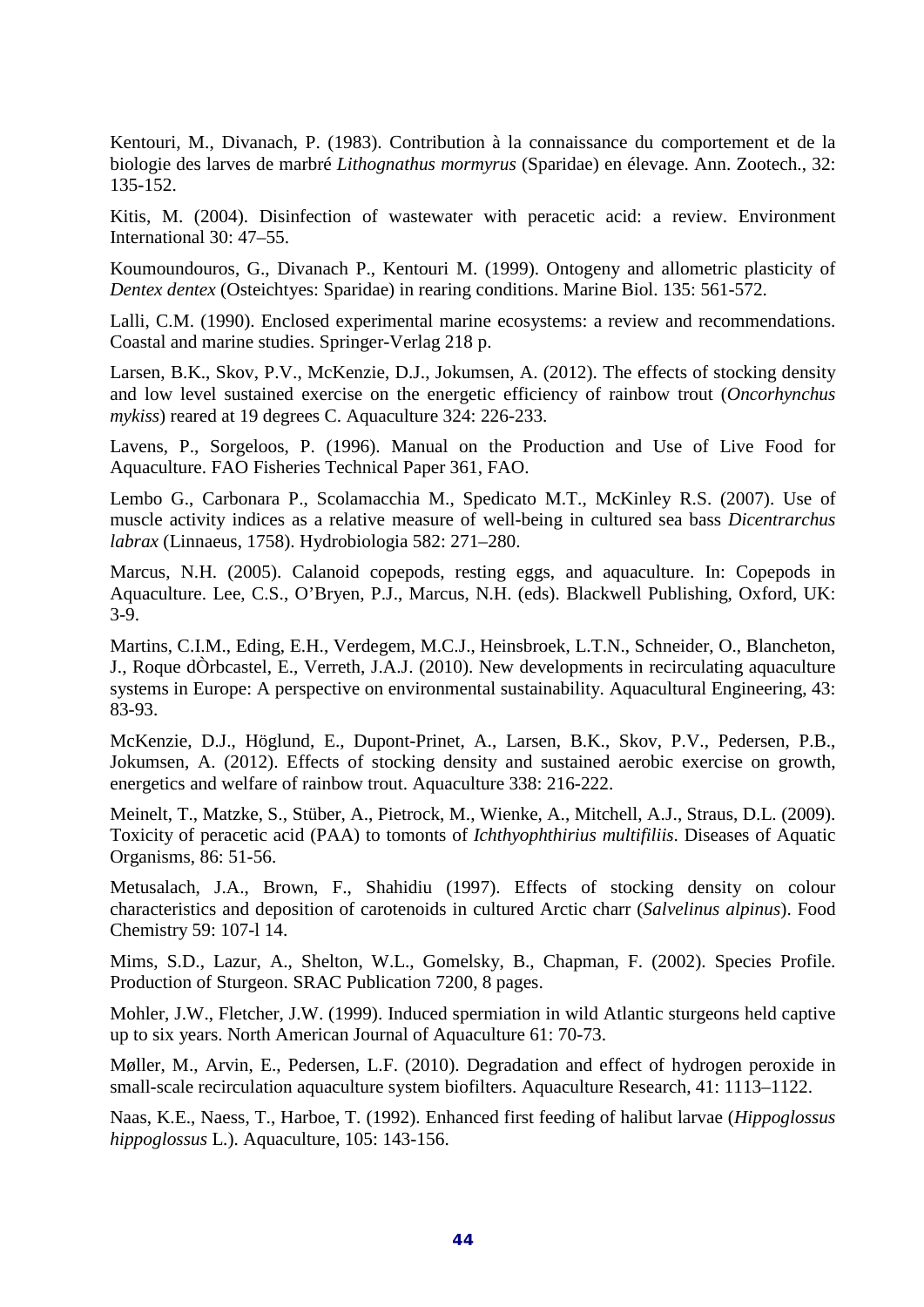Kentouri, M., Divanach, P. (1983). Contribution à la connaissance du comportement et de la biologie des larves de marbré *Lithognathus mormyrus* (Sparidae) en élevage. Ann. Zootech., 32: 135-152.

Kitis, M. (2004). Disinfection of wastewater with peracetic acid: a review. Environment International 30: 47–55.

Koumoundouros, G., Divanach P., Kentouri M. (1999). Ontogeny and allometric plasticity of *Dentex dentex* (Osteichtyes: Sparidae) in rearing conditions. Marine Biol. 135: 561-572.

Lalli, C.M. (1990). Enclosed experimental marine ecosystems: a review and recommendations. Coastal and marine studies. Springer-Verlag 218 p.

Larsen, B.K., Skov, P.V., McKenzie, D.J., Jokumsen, A. (2012). The effects of stocking density and low level sustained exercise on the energetic efficiency of rainbow trout (*Oncorhynchus mykiss*) reared at 19 degrees C. Aquaculture 324: 226-233.

Lavens, P., Sorgeloos, P. (1996). Manual on the Production and Use of Live Food for Aquaculture. FAO Fisheries Technical Paper 361, FAO.

Lembo G., Carbonara P., Scolamacchia M., Spedicato M.T., McKinley R.S. (2007). Use of muscle activity indices as a relative measure of well-being in cultured sea bass *Dicentrarchus labrax* (Linnaeus, 1758). Hydrobiologia 582: 271–280.

Marcus, N.H. (2005). Calanoid copepods, resting eggs, and aquaculture. In: Copepods in Aquaculture. Lee, C.S., O'Bryen, P.J., Marcus, N.H. (eds). Blackwell Publishing, Oxford, UK: 3-9.

Martins, C.I.M., Eding, E.H., Verdegem, M.C.J., Heinsbroek, L.T.N., Schneider, O., Blancheton, J., Roque dÒrbcastel, E., Verreth, J.A.J. (2010). New developments in recirculating aquaculture systems in Europe: A perspective on environmental sustainability. Aquacultural Engineering, 43: 83-93.

McKenzie, D.J., Höglund, E., Dupont-Prinet, A., Larsen, B.K., Skov, P.V., Pedersen, P.B., Jokumsen, A. (2012). Effects of stocking density and sustained aerobic exercise on growth, energetics and welfare of rainbow trout. Aquaculture 338: 216-222.

Meinelt, T., Matzke, S., Stüber, A., Pietrock, M., Wienke, A., Mitchell, A.J., Straus, D.L. (2009). Toxicity of peracetic acid (PAA) to tomonts of *Ichthyophthirius multifiliis*. Diseases of Aquatic Organisms, 86: 51-56.

Metusalach, J.A., Brown, F., Shahidiu (1997). Effects of stocking density on colour characteristics and deposition of carotenoids in cultured Arctic charr (*Salvelinus alpinus*). Food Chemistry 59: 107-l 14.

Mims, S.D., Lazur, A., Shelton, W.L., Gomelsky, B., Chapman, F. (2002). Species Profile. Production of Sturgeon. SRAC Publication 7200, 8 pages.

Mohler, J.W., Fletcher, J.W. (1999). Induced spermiation in wild Atlantic sturgeons held captive up to six years. North American Journal of Aquaculture 61: 70-73.

Møller, M., Arvin, E., Pedersen, L.F. (2010). Degradation and effect of hydrogen peroxide in small-scale recirculation aquaculture system biofilters. Aquaculture Research, 41: 1113–1122.

Naas, K.E., Naess, T., Harboe, T. (1992). Enhanced first feeding of halibut larvae (*Hippoglossus hippoglossus* L.). Aquaculture, 105: 143-156.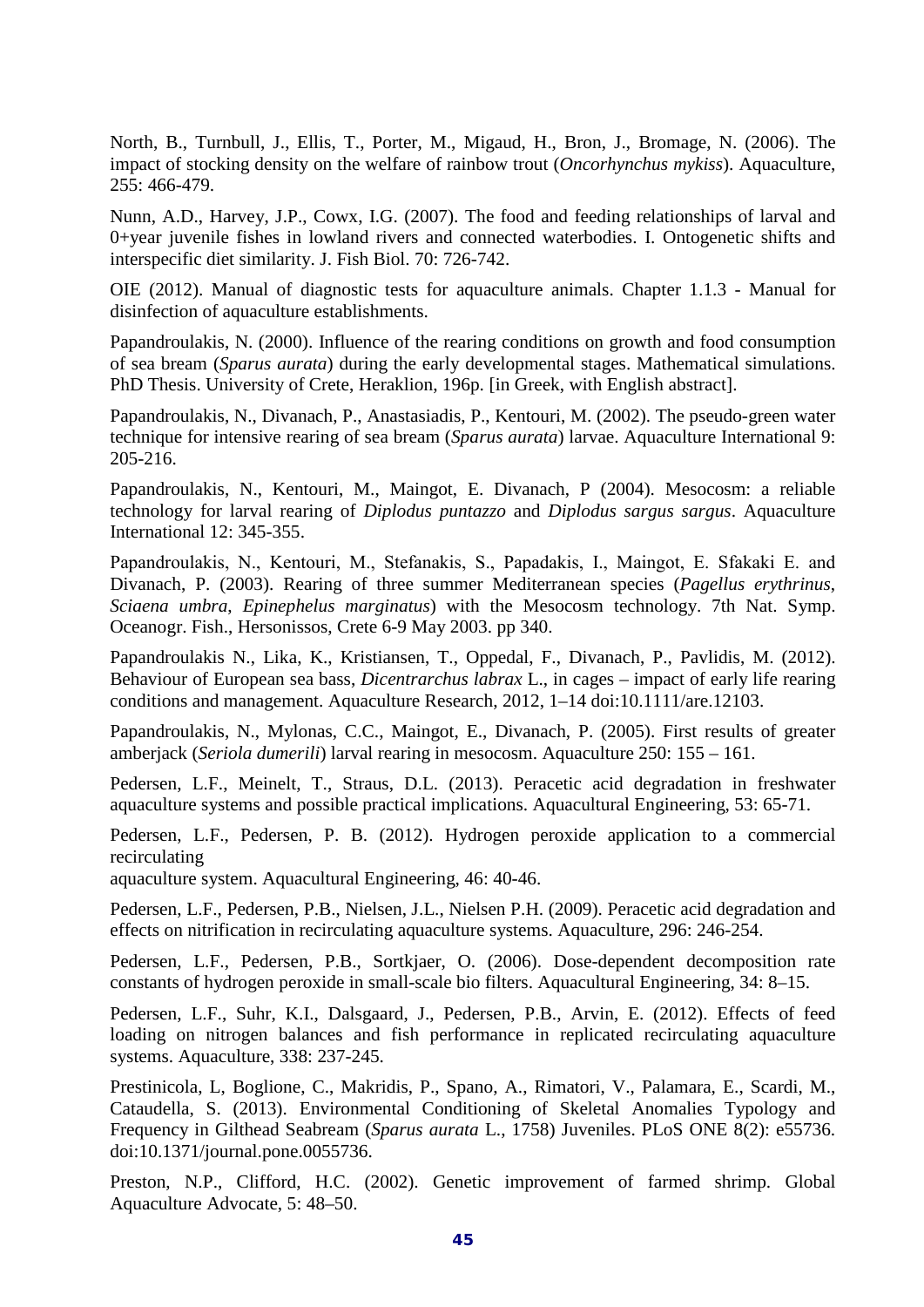North, B., Turnbull, J., Ellis, T., Porter, M., Migaud, H., Bron, J., Bromage, N. (2006). The impact of stocking density on the welfare of rainbow trout (*Oncorhynchus mykiss*). Aquaculture, 255: 466-479.

Nunn, A.D., Harvey, J.P., Cowx, I.G. (2007). The food and feeding relationships of larval and 0+year juvenile fishes in lowland rivers and connected waterbodies. I. Ontogenetic shifts and interspecific diet similarity. J. Fish Biol. 70: 726-742.

OIE (2012). Manual of diagnostic tests for aquaculture animals. Chapter 1.1.3 - Manual for disinfection of aquaculture establishments.

Papandroulakis, N. (2000). Influence of the rearing conditions on growth and food consumption of sea bream (*Sparus aurata*) during the early developmental stages. Mathematical simulations. PhD Thesis. University of Crete, Heraklion, 196p. [in Greek, with English abstract].

Papandroulakis, N., Divanach, P., Anastasiadis, P., Kentouri, M. (2002). The pseudo-green water technique for intensive rearing of sea bream (*Sparus aurata*) larvae. Aquaculture International 9: 205-216.

Papandroulakis, N., Kentouri, M., Maingot, E. Divanach, P (2004). Mesocosm: a reliable technology for larval rearing of *Diplodus puntazzo* and *Diplodus sargus sargus*. Aquaculture International 12: 345-355.

Papandroulakis, N., Kentouri, M., Stefanakis, S., Papadakis, I., Maingot, E. Sfakaki E. and Divanach, P. (2003). Rearing of three summer Mediterranean species (*Pagellus erythrinus*, *Sciaena umbra*, *Epinephelus marginatus*) with the Mesocosm technology. 7th Nat. Symp. Oceanogr. Fish., Hersonissos, Crete 6-9 May 2003. pp 340.

Papandroulakis N., Lika, K., Kristiansen, T., Oppedal, F., Divanach, P., Pavlidis, M. (2012). Behaviour of European sea bass, *Dicentrarchus labrax* L., in cages – impact of early life rearing conditions and management. Aquaculture Research, 2012, 1–14 doi:10.1111/are.12103.

Papandroulakis, N., Mylonas, C.C., Maingot, E., Divanach, P. (2005). First results of greater amberjack (*Seriola dumerili*) larval rearing in mesocosm. Aquaculture 250: 155 – 161.

Pedersen, L.F., Meinelt, T., Straus, D.L. (2013). Peracetic acid degradation in freshwater aquaculture systems and possible practical implications. Aquacultural Engineering, 53: 65-71.

Pedersen, L.F., Pedersen, P. B. (2012). Hydrogen peroxide application to a commercial recirculating
aquaculture system. Aquacultural Engineering, 46: 40-46.

Pedersen, L.F., Pedersen, P.B., Nielsen, J.L., Nielsen P.H. (2009). Peracetic acid degradation and effects on nitrification in recirculating aquaculture systems. Aquaculture, 296: 246-254.

Pedersen, L.F., Pedersen, P.B., Sortkjaer, O. (2006). Dose-dependent decomposition rate constants of hydrogen peroxide in small-scale bio filters. Aquacultural Engineering, 34: 8–15.

Pedersen, L.F., Suhr, K.I., Dalsgaard, J., Pedersen, P.B., Arvin, E. (2012). Effects of feed loading on nitrogen balances and fish performance in replicated recirculating aquaculture systems. Aquaculture, 338: 237-245.

Prestinicola, L, Boglione, C., Makridis, P., Spano, A., Rimatori, V., Palamara, E., Scardi, M., Cataudella, S. (2013). Environmental Conditioning of Skeletal Anomalies Typology and Frequency in Gilthead Seabream (*Sparus aurata* L., 1758) Juveniles. PLoS ONE 8(2): e55736. doi:10.1371/journal.pone.0055736.

Preston, N.P., Clifford, H.C. (2002). Genetic improvement of farmed shrimp. Global Aquaculture Advocate, 5: 48–50.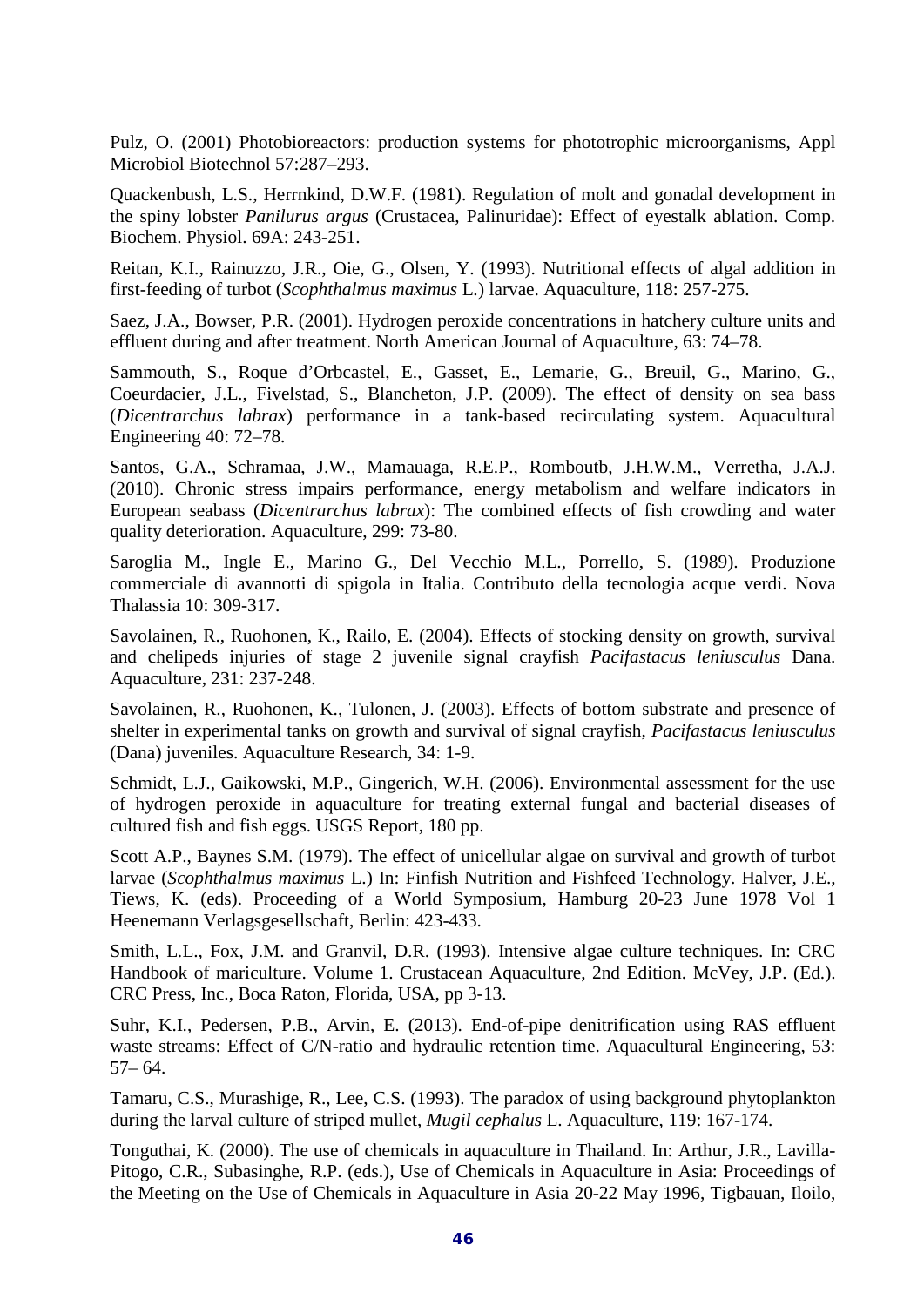Pulz, O. (2001) Photobioreactors: production systems for phototrophic microorganisms, Appl Microbiol Biotechnol 57:287–293.

Quackenbush, L.S., Herrnkind, D.W.F. (1981). Regulation of molt and gonadal development in the spiny lobster *Panilurus argus* (Crustacea, Palinuridae): Effect of eyestalk ablation. Comp. Biochem. Physiol. 69A: 243-251.

Reitan, K.I., Rainuzzo, J.R., Oie, G., Olsen, Y. (1993). Nutritional effects of algal addition in first-feeding of turbot (*Scophthalmus maximus* L.) larvae. Aquaculture, 118: 257-275.

Saez, J.A., Bowser, P.R. (2001). Hydrogen peroxide concentrations in hatchery culture units and effluent during and after treatment. North American Journal of Aquaculture, 63: 74–78.

Sammouth, S., Roque d'Orbcastel, E., Gasset, E., Lemarie, G., Breuil, G., Marino, G., Coeurdacier, J.L., Fivelstad, S., Blancheton, J.P. (2009). The effect of density on sea bass (*Dicentrarchus labrax*) performance in a tank-based recirculating system. Aquacultural Engineering 40: 72–78.

Santos, G.A., Schramaa, J.W., Mamauaga, R.E.P., Romboutb, J.H.W.M., Verretha, J.A.J. (2010). Chronic stress impairs performance, energy metabolism and welfare indicators in European seabass (*Dicentrarchus labrax*): The combined effects of fish crowding and water quality deterioration. Aquaculture, 299: 73-80.

Saroglia M., Ingle E., Marino G., Del Vecchio M.L., Porrello, S. (1989). Produzione commerciale di avannotti di spigola in Italia. Contributo della tecnologia acque verdi. Nova Thalassia 10: 309-317.

Savolainen, R., Ruohonen, K., Railo, E. (2004). Effects of stocking density on growth, survival and chelipeds injuries of stage 2 juvenile signal crayfish *Pacifastacus leniusculus* Dana. Aquaculture, 231: 237-248.

Savolainen, R., Ruohonen, K., Tulonen, J. (2003). Effects of bottom substrate and presence of shelter in experimental tanks on growth and survival of signal crayfish, *Pacifastacus leniusculus* (Dana) juveniles. Aquaculture Research, 34: 1-9.

Schmidt, L.J., Gaikowski, M.P., Gingerich, W.H. (2006). Environmental assessment for the use of hydrogen peroxide in aquaculture for treating external fungal and bacterial diseases of cultured fish and fish eggs. USGS Report, 180 pp.

Scott A.P., Baynes S.M. (1979). The effect of unicellular algae on survival and growth of turbot larvae (*Scophthalmus maximus* L.) In: Finfish Nutrition and Fishfeed Technology. Halver, J.E., Tiews, K. (eds). Proceeding of a World Symposium, Hamburg 20-23 June 1978 Vol 1 Heenemann Verlagsgesellschaft, Berlin: 423-433.

Smith, L.L., Fox, J.M. and Granvil, D.R. (1993). Intensive algae culture techniques. In: CRC Handbook of mariculture. Volume 1. Crustacean Aquaculture, 2nd Edition. McVey, J.P. (Ed.). CRC Press, Inc., Boca Raton, Florida, USA, pp 3-13.

Suhr, K.I., Pedersen, P.B., Arvin, E. (2013). End-of-pipe denitrification using RAS effluent waste streams: Effect of C/N-ratio and hydraulic retention time. Aquacultural Engineering, 53: 57– 64.

Tamaru, C.S., Murashige, R., Lee, C.S. (1993). The paradox of using background phytoplankton during the larval culture of striped mullet, *Mugil cephalus* L. Aquaculture, 119: 167-174.

Tonguthai, K. (2000). The use of chemicals in aquaculture in Thailand. In: Arthur, J.R., Lavilla-Pitogo, C.R., Subasinghe, R.P. (eds.), Use of Chemicals in Aquaculture in Asia: Proceedings of the Meeting on the Use of Chemicals in Aquaculture in Asia 20-22 May 1996, Tigbauan, Iloilo,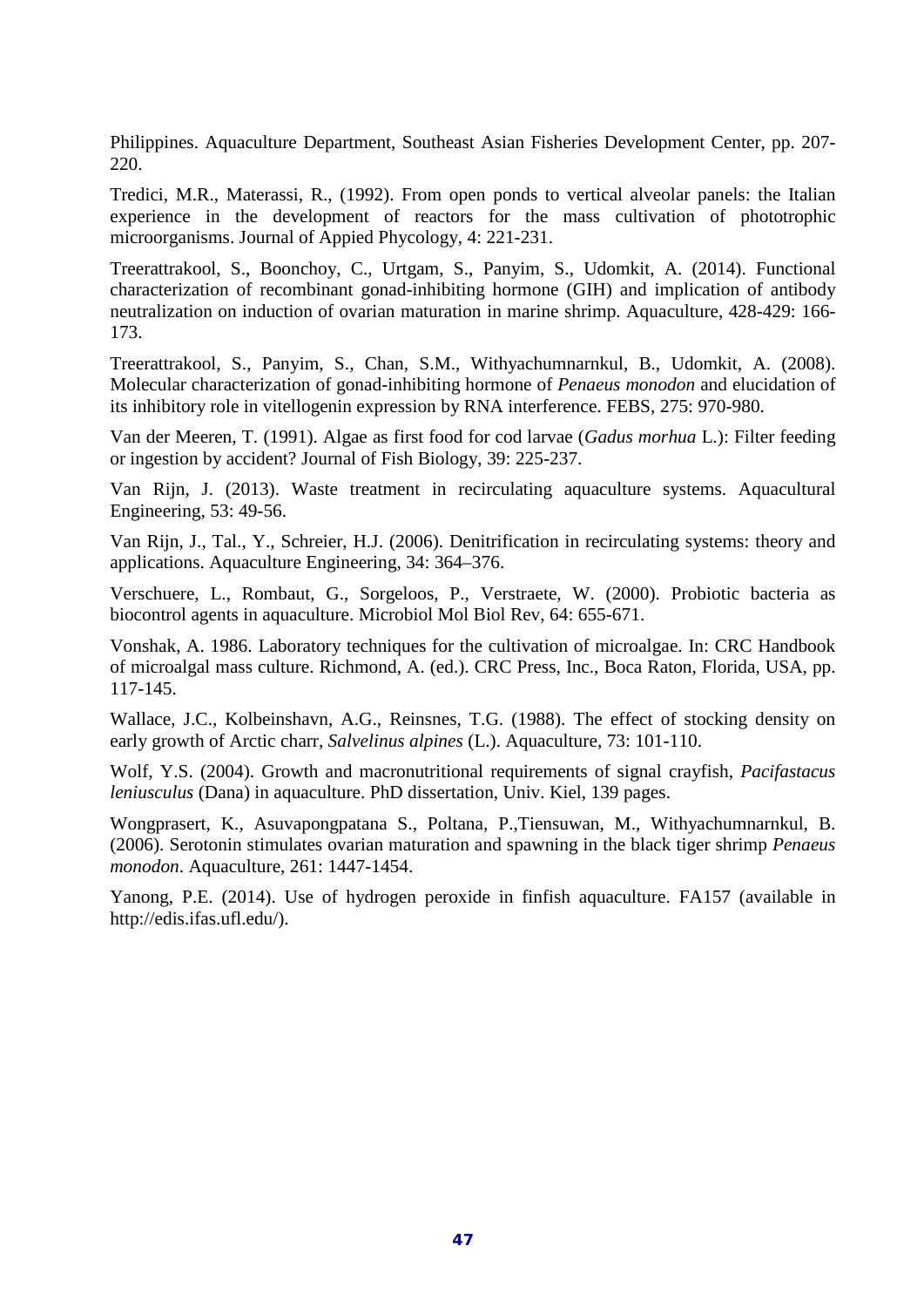Philippines. Aquaculture Department, Southeast Asian Fisheries Development Center, pp. 207-220.

Tredici, M.R., Materassi, R., (1992). From open ponds to vertical alveolar panels: the Italian experience in the development of reactors for the mass cultivation of phototrophic microorganisms. Journal of Appied Phycology, 4: 221-231.

Treerattrakool, S., Boonchoy, C., Urtgam, S., Panyim, S., Udomkit, A. (2014). Functional characterization of recombinant gonad-inhibiting hormone (GIH) and implication of antibody neutralization on induction of ovarian maturation in marine shrimp. Aquaculture, 428-429: 166-173.

Treerattrakool, S., Panyim, S., Chan, S.M., Withyachumnarnkul, B., Udomkit, A. (2008). Molecular characterization of gonad-inhibiting hormone of *Penaeus monodon* and elucidation of its inhibitory role in vitellogenin expression by RNA interference. FEBS, 275: 970-980.

Van der Meeren, T. (1991). Algae as first food for cod larvae (*Gadus morhua* L.): Filter feeding or ingestion by accident? Journal of Fish Biology, 39: 225-237.

Van Rijn, J. (2013). Waste treatment in recirculating aquaculture systems. Aquacultural Engineering, 53: 49-56.

Van Rijn, J., Tal., Y., Schreier, H.J. (2006). Denitrification in recirculating systems: theory and applications. Aquaculture Engineering, 34: 364–376.

Verschuere, L., Rombaut, G., Sorgeloos, P., Verstraete, W. (2000). Probiotic bacteria as biocontrol agents in aquaculture. Microbiol Mol Biol Rev, 64: 655-671.

Vonshak, A. 1986. Laboratory techniques for the cultivation of microalgae. In: CRC Handbook of microalgal mass culture. Richmond, A. (ed.). CRC Press, Inc., Boca Raton, Florida, USA, pp. 117-145.

Wallace, J.C., Kolbeinshavn, A.G., Reinsnes, T.G. (1988). The effect of stocking density on early growth of Arctic charr, *Salvelinus alpines* (L.). Aquaculture, 73: 101-110.

Wolf, Y.S. (2004). Growth and macronutritional requirements of signal crayfish, *Pacifastacus leniusculus* (Dana) in aquaculture. PhD dissertation, Univ. Kiel, 139 pages.

Wongprasert, K., Asuvapongpatana S., Poltana, P.,Tiensuwan, M., Withyachumnarnkul, B. (2006). Serotonin stimulates ovarian maturation and spawning in the black tiger shrimp *Penaeus monodon*. Aquaculture, 261: 1447-1454.

Yanong, P.E. (2014). Use of hydrogen peroxide in finfish aquaculture. FA157 (available in http://edis.ifas.ufl.edu/).